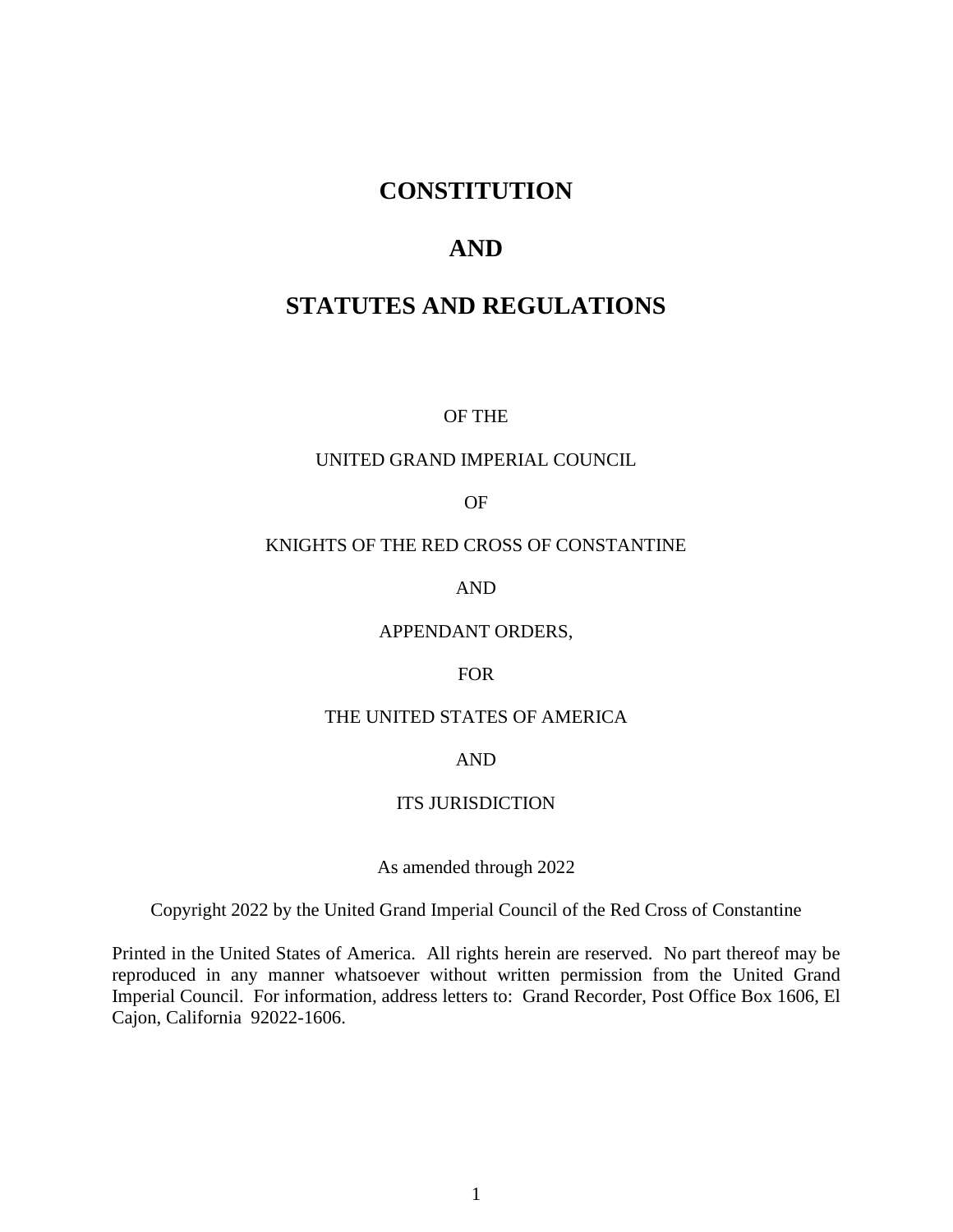# CONSTITUTION

# AND

# STATUTES AND REGULATIONS

OF THE

UNITED GRAND IMPERIAL COUNCIL

OF

KNIGHTS OF THE RED CROSS OF CONSTANTINE

AND

APPENDANT ORDERS,

FOR

THE UNITED STATES OF AMERICA

AND

ITS JURISDICTION

As amended through 2022

Copyright 2022 by the United Grand Imperial Council of the Red Cross of Constantine

Printed in the United States of America. All rights herein are reserved. No part thereof may be reproduced in any manner whatsoever without written permission from the United Grand Imperial Council. For information, address letters to: Grand Recorder, Post Office Box 1606, El Cajon, California 92022-1606.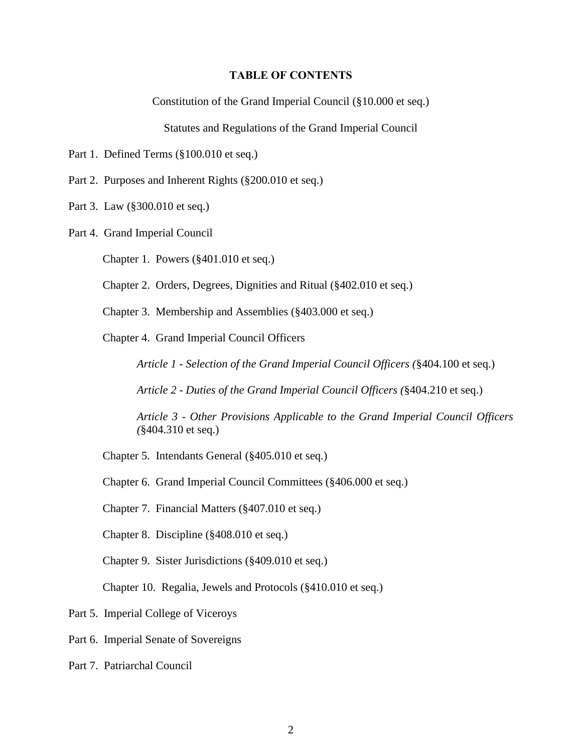# TABLE OF CONTENTS

Constitution of the Grand Imperial Council (§10.000 et seq.)

Statutes and Regulations of the Grand Imperial Council

Part 1. Defined Terms (§100.010 et seq.)

Part 2. Purposes and Inherent Rights (§200.010 et seq.)

Part 3. Law (§300.010 et seq.)

Part 4. Grand Imperial Council

Chapter 1. Powers (§401.010 et seq.)

Chapter 2. Orders, Degrees, Dignities and Ritual (§402.010 et seq.)

Chapter 3. Membership and Assemblies (§403.000 et seq.)

Chapter 4. Grand Imperial Council Officers

*Article 1 - Selection of the Grand Imperial Council Officers (*§404.100 et seq.)

*Article 2 - Duties of the Grand Imperial Council Officers (*§404.210 et seq.)

*Article 3 - Other Provisions Applicable to the Grand Imperial Council Officers (*§404.310 et seq.)

Chapter 5. Intendants General (§405.010 et seq.)

Chapter 6. Grand Imperial Council Committees (§406.000 et seq.)

Chapter 7. Financial Matters (§407.010 et seq.)

Chapter 8. Discipline (§408.010 et seq.)

Chapter 9. Sister Jurisdictions (§409.010 et seq.)

Chapter 10. Regalia, Jewels and Protocols (§410.010 et seq.)

Part 5. Imperial College of Viceroys

Part 6. Imperial Senate of Sovereigns

Part 7. Patriarchal Council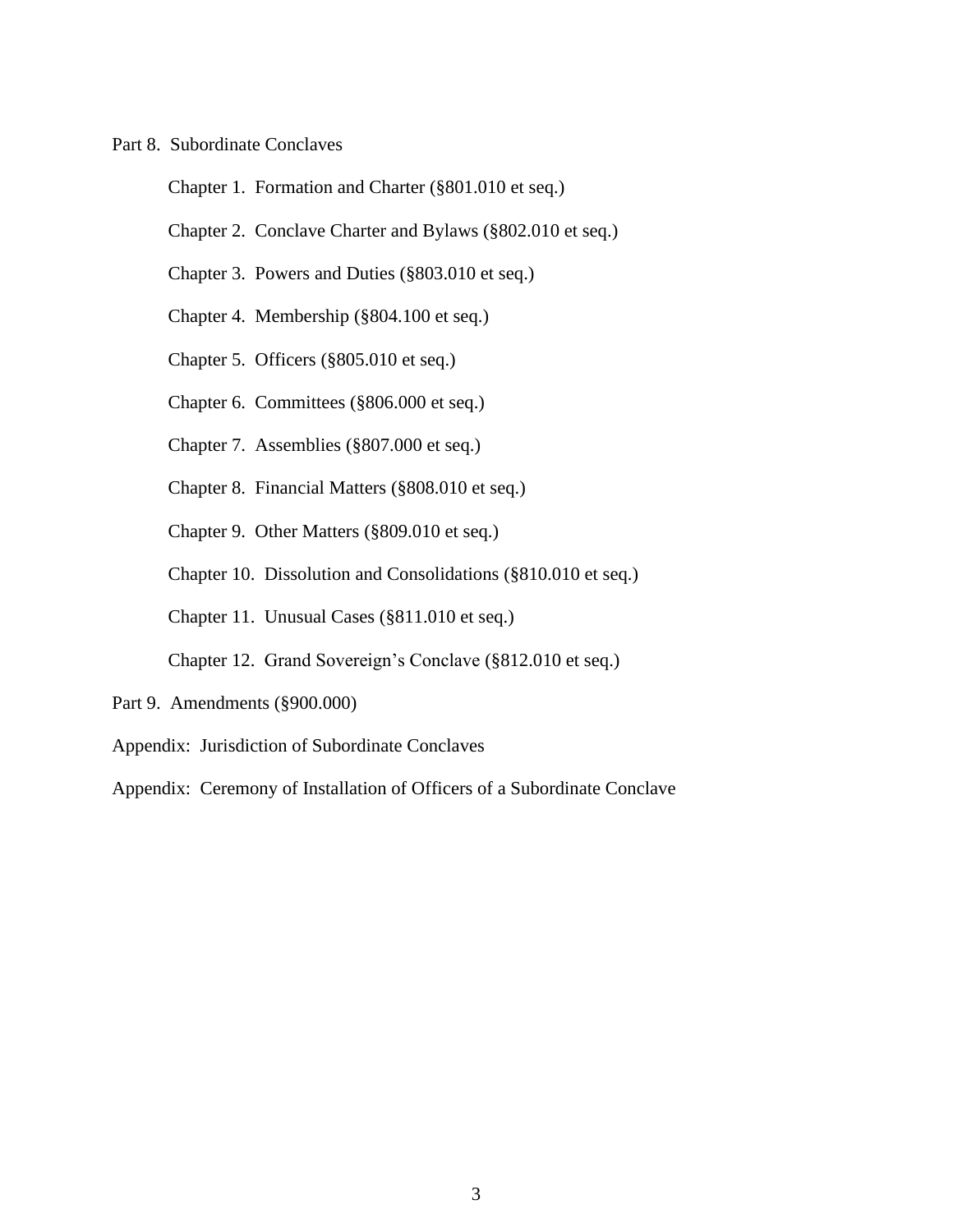Part 8. Subordinate Conclaves

- Chapter 1. Formation and Charter (§801.010 et seq.)
- Chapter 2. Conclave Charter and Bylaws (§802.010 et seq.)
- Chapter 3. Powers and Duties (§803.010 et seq.)
- Chapter 4. Membership (§804.100 et seq.)
- Chapter 5. Officers (§805.010 et seq.)
- Chapter 6. Committees (§806.000 et seq.)
- Chapter 7. Assemblies (§807.000 et seq.)
- Chapter 8. Financial Matters (§808.010 et seq.)
- Chapter 9. Other Matters (§809.010 et seq.)
- Chapter 10. Dissolution and Consolidations (§810.010 et seq.)
- Chapter 11. Unusual Cases (§811.010 et seq.)
- Chapter 12. Grand Sovereign's Conclave (§812.010 et seq.)

Part 9. Amendments (§900.000)

Appendix: Jurisdiction of Subordinate Conclaves

Appendix: Ceremony of Installation of Officers of a Subordinate Conclave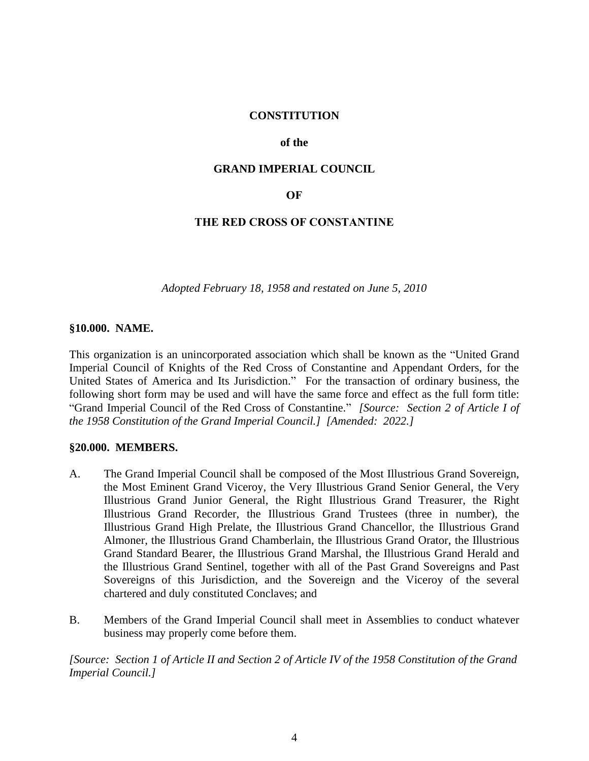# CONSTITUTION

## of the

# GRAND IMPERIAL COUNCIL

# OF

# THE RED CROSS OF CONSTANTINE

*Adopted February 18, 1958 and restated on June 5, 2010*

### §10.000. NAME.

This organization is an unincorporated association which shall be known as the "United Grand Imperial Council of Knights of the Red Cross of Constantine and Appendant Orders, for the United States of America and Its Jurisdiction." For the transaction of ordinary business, the following short form may be used and will have the same force and effect as the full form title: "Grand Imperial Council of the Red Cross of Constantine." *[Source: Section 2 of Article I of the 1958 Constitution of the Grand Imperial Council.] [Amended: 2022.]*

### §20.000. MEMBERS.

A. The Grand Imperial Council shall be composed of the Most Illustrious Grand Sovereign, the Most Eminent Grand Viceroy, the Very Illustrious Grand Senior General, the Very Illustrious Grand Junior General, the Right Illustrious Grand Treasurer, the Right Illustrious Grand Recorder, the Illustrious Grand Trustees (three in number), the Illustrious Grand High Prelate, the Illustrious Grand Chancellor, the Illustrious Grand Almoner, the Illustrious Grand Chamberlain, the Illustrious Grand Orator, the Illustrious Grand Standard Bearer, the Illustrious Grand Marshal, the Illustrious Grand Herald and the Illustrious Grand Sentinel, together with all of the Past Grand Sovereigns and Past Sovereigns of this Jurisdiction, and the Sovereign and the Viceroy of the several chartered and duly constituted Conclaves; and

B. Members of the Grand Imperial Council shall meet in Assemblies to conduct whatever business may properly come before them.

*[Source: Section 1 of Article II and Section 2 of Article IV of the 1958 Constitution of the Grand Imperial Council.]*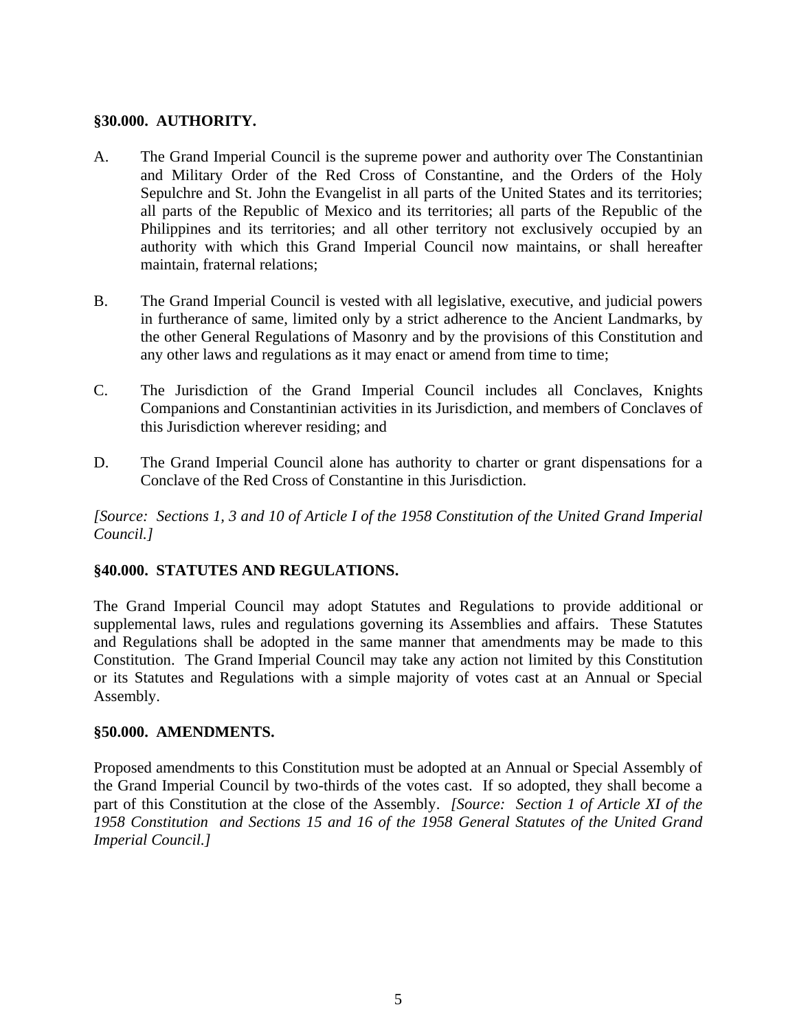**§30.000. AUTHORITY.**

A. The Grand Imperial Council is the supreme power and authority over The Constantinian and Military Order of the Red Cross of Constantine, and the Orders of the Holy Sepulchre and St. John the Evangelist in all parts of the United States and its territories; all parts of the Republic of Mexico and its territories; all parts of the Republic of the Philippines and its territories; and all other territory not exclusively occupied by an authority with which this Grand Imperial Council now maintains, or shall hereafter maintain, fraternal relations;

B. The Grand Imperial Council is vested with all legislative, executive, and judicial powers in furtherance of same, limited only by a strict adherence to the Ancient Landmarks, by the other General Regulations of Masonry and by the provisions of this Constitution and any other laws and regulations as it may enact or amend from time to time;

C. The Jurisdiction of the Grand Imperial Council includes all Conclaves, Knights Companions and Constantinian activities in its Jurisdiction, and members of Conclaves of this Jurisdiction wherever residing; and

D. The Grand Imperial Council alone has authority to charter or grant dispensations for a Conclave of the Red Cross of Constantine in this Jurisdiction.

*[Source: Sections 1, 3 and 10 of Article I of the 1958 Constitution of the United Grand Imperial Council.]*

**§40.000. STATUTES AND REGULATIONS.**

The Grand Imperial Council may adopt Statutes and Regulations to provide additional or supplemental laws, rules and regulations governing its Assemblies and affairs. These Statutes and Regulations shall be adopted in the same manner that amendments may be made to this Constitution. The Grand Imperial Council may take any action not limited by this Constitution or its Statutes and Regulations with a simple majority of votes cast at an Annual or Special Assembly.

**§50.000. AMENDMENTS.**

Proposed amendments to this Constitution must be adopted at an Annual or Special Assembly of the Grand Imperial Council by two-thirds of the votes cast. If so adopted, they shall become a part of this Constitution at the close of the Assembly. *[Source: Section 1 of Article XI of the 1958 Constitution and Sections 15 and 16 of the 1958 General Statutes of the United Grand Imperial Council.]*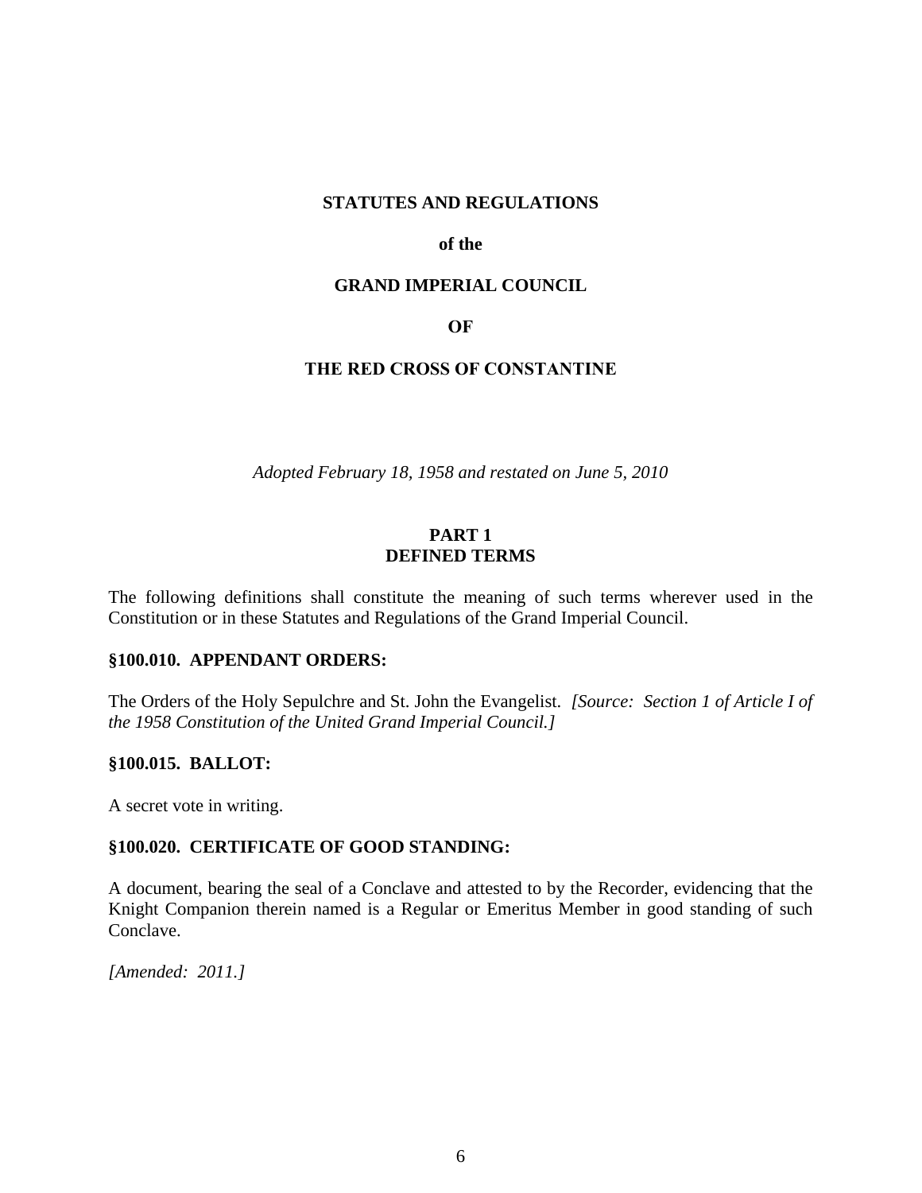# STATUTES AND REGULATIONS

**of the**

# GRAND IMPERIAL COUNCIL

**OF**

# THE RED CROSS OF CONSTANTINE

*Adopted February 18, 1958 and restated on June 5, 2010*

## PART 1
## DEFINED TERMS

The following definitions shall constitute the meaning of such terms wherever used in the Constitution or in these Statutes and Regulations of the Grand Imperial Council.

### §100.010. APPENDANT ORDERS:

The Orders of the Holy Sepulchre and St. John the Evangelist. *[Source: Section 1 of Article I of the 1958 Constitution of the United Grand Imperial Council.]*

### §100.015. BALLOT:

A secret vote in writing.

### §100.020. CERTIFICATE OF GOOD STANDING:

A document, bearing the seal of a Conclave and attested to by the Recorder, evidencing that the Knight Companion therein named is a Regular or Emeritus Member in good standing of such Conclave.

*[Amended: 2011.]*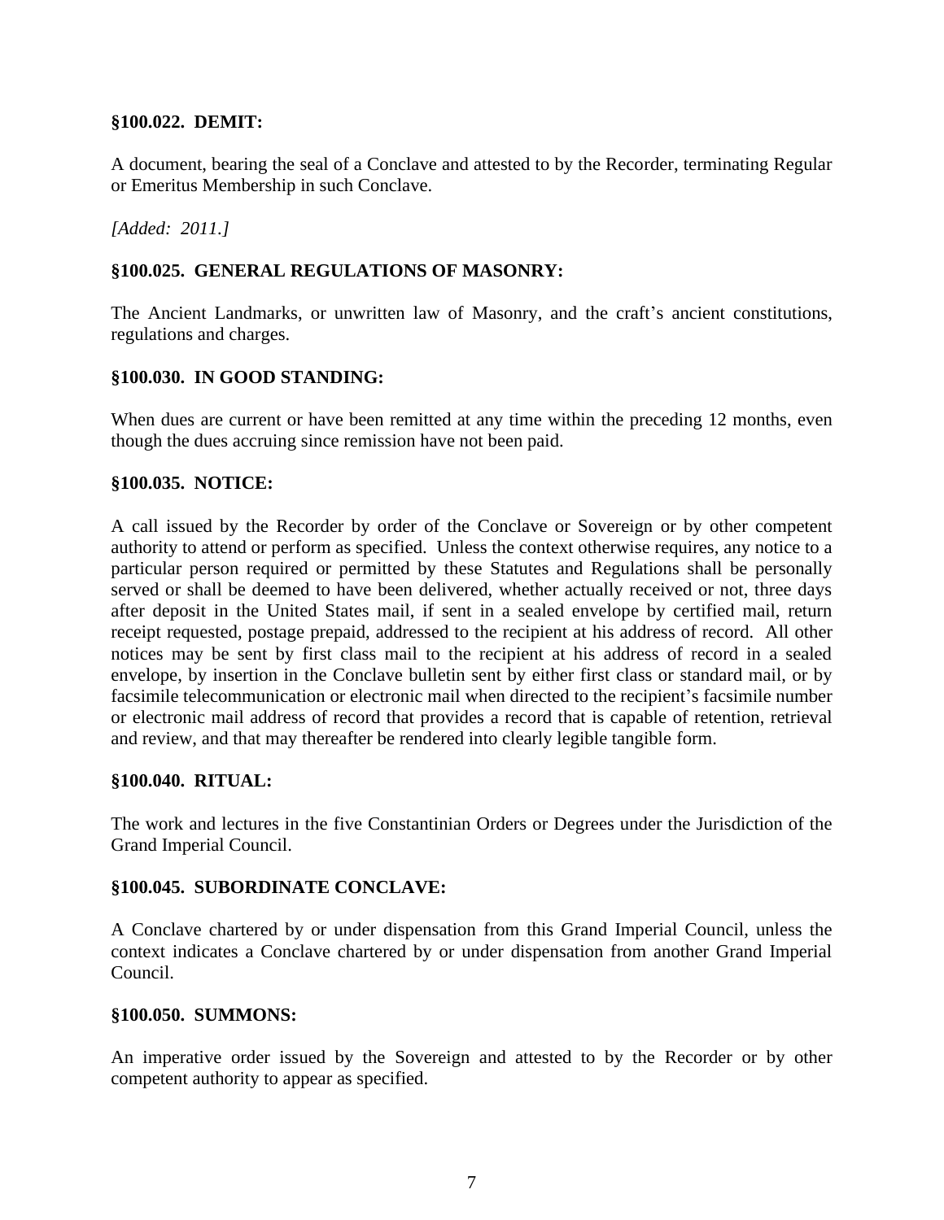### §100.022. DEMIT:

A document, bearing the seal of a Conclave and attested to by the Recorder, terminating Regular or Emeritus Membership in such Conclave.

*[Added: 2011.]*

### §100.025. GENERAL REGULATIONS OF MASONRY:

The Ancient Landmarks, or unwritten law of Masonry, and the craft's ancient constitutions, regulations and charges.

### §100.030. IN GOOD STANDING:

When dues are current or have been remitted at any time within the preceding 12 months, even though the dues accruing since remission have not been paid.

### §100.035. NOTICE:

A call issued by the Recorder by order of the Conclave or Sovereign or by other competent authority to attend or perform as specified. Unless the context otherwise requires, any notice to a particular person required or permitted by these Statutes and Regulations shall be personally served or shall be deemed to have been delivered, whether actually received or not, three days after deposit in the United States mail, if sent in a sealed envelope by certified mail, return receipt requested, postage prepaid, addressed to the recipient at his address of record. All other notices may be sent by first class mail to the recipient at his address of record in a sealed envelope, by insertion in the Conclave bulletin sent by either first class or standard mail, or by facsimile telecommunication or electronic mail when directed to the recipient's facsimile number or electronic mail address of record that provides a record that is capable of retention, retrieval and review, and that may thereafter be rendered into clearly legible tangible form.

### §100.040. RITUAL:

The work and lectures in the five Constantinian Orders or Degrees under the Jurisdiction of the Grand Imperial Council.

### §100.045. SUBORDINATE CONCLAVE:

A Conclave chartered by or under dispensation from this Grand Imperial Council, unless the context indicates a Conclave chartered by or under dispensation from another Grand Imperial Council.

### §100.050. SUMMONS:

An imperative order issued by the Sovereign and attested to by the Recorder or by other competent authority to appear as specified.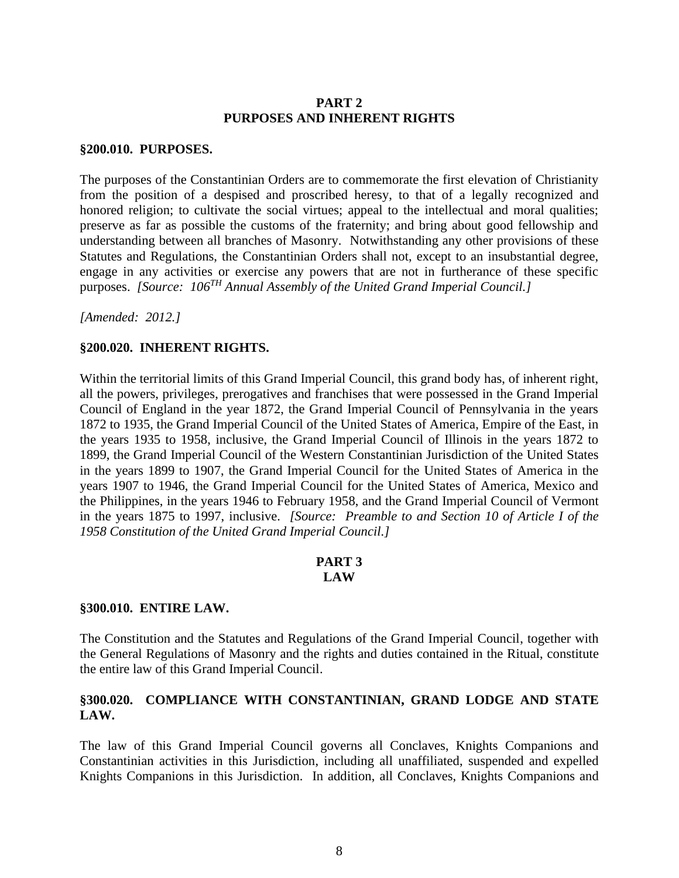## PART 2
## PURPOSES AND INHERENT RIGHTS

### §200.010. PURPOSES.

The purposes of the Constantinian Orders are to commemorate the first elevation of Christianity from the position of a despised and proscribed heresy, to that of a legally recognized and honored religion; to cultivate the social virtues; appeal to the intellectual and moral qualities; preserve as far as possible the customs of the fraternity; and bring about good fellowship and understanding between all branches of Masonry. Notwithstanding any other provisions of these Statutes and Regulations, the Constantinian Orders shall not, except to an insubstantial degree, engage in any activities or exercise any powers that are not in furtherance of these specific purposes. *[Source: 106TH Annual Assembly of the United Grand Imperial Council.]*

*[Amended: 2012.]*

### §200.020. INHERENT RIGHTS.

Within the territorial limits of this Grand Imperial Council, this grand body has, of inherent right, all the powers, privileges, prerogatives and franchises that were possessed in the Grand Imperial Council of England in the year 1872, the Grand Imperial Council of Pennsylvania in the years 1872 to 1935, the Grand Imperial Council of the United States of America, Empire of the East, in the years 1935 to 1958, inclusive, the Grand Imperial Council of Illinois in the years 1872 to 1899, the Grand Imperial Council of the Western Constantinian Jurisdiction of the United States in the years 1899 to 1907, the Grand Imperial Council for the United States of America in the years 1907 to 1946, the Grand Imperial Council for the United States of America, Mexico and the Philippines, in the years 1946 to February 1958, and the Grand Imperial Council of Vermont in the years 1875 to 1997, inclusive. *[Source: Preamble to and Section 10 of Article I of the 1958 Constitution of the United Grand Imperial Council.]*

## PART 3
## LAW

### §300.010. ENTIRE LAW.

The Constitution and the Statutes and Regulations of the Grand Imperial Council, together with the General Regulations of Masonry and the rights and duties contained in the Ritual, constitute the entire law of this Grand Imperial Council.

### §300.020. COMPLIANCE WITH CONSTANTINIAN, GRAND LODGE AND STATE LAW.

The law of this Grand Imperial Council governs all Conclaves, Knights Companions and Constantinian activities in this Jurisdiction, including all unaffiliated, suspended and expelled Knights Companions in this Jurisdiction. In addition, all Conclaves, Knights Companions and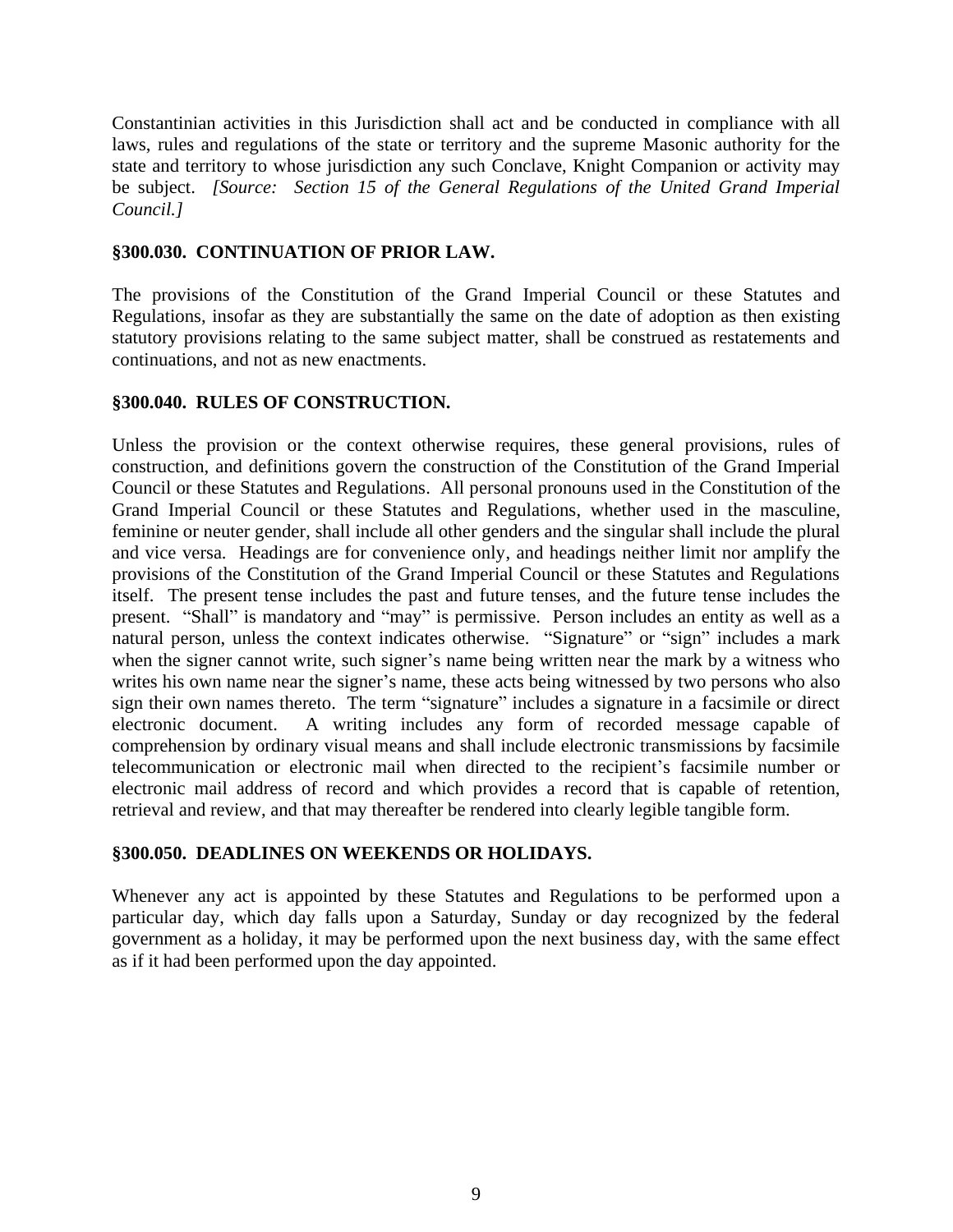Constantinian activities in this Jurisdiction shall act and be conducted in compliance with all laws, rules and regulations of the state or territory and the supreme Masonic authority for the state and territory to whose jurisdiction any such Conclave, Knight Companion or activity may be subject. *[Source: Section 15 of the General Regulations of the United Grand Imperial Council.]*

### §300.030. CONTINUATION OF PRIOR LAW.

The provisions of the Constitution of the Grand Imperial Council or these Statutes and Regulations, insofar as they are substantially the same on the date of adoption as then existing statutory provisions relating to the same subject matter, shall be construed as restatements and continuations, and not as new enactments.

### §300.040. RULES OF CONSTRUCTION.

Unless the provision or the context otherwise requires, these general provisions, rules of construction, and definitions govern the construction of the Constitution of the Grand Imperial Council or these Statutes and Regulations. All personal pronouns used in the Constitution of the Grand Imperial Council or these Statutes and Regulations, whether used in the masculine, feminine or neuter gender, shall include all other genders and the singular shall include the plural and vice versa. Headings are for convenience only, and headings neither limit nor amplify the provisions of the Constitution of the Grand Imperial Council or these Statutes and Regulations itself. The present tense includes the past and future tenses, and the future tense includes the present. "Shall" is mandatory and "may" is permissive. Person includes an entity as well as a natural person, unless the context indicates otherwise. "Signature" or "sign" includes a mark when the signer cannot write, such signer's name being written near the mark by a witness who writes his own name near the signer's name, these acts being witnessed by two persons who also sign their own names thereto. The term "signature" includes a signature in a facsimile or direct electronic document. A writing includes any form of recorded message capable of comprehension by ordinary visual means and shall include electronic transmissions by facsimile telecommunication or electronic mail when directed to the recipient's facsimile number or electronic mail address of record and which provides a record that is capable of retention, retrieval and review, and that may thereafter be rendered into clearly legible tangible form.

### §300.050. DEADLINES ON WEEKENDS OR HOLIDAYS.

Whenever any act is appointed by these Statutes and Regulations to be performed upon a particular day, which day falls upon a Saturday, Sunday or day recognized by the federal government as a holiday, it may be performed upon the next business day, with the same effect as if it had been performed upon the day appointed.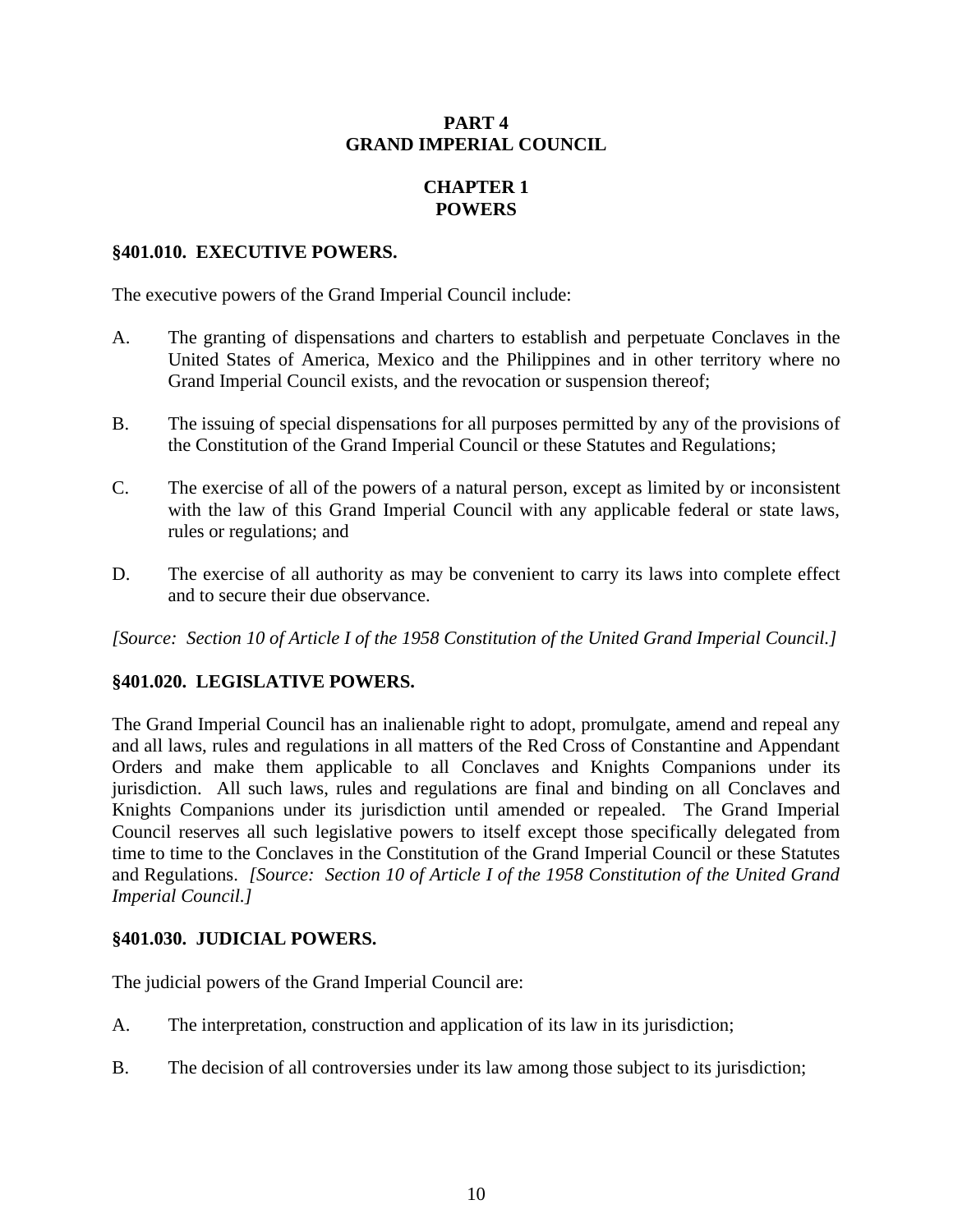# PART 4
# GRAND IMPERIAL COUNCIL

## CHAPTER 1
## POWERS

### §401.010. EXECUTIVE POWERS.

The executive powers of the Grand Imperial Council include:

A. The granting of dispensations and charters to establish and perpetuate Conclaves in the United States of America, Mexico and the Philippines and in other territory where no Grand Imperial Council exists, and the revocation or suspension thereof;

B. The issuing of special dispensations for all purposes permitted by any of the provisions of the Constitution of the Grand Imperial Council or these Statutes and Regulations;

C. The exercise of all of the powers of a natural person, except as limited by or inconsistent with the law of this Grand Imperial Council with any applicable federal or state laws, rules or regulations; and

D. The exercise of all authority as may be convenient to carry its laws into complete effect and to secure their due observance.

*[Source: Section 10 of Article I of the 1958 Constitution of the United Grand Imperial Council.]*

### §401.020. LEGISLATIVE POWERS.

The Grand Imperial Council has an inalienable right to adopt, promulgate, amend and repeal any and all laws, rules and regulations in all matters of the Red Cross of Constantine and Appendant Orders and make them applicable to all Conclaves and Knights Companions under its jurisdiction. All such laws, rules and regulations are final and binding on all Conclaves and Knights Companions under its jurisdiction until amended or repealed. The Grand Imperial Council reserves all such legislative powers to itself except those specifically delegated from time to time to the Conclaves in the Constitution of the Grand Imperial Council or these Statutes and Regulations. *[Source: Section 10 of Article I of the 1958 Constitution of the United Grand Imperial Council.]*

### §401.030. JUDICIAL POWERS.

The judicial powers of the Grand Imperial Council are:

A. The interpretation, construction and application of its law in its jurisdiction;

B. The decision of all controversies under its law among those subject to its jurisdiction;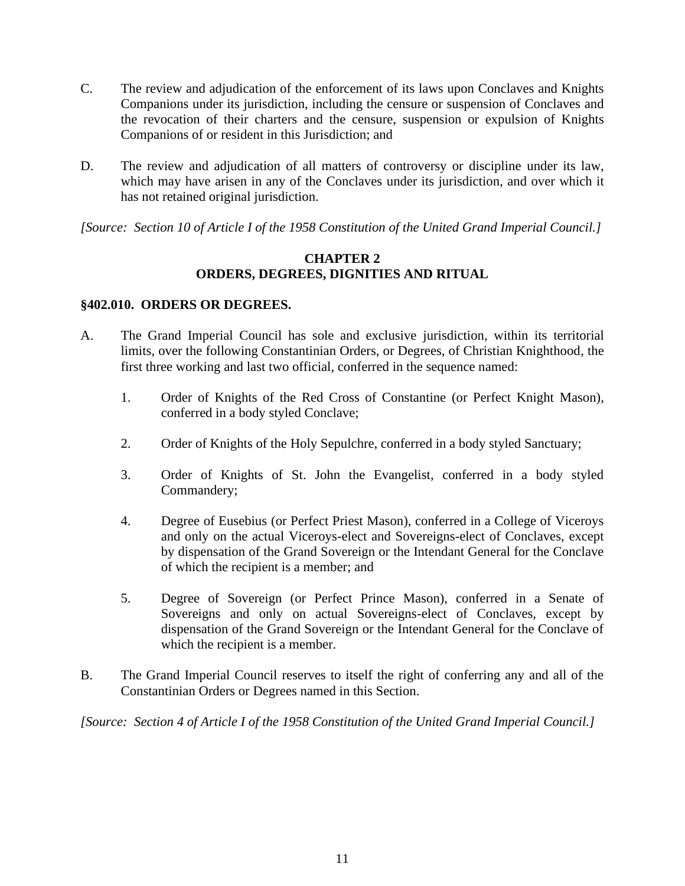C. The review and adjudication of the enforcement of its laws upon Conclaves and Knights Companions under its jurisdiction, including the censure or suspension of Conclaves and the revocation of their charters and the censure, suspension or expulsion of Knights Companions of or resident in this Jurisdiction; and

D. The review and adjudication of all matters of controversy or discipline under its law, which may have arisen in any of the Conclaves under its jurisdiction, and over which it has not retained original jurisdiction.

*[Source: Section 10 of Article I of the 1958 Constitution of the United Grand Imperial Council.]*

## CHAPTER 2
## ORDERS, DEGREES, DIGNITIES AND RITUAL

### §402.010. ORDERS OR DEGREES.

A. The Grand Imperial Council has sole and exclusive jurisdiction, within its territorial limits, over the following Constantinian Orders, or Degrees, of Christian Knighthood, the first three working and last two official, conferred in the sequence named:

   1. Order of Knights of the Red Cross of Constantine (or Perfect Knight Mason), conferred in a body styled Conclave;

   2. Order of Knights of the Holy Sepulchre, conferred in a body styled Sanctuary;

   3. Order of Knights of St. John the Evangelist, conferred in a body styled Commandery;

   4. Degree of Eusebius (or Perfect Priest Mason), conferred in a College of Viceroys and only on the actual Viceroys-elect and Sovereigns-elect of Conclaves, except by dispensation of the Grand Sovereign or the Intendant General for the Conclave of which the recipient is a member; and

   5. Degree of Sovereign (or Perfect Prince Mason), conferred in a Senate of Sovereigns and only on actual Sovereigns-elect of Conclaves, except by dispensation of the Grand Sovereign or the Intendant General for the Conclave of which the recipient is a member.

B. The Grand Imperial Council reserves to itself the right of conferring any and all of the Constantinian Orders or Degrees named in this Section.

*[Source: Section 4 of Article I of the 1958 Constitution of the United Grand Imperial Council.]*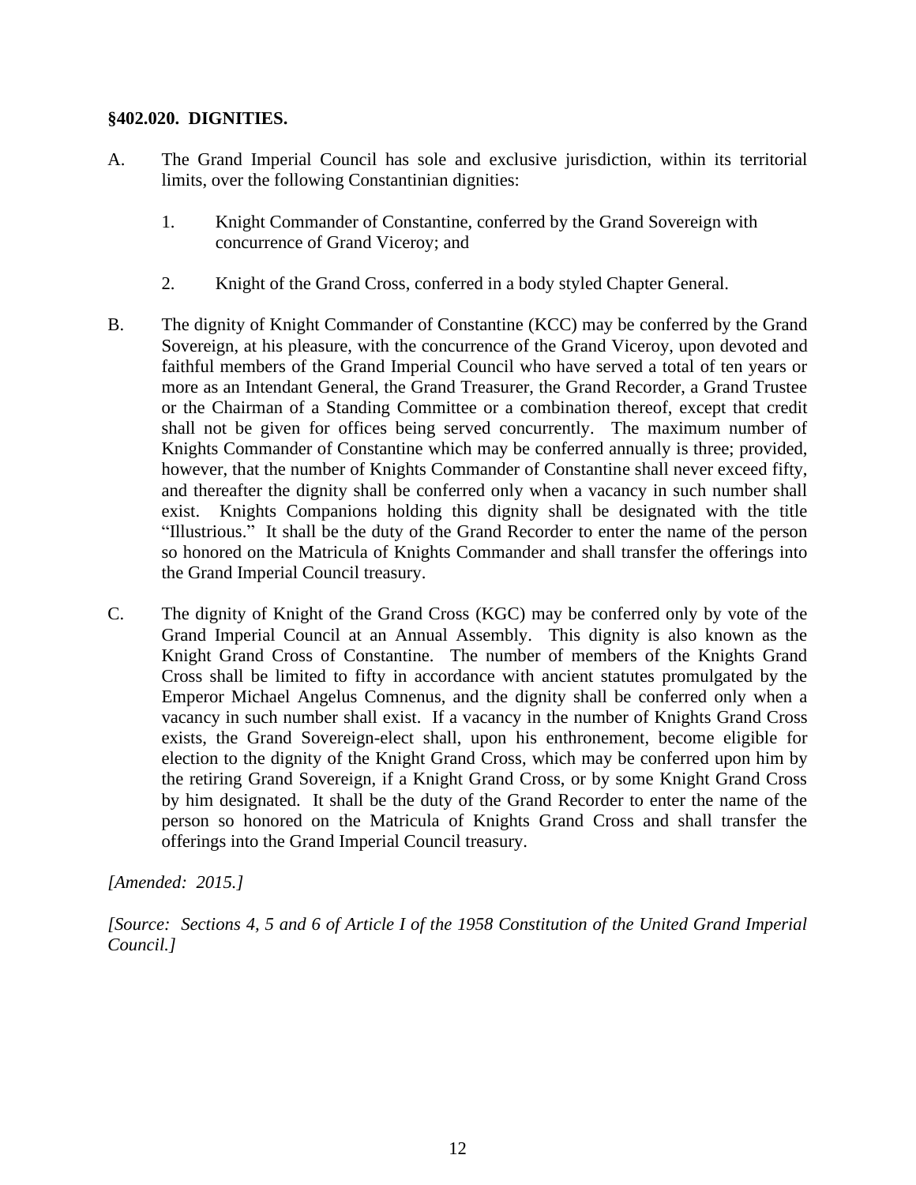**§402.020. DIGNITIES.**

A. The Grand Imperial Council has sole and exclusive jurisdiction, within its territorial limits, over the following Constantinian dignities:

   1. Knight Commander of Constantine, conferred by the Grand Sovereign with concurrence of Grand Viceroy; and

   2. Knight of the Grand Cross, conferred in a body styled Chapter General.

B. The dignity of Knight Commander of Constantine (KCC) may be conferred by the Grand Sovereign, at his pleasure, with the concurrence of the Grand Viceroy, upon devoted and faithful members of the Grand Imperial Council who have served a total of ten years or more as an Intendant General, the Grand Treasurer, the Grand Recorder, a Grand Trustee or the Chairman of a Standing Committee or a combination thereof, except that credit shall not be given for offices being served concurrently. The maximum number of Knights Commander of Constantine which may be conferred annually is three; provided, however, that the number of Knights Commander of Constantine shall never exceed fifty, and thereafter the dignity shall be conferred only when a vacancy in such number shall exist. Knights Companions holding this dignity shall be designated with the title "Illustrious." It shall be the duty of the Grand Recorder to enter the name of the person so honored on the Matricula of Knights Commander and shall transfer the offerings into the Grand Imperial Council treasury.

C. The dignity of Knight of the Grand Cross (KGC) may be conferred only by vote of the Grand Imperial Council at an Annual Assembly. This dignity is also known as the Knight Grand Cross of Constantine. The number of members of the Knights Grand Cross shall be limited to fifty in accordance with ancient statutes promulgated by the Emperor Michael Angelus Comnenus, and the dignity shall be conferred only when a vacancy in such number shall exist. If a vacancy in the number of Knights Grand Cross exists, the Grand Sovereign-elect shall, upon his enthronement, become eligible for election to the dignity of the Knight Grand Cross, which may be conferred upon him by the retiring Grand Sovereign, if a Knight Grand Cross, or by some Knight Grand Cross by him designated. It shall be the duty of the Grand Recorder to enter the name of the person so honored on the Matricula of Knights Grand Cross and shall transfer the offerings into the Grand Imperial Council treasury.

*[Amended: 2015.]*

*[Source: Sections 4, 5 and 6 of Article I of the 1958 Constitution of the United Grand Imperial Council.]*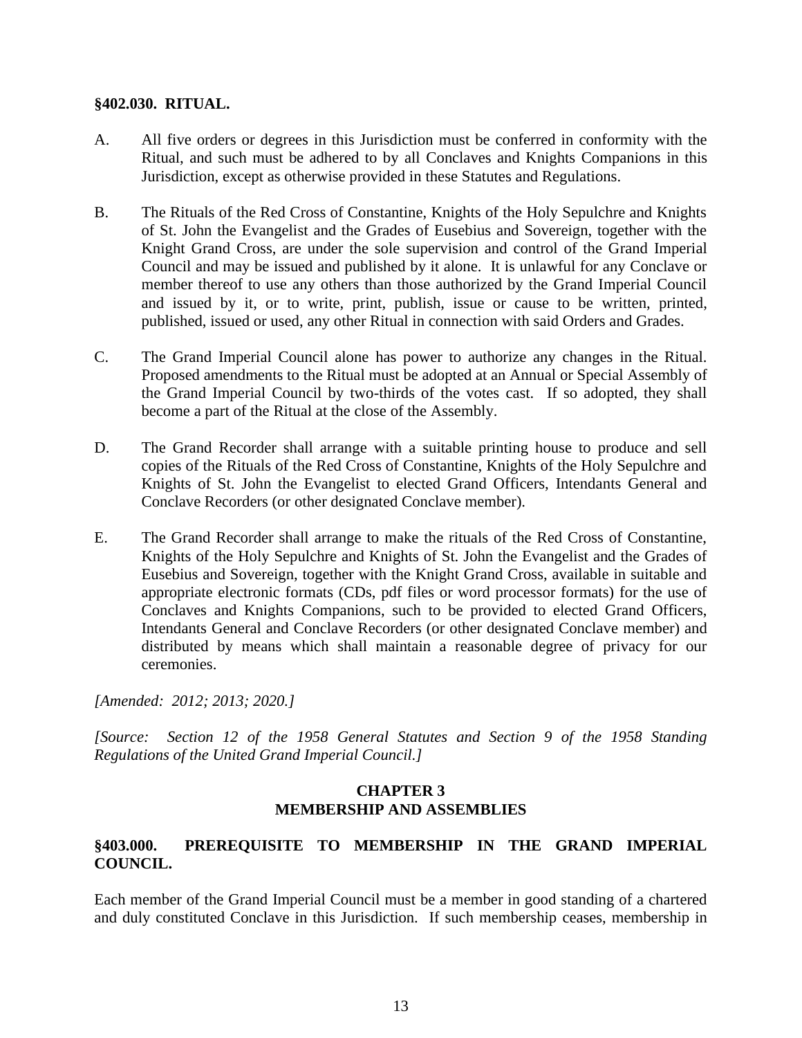**§402.030. RITUAL.**

A. All five orders or degrees in this Jurisdiction must be conferred in conformity with the Ritual, and such must be adhered to by all Conclaves and Knights Companions in this Jurisdiction, except as otherwise provided in these Statutes and Regulations.

B. The Rituals of the Red Cross of Constantine, Knights of the Holy Sepulchre and Knights of St. John the Evangelist and the Grades of Eusebius and Sovereign, together with the Knight Grand Cross, are under the sole supervision and control of the Grand Imperial Council and may be issued and published by it alone. It is unlawful for any Conclave or member thereof to use any others than those authorized by the Grand Imperial Council and issued by it, or to write, print, publish, issue or cause to be written, printed, published, issued or used, any other Ritual in connection with said Orders and Grades.

C. The Grand Imperial Council alone has power to authorize any changes in the Ritual. Proposed amendments to the Ritual must be adopted at an Annual or Special Assembly of the Grand Imperial Council by two-thirds of the votes cast. If so adopted, they shall become a part of the Ritual at the close of the Assembly.

D. The Grand Recorder shall arrange with a suitable printing house to produce and sell copies of the Rituals of the Red Cross of Constantine, Knights of the Holy Sepulchre and Knights of St. John the Evangelist to elected Grand Officers, Intendants General and Conclave Recorders (or other designated Conclave member).

E. The Grand Recorder shall arrange to make the rituals of the Red Cross of Constantine, Knights of the Holy Sepulchre and Knights of St. John the Evangelist and the Grades of Eusebius and Sovereign, together with the Knight Grand Cross, available in suitable and appropriate electronic formats (CDs, pdf files or word processor formats) for the use of Conclaves and Knights Companions, such to be provided to elected Grand Officers, Intendants General and Conclave Recorders (or other designated Conclave member) and distributed by means which shall maintain a reasonable degree of privacy for our ceremonies.

*[Amended: 2012; 2013; 2020.]*

*[Source: Section 12 of the 1958 General Statutes and Section 9 of the 1958 Standing Regulations of the United Grand Imperial Council.]*

## CHAPTER 3
## MEMBERSHIP AND ASSEMBLIES

**§403.000. PREREQUISITE TO MEMBERSHIP IN THE GRAND IMPERIAL COUNCIL.**

Each member of the Grand Imperial Council must be a member in good standing of a chartered and duly constituted Conclave in this Jurisdiction. If such membership ceases, membership in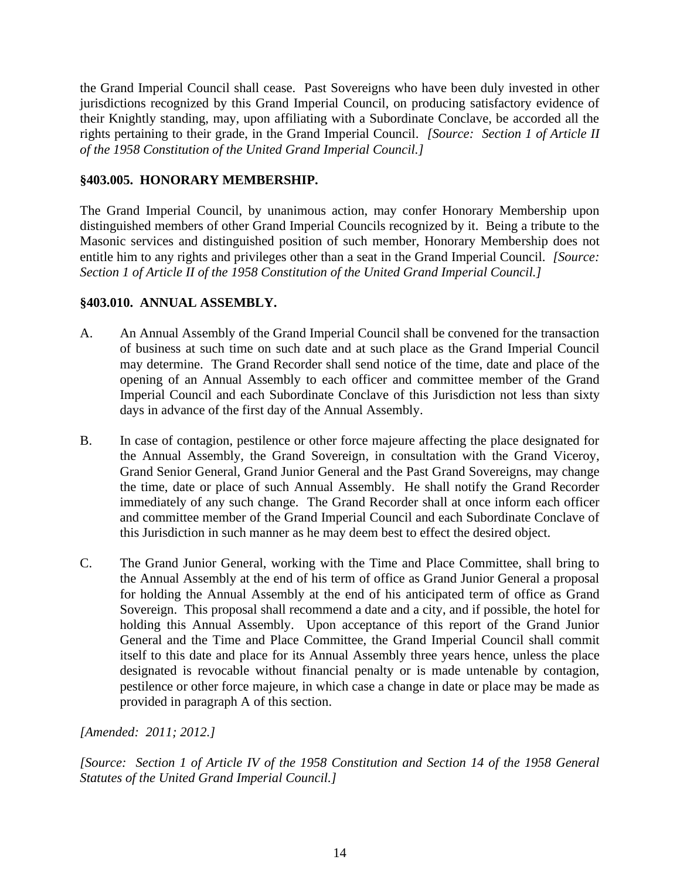the Grand Imperial Council shall cease. Past Sovereigns who have been duly invested in other jurisdictions recognized by this Grand Imperial Council, on producing satisfactory evidence of their Knightly standing, may, upon affiliating with a Subordinate Conclave, be accorded all the rights pertaining to their grade, in the Grand Imperial Council. *[Source: Section 1 of Article II of the 1958 Constitution of the United Grand Imperial Council.]*

**§403.005. HONORARY MEMBERSHIP.**

The Grand Imperial Council, by unanimous action, may confer Honorary Membership upon distinguished members of other Grand Imperial Councils recognized by it. Being a tribute to the Masonic services and distinguished position of such member, Honorary Membership does not entitle him to any rights and privileges other than a seat in the Grand Imperial Council. *[Source: Section 1 of Article II of the 1958 Constitution of the United Grand Imperial Council.]*

**§403.010. ANNUAL ASSEMBLY.**

A. An Annual Assembly of the Grand Imperial Council shall be convened for the transaction of business at such time on such date and at such place as the Grand Imperial Council may determine. The Grand Recorder shall send notice of the time, date and place of the opening of an Annual Assembly to each officer and committee member of the Grand Imperial Council and each Subordinate Conclave of this Jurisdiction not less than sixty days in advance of the first day of the Annual Assembly.

B. In case of contagion, pestilence or other force majeure affecting the place designated for the Annual Assembly, the Grand Sovereign, in consultation with the Grand Viceroy, Grand Senior General, Grand Junior General and the Past Grand Sovereigns, may change the time, date or place of such Annual Assembly. He shall notify the Grand Recorder immediately of any such change. The Grand Recorder shall at once inform each officer and committee member of the Grand Imperial Council and each Subordinate Conclave of this Jurisdiction in such manner as he may deem best to effect the desired object.

C. The Grand Junior General, working with the Time and Place Committee, shall bring to the Annual Assembly at the end of his term of office as Grand Junior General a proposal for holding the Annual Assembly at the end of his anticipated term of office as Grand Sovereign. This proposal shall recommend a date and a city, and if possible, the hotel for holding this Annual Assembly. Upon acceptance of this report of the Grand Junior General and the Time and Place Committee, the Grand Imperial Council shall commit itself to this date and place for its Annual Assembly three years hence, unless the place designated is revocable without financial penalty or is made untenable by contagion, pestilence or other force majeure, in which case a change in date or place may be made as provided in paragraph A of this section.

*[Amended: 2011; 2012.]*

*[Source: Section 1 of Article IV of the 1958 Constitution and Section 14 of the 1958 General Statutes of the United Grand Imperial Council.]*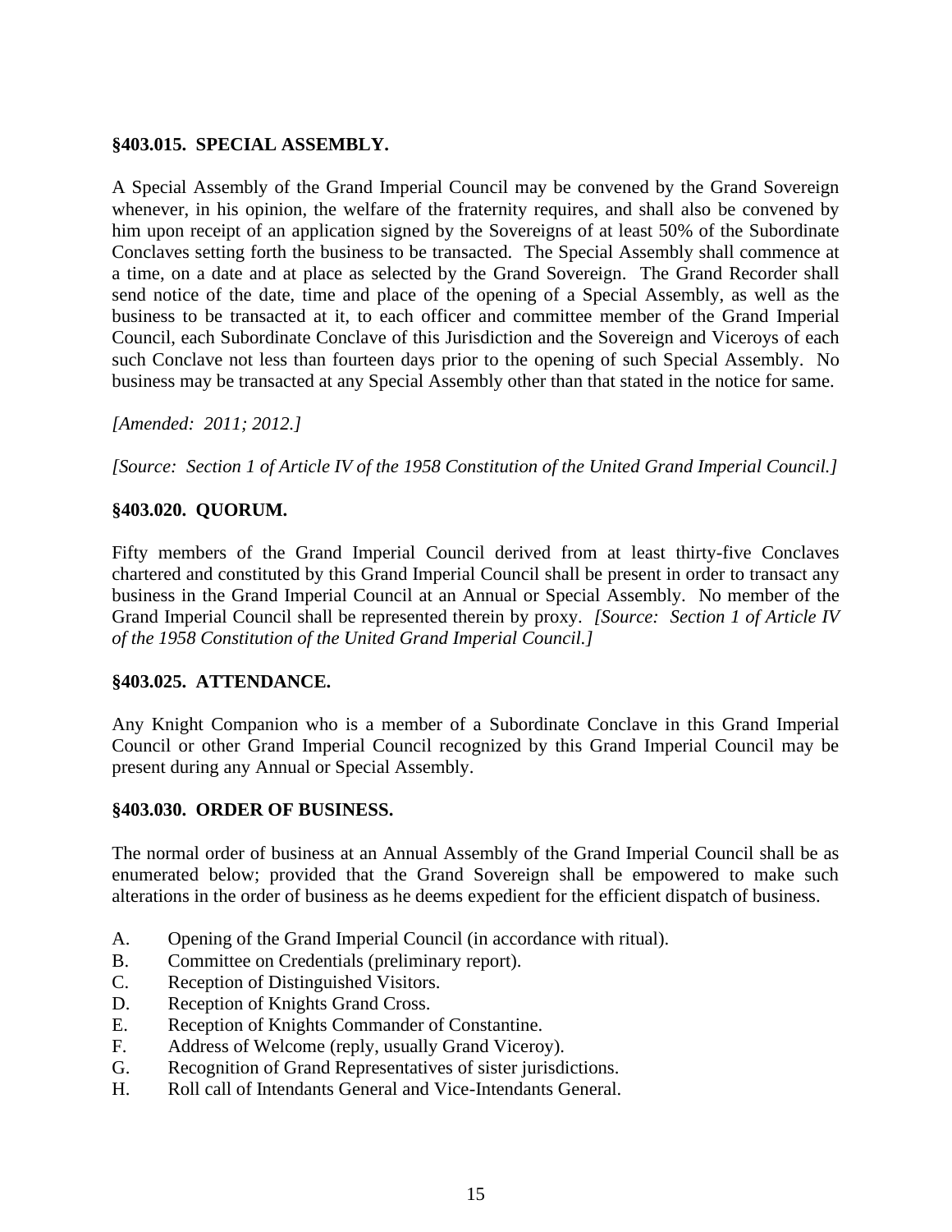**§403.015. SPECIAL ASSEMBLY.**

A Special Assembly of the Grand Imperial Council may be convened by the Grand Sovereign whenever, in his opinion, the welfare of the fraternity requires, and shall also be convened by him upon receipt of an application signed by the Sovereigns of at least 50% of the Subordinate Conclaves setting forth the business to be transacted. The Special Assembly shall commence at a time, on a date and at place as selected by the Grand Sovereign. The Grand Recorder shall send notice of the date, time and place of the opening of a Special Assembly, as well as the business to be transacted at it, to each officer and committee member of the Grand Imperial Council, each Subordinate Conclave of this Jurisdiction and the Sovereign and Viceroys of each such Conclave not less than fourteen days prior to the opening of such Special Assembly. No business may be transacted at any Special Assembly other than that stated in the notice for same.

*[Amended: 2011; 2012.]*

*[Source: Section 1 of Article IV of the 1958 Constitution of the United Grand Imperial Council.]*

**§403.020. QUORUM.**

Fifty members of the Grand Imperial Council derived from at least thirty-five Conclaves chartered and constituted by this Grand Imperial Council shall be present in order to transact any business in the Grand Imperial Council at an Annual or Special Assembly. No member of the Grand Imperial Council shall be represented therein by proxy. *[Source: Section 1 of Article IV of the 1958 Constitution of the United Grand Imperial Council.]*

**§403.025. ATTENDANCE.**

Any Knight Companion who is a member of a Subordinate Conclave in this Grand Imperial Council or other Grand Imperial Council recognized by this Grand Imperial Council may be present during any Annual or Special Assembly.

**§403.030. ORDER OF BUSINESS.**

The normal order of business at an Annual Assembly of the Grand Imperial Council shall be as enumerated below; provided that the Grand Sovereign shall be empowered to make such alterations in the order of business as he deems expedient for the efficient dispatch of business.

A. Opening of the Grand Imperial Council (in accordance with ritual).
B. Committee on Credentials (preliminary report).
C. Reception of Distinguished Visitors.
D. Reception of Knights Grand Cross.
E. Reception of Knights Commander of Constantine.
F. Address of Welcome (reply, usually Grand Viceroy).
G. Recognition of Grand Representatives of sister jurisdictions.
H. Roll call of Intendants General and Vice-Intendants General.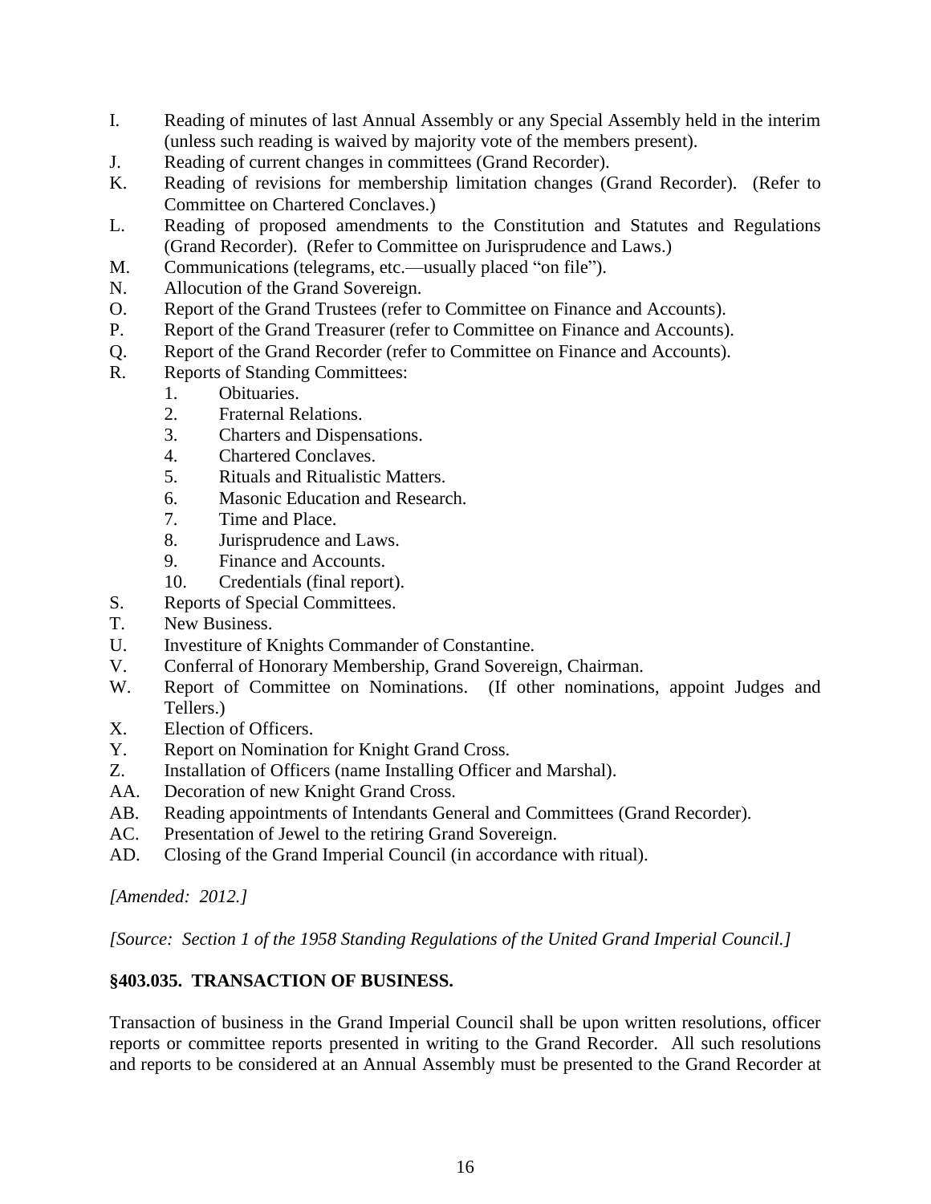I. Reading of minutes of last Annual Assembly or any Special Assembly held in the interim (unless such reading is waived by majority vote of the members present).
J. Reading of current changes in committees (Grand Recorder).
K. Reading of revisions for membership limitation changes (Grand Recorder). (Refer to Committee on Chartered Conclaves.)
L. Reading of proposed amendments to the Constitution and Statutes and Regulations (Grand Recorder). (Refer to Committee on Jurisprudence and Laws.)
M. Communications (telegrams, etc.—usually placed "on file").
N. Allocution of the Grand Sovereign.
O. Report of the Grand Trustees (refer to Committee on Finance and Accounts).
P. Report of the Grand Treasurer (refer to Committee on Finance and Accounts).
Q. Report of the Grand Recorder (refer to Committee on Finance and Accounts).
R. Reports of Standing Committees:
   1. Obituaries.
   2. Fraternal Relations.
   3. Charters and Dispensations.
   4. Chartered Conclaves.
   5. Rituals and Ritualistic Matters.
   6. Masonic Education and Research.
   7. Time and Place.
   8. Jurisprudence and Laws.
   9. Finance and Accounts.
   10. Credentials (final report).
S. Reports of Special Committees.
T. New Business.
U. Investiture of Knights Commander of Constantine.
V. Conferral of Honorary Membership, Grand Sovereign, Chairman.
W. Report of Committee on Nominations. (If other nominations, appoint Judges and Tellers.)
X. Election of Officers.
Y. Report on Nomination for Knight Grand Cross.
Z. Installation of Officers (name Installing Officer and Marshal).
AA. Decoration of new Knight Grand Cross.
AB. Reading appointments of Intendants General and Committees (Grand Recorder).
AC. Presentation of Jewel to the retiring Grand Sovereign.
AD. Closing of the Grand Imperial Council (in accordance with ritual).

*[Amended: 2012.]*

*[Source: Section 1 of the 1958 Standing Regulations of the United Grand Imperial Council.]*

**§403.035. TRANSACTION OF BUSINESS.**

Transaction of business in the Grand Imperial Council shall be upon written resolutions, officer reports or committee reports presented in writing to the Grand Recorder. All such resolutions and reports to be considered at an Annual Assembly must be presented to the Grand Recorder at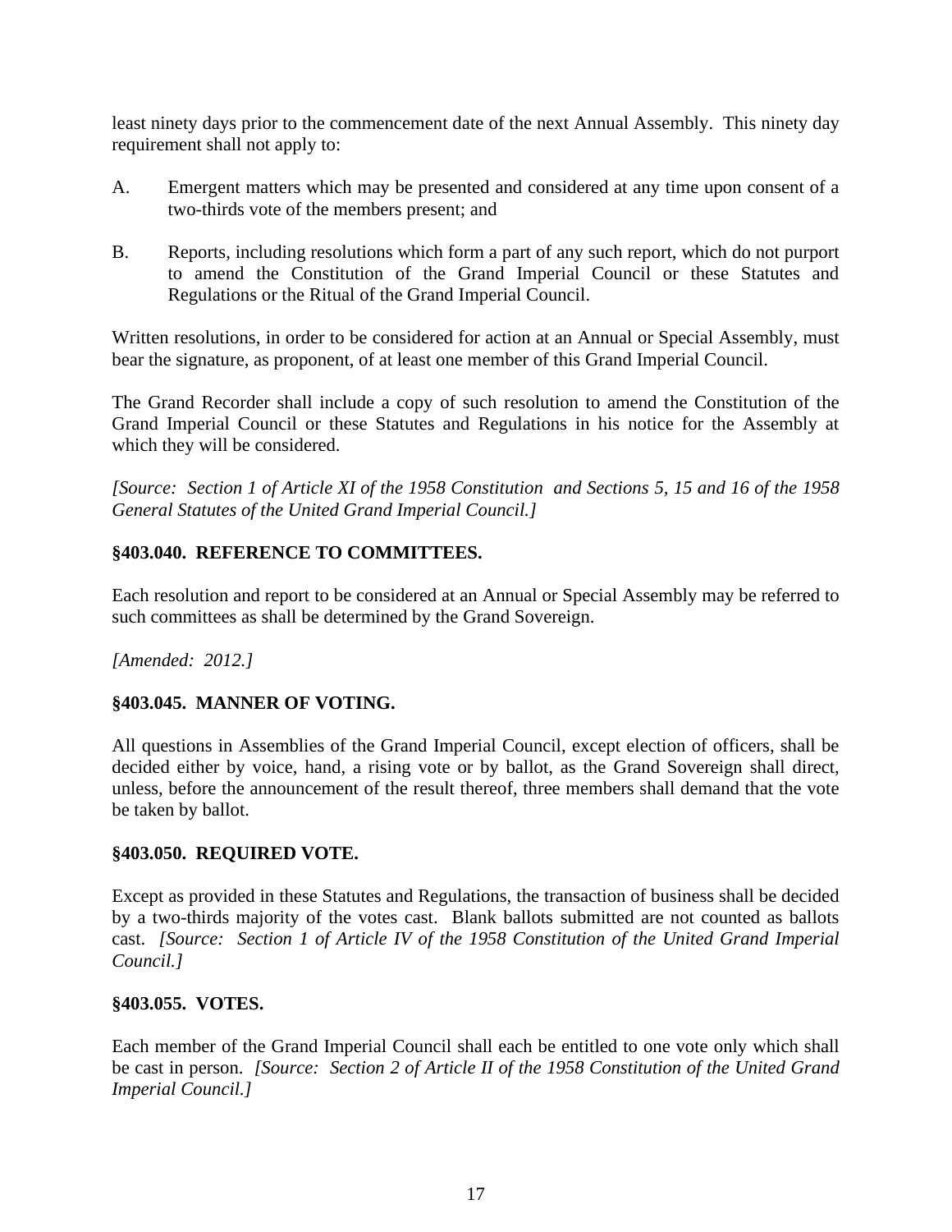least ninety days prior to the commencement date of the next Annual Assembly. This ninety day requirement shall not apply to:

A. Emergent matters which may be presented and considered at any time upon consent of a two-thirds vote of the members present; and

B. Reports, including resolutions which form a part of any such report, which do not purport to amend the Constitution of the Grand Imperial Council or these Statutes and Regulations or the Ritual of the Grand Imperial Council.

Written resolutions, in order to be considered for action at an Annual or Special Assembly, must bear the signature, as proponent, of at least one member of this Grand Imperial Council.

The Grand Recorder shall include a copy of such resolution to amend the Constitution of the Grand Imperial Council or these Statutes and Regulations in his notice for the Assembly at which they will be considered.

*[Source: Section 1 of Article XI of the 1958 Constitution and Sections 5, 15 and 16 of the 1958 General Statutes of the United Grand Imperial Council.]*

### §403.040. REFERENCE TO COMMITTEES.

Each resolution and report to be considered at an Annual or Special Assembly may be referred to such committees as shall be determined by the Grand Sovereign.

*[Amended: 2012.]*

### §403.045. MANNER OF VOTING.

All questions in Assemblies of the Grand Imperial Council, except election of officers, shall be decided either by voice, hand, a rising vote or by ballot, as the Grand Sovereign shall direct, unless, before the announcement of the result thereof, three members shall demand that the vote be taken by ballot.

### §403.050. REQUIRED VOTE.

Except as provided in these Statutes and Regulations, the transaction of business shall be decided by a two-thirds majority of the votes cast. Blank ballots submitted are not counted as ballots cast. *[Source: Section 1 of Article IV of the 1958 Constitution of the United Grand Imperial Council.]*

### §403.055. VOTES.

Each member of the Grand Imperial Council shall each be entitled to one vote only which shall be cast in person. *[Source: Section 2 of Article II of the 1958 Constitution of the United Grand Imperial Council.]*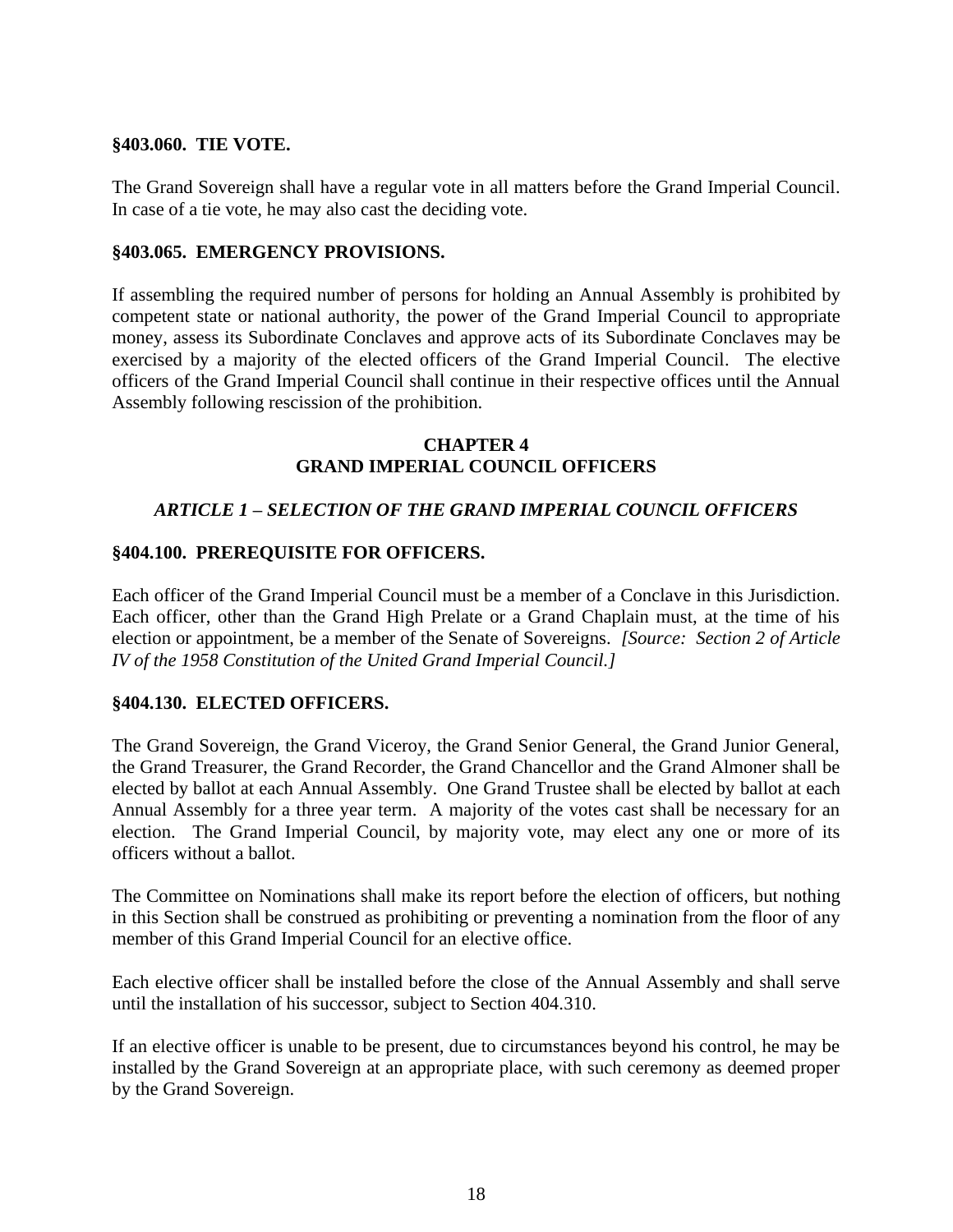**§403.060. TIE VOTE.**

The Grand Sovereign shall have a regular vote in all matters before the Grand Imperial Council. In case of a tie vote, he may also cast the deciding vote.

**§403.065. EMERGENCY PROVISIONS.**

If assembling the required number of persons for holding an Annual Assembly is prohibited by competent state or national authority, the power of the Grand Imperial Council to appropriate money, assess its Subordinate Conclaves and approve acts of its Subordinate Conclaves may be exercised by a majority of the elected officers of the Grand Imperial Council. The elective officers of the Grand Imperial Council shall continue in their respective offices until the Annual Assembly following rescission of the prohibition.

## CHAPTER 4
## GRAND IMPERIAL COUNCIL OFFICERS

### *ARTICLE 1 – SELECTION OF THE GRAND IMPERIAL COUNCIL OFFICERS*

**§404.100. PREREQUISITE FOR OFFICERS.**

Each officer of the Grand Imperial Council must be a member of a Conclave in this Jurisdiction. Each officer, other than the Grand High Prelate or a Grand Chaplain must, at the time of his election or appointment, be a member of the Senate of Sovereigns. *[Source: Section 2 of Article IV of the 1958 Constitution of the United Grand Imperial Council.]*

**§404.130. ELECTED OFFICERS.**

The Grand Sovereign, the Grand Viceroy, the Grand Senior General, the Grand Junior General, the Grand Treasurer, the Grand Recorder, the Grand Chancellor and the Grand Almoner shall be elected by ballot at each Annual Assembly. One Grand Trustee shall be elected by ballot at each Annual Assembly for a three year term. A majority of the votes cast shall be necessary for an election. The Grand Imperial Council, by majority vote, may elect any one or more of its officers without a ballot.

The Committee on Nominations shall make its report before the election of officers, but nothing in this Section shall be construed as prohibiting or preventing a nomination from the floor of any member of this Grand Imperial Council for an elective office.

Each elective officer shall be installed before the close of the Annual Assembly and shall serve until the installation of his successor, subject to Section 404.310.

If an elective officer is unable to be present, due to circumstances beyond his control, he may be installed by the Grand Sovereign at an appropriate place, with such ceremony as deemed proper by the Grand Sovereign.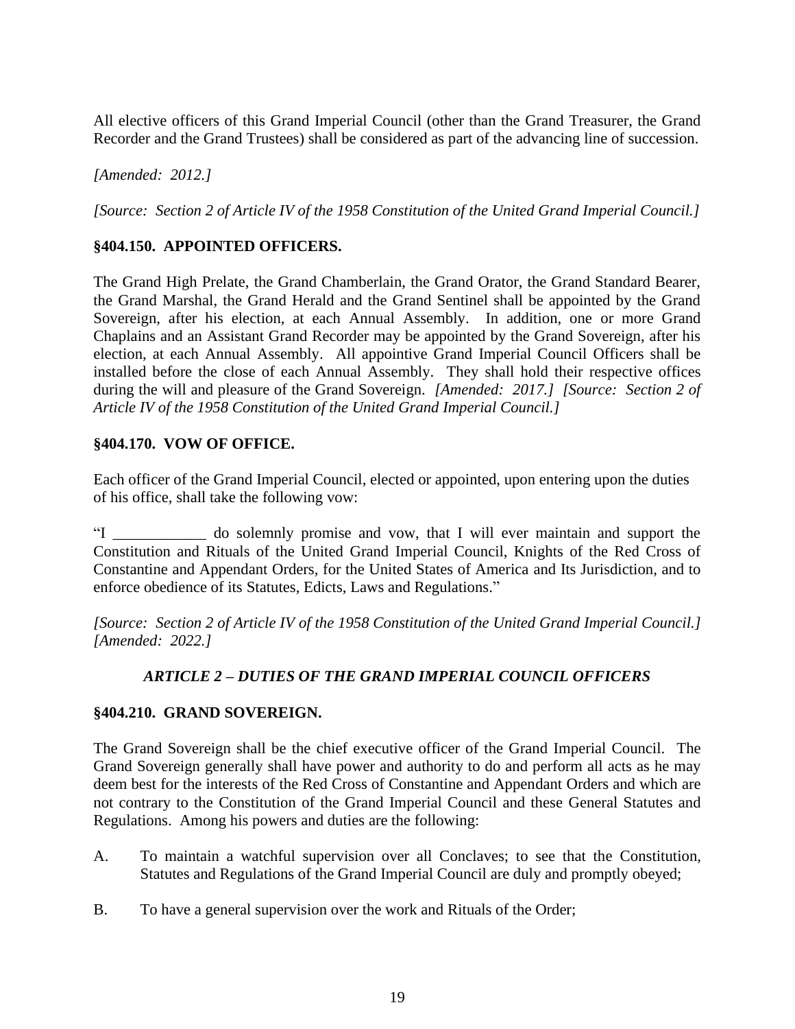All elective officers of this Grand Imperial Council (other than the Grand Treasurer, the Grand Recorder and the Grand Trustees) shall be considered as part of the advancing line of succession.

*[Amended: 2012.]*

*[Source: Section 2 of Article IV of the 1958 Constitution of the United Grand Imperial Council.]*

### §404.150. APPOINTED OFFICERS.

The Grand High Prelate, the Grand Chamberlain, the Grand Orator, the Grand Standard Bearer, the Grand Marshal, the Grand Herald and the Grand Sentinel shall be appointed by the Grand Sovereign, after his election, at each Annual Assembly. In addition, one or more Grand Chaplains and an Assistant Grand Recorder may be appointed by the Grand Sovereign, after his election, at each Annual Assembly. All appointive Grand Imperial Council Officers shall be installed before the close of each Annual Assembly. They shall hold their respective offices during the will and pleasure of the Grand Sovereign. *[Amended: 2017.] [Source: Section 2 of Article IV of the 1958 Constitution of the United Grand Imperial Council.]*

### §404.170. VOW OF OFFICE.

Each officer of the Grand Imperial Council, elected or appointed, upon entering upon the duties of his office, shall take the following vow:

"I ____________ do solemnly promise and vow, that I will ever maintain and support the Constitution and Rituals of the United Grand Imperial Council, Knights of the Red Cross of Constantine and Appendant Orders, for the United States of America and Its Jurisdiction, and to enforce obedience of its Statutes, Edicts, Laws and Regulations."

*[Source: Section 2 of Article IV of the 1958 Constitution of the United Grand Imperial Council.] [Amended: 2022.]*

## *ARTICLE 2 – DUTIES OF THE GRAND IMPERIAL COUNCIL OFFICERS*

### §404.210. GRAND SOVEREIGN.

The Grand Sovereign shall be the chief executive officer of the Grand Imperial Council. The Grand Sovereign generally shall have power and authority to do and perform all acts as he may deem best for the interests of the Red Cross of Constantine and Appendant Orders and which are not contrary to the Constitution of the Grand Imperial Council and these General Statutes and Regulations. Among his powers and duties are the following:

A. To maintain a watchful supervision over all Conclaves; to see that the Constitution, Statutes and Regulations of the Grand Imperial Council are duly and promptly obeyed;

B. To have a general supervision over the work and Rituals of the Order;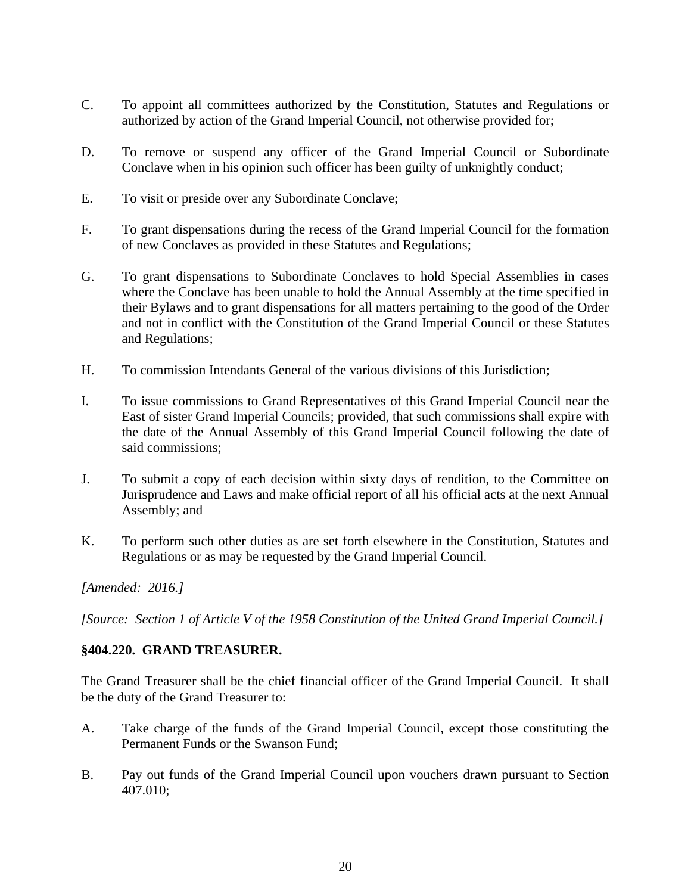C. To appoint all committees authorized by the Constitution, Statutes and Regulations or authorized by action of the Grand Imperial Council, not otherwise provided for;

D. To remove or suspend any officer of the Grand Imperial Council or Subordinate Conclave when in his opinion such officer has been guilty of unknightly conduct;

E. To visit or preside over any Subordinate Conclave;

F. To grant dispensations during the recess of the Grand Imperial Council for the formation of new Conclaves as provided in these Statutes and Regulations;

G. To grant dispensations to Subordinate Conclaves to hold Special Assemblies in cases where the Conclave has been unable to hold the Annual Assembly at the time specified in their Bylaws and to grant dispensations for all matters pertaining to the good of the Order and not in conflict with the Constitution of the Grand Imperial Council or these Statutes and Regulations;

H. To commission Intendants General of the various divisions of this Jurisdiction;

I. To issue commissions to Grand Representatives of this Grand Imperial Council near the East of sister Grand Imperial Councils; provided, that such commissions shall expire with the date of the Annual Assembly of this Grand Imperial Council following the date of said commissions;

J. To submit a copy of each decision within sixty days of rendition, to the Committee on Jurisprudence and Laws and make official report of all his official acts at the next Annual Assembly; and

K. To perform such other duties as are set forth elsewhere in the Constitution, Statutes and Regulations or as may be requested by the Grand Imperial Council.

*[Amended: 2016.]*

*[Source: Section 1 of Article V of the 1958 Constitution of the United Grand Imperial Council.]*

### §404.220. GRAND TREASURER.

The Grand Treasurer shall be the chief financial officer of the Grand Imperial Council. It shall be the duty of the Grand Treasurer to:

A. Take charge of the funds of the Grand Imperial Council, except those constituting the Permanent Funds or the Swanson Fund;

B. Pay out funds of the Grand Imperial Council upon vouchers drawn pursuant to Section 407.010;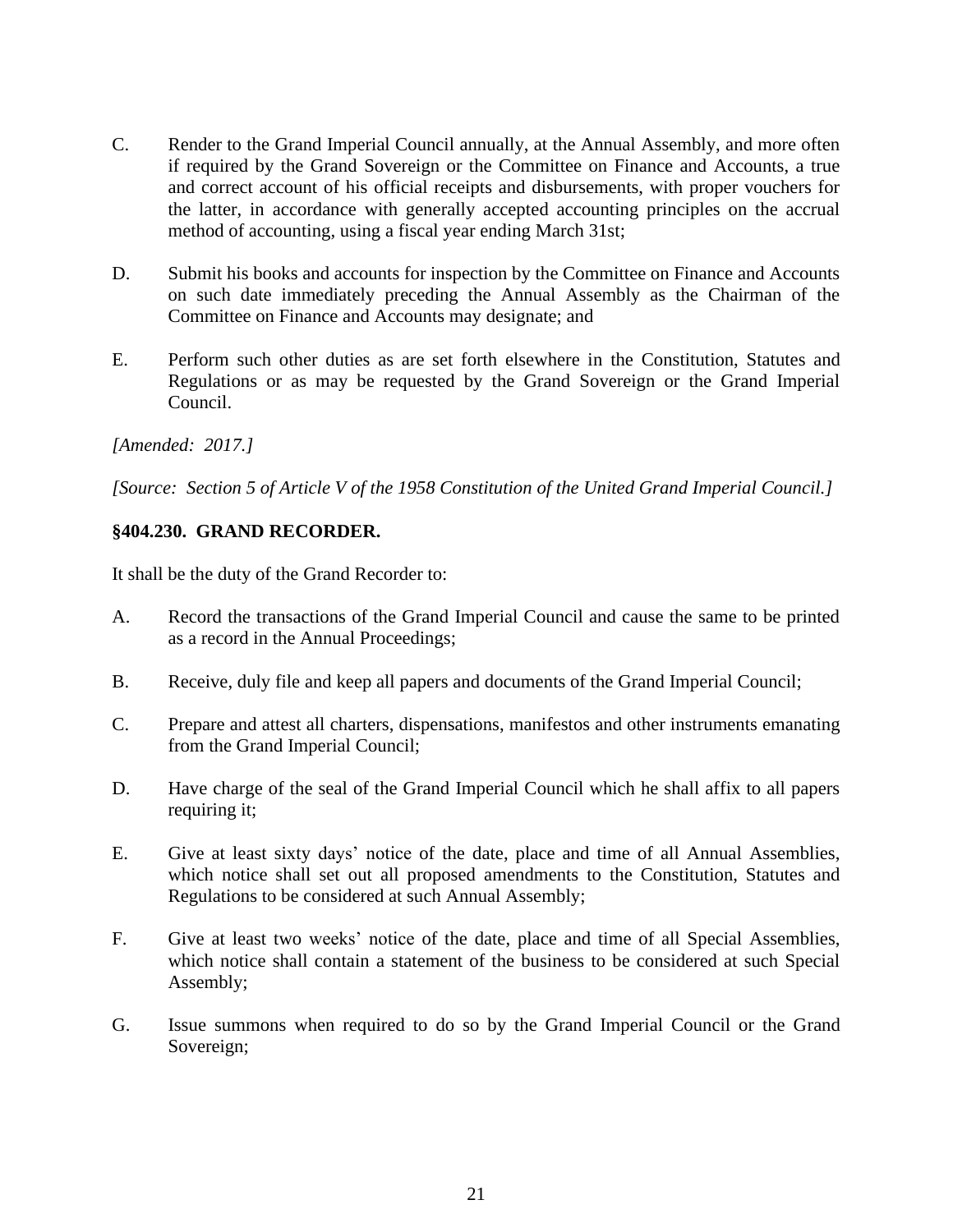C. Render to the Grand Imperial Council annually, at the Annual Assembly, and more often if required by the Grand Sovereign or the Committee on Finance and Accounts, a true and correct account of his official receipts and disbursements, with proper vouchers for the latter, in accordance with generally accepted accounting principles on the accrual method of accounting, using a fiscal year ending March 31st;

D. Submit his books and accounts for inspection by the Committee on Finance and Accounts on such date immediately preceding the Annual Assembly as the Chairman of the Committee on Finance and Accounts may designate; and

E. Perform such other duties as are set forth elsewhere in the Constitution, Statutes and Regulations or as may be requested by the Grand Sovereign or the Grand Imperial Council.

*[Amended: 2017.]*

*[Source: Section 5 of Article V of the 1958 Constitution of the United Grand Imperial Council.]*

### §404.230. GRAND RECORDER.

It shall be the duty of the Grand Recorder to:

A. Record the transactions of the Grand Imperial Council and cause the same to be printed as a record in the Annual Proceedings;

B. Receive, duly file and keep all papers and documents of the Grand Imperial Council;

C. Prepare and attest all charters, dispensations, manifestos and other instruments emanating from the Grand Imperial Council;

D. Have charge of the seal of the Grand Imperial Council which he shall affix to all papers requiring it;

E. Give at least sixty days' notice of the date, place and time of all Annual Assemblies, which notice shall set out all proposed amendments to the Constitution, Statutes and Regulations to be considered at such Annual Assembly;

F. Give at least two weeks' notice of the date, place and time of all Special Assemblies, which notice shall contain a statement of the business to be considered at such Special Assembly;

G. Issue summons when required to do so by the Grand Imperial Council or the Grand Sovereign;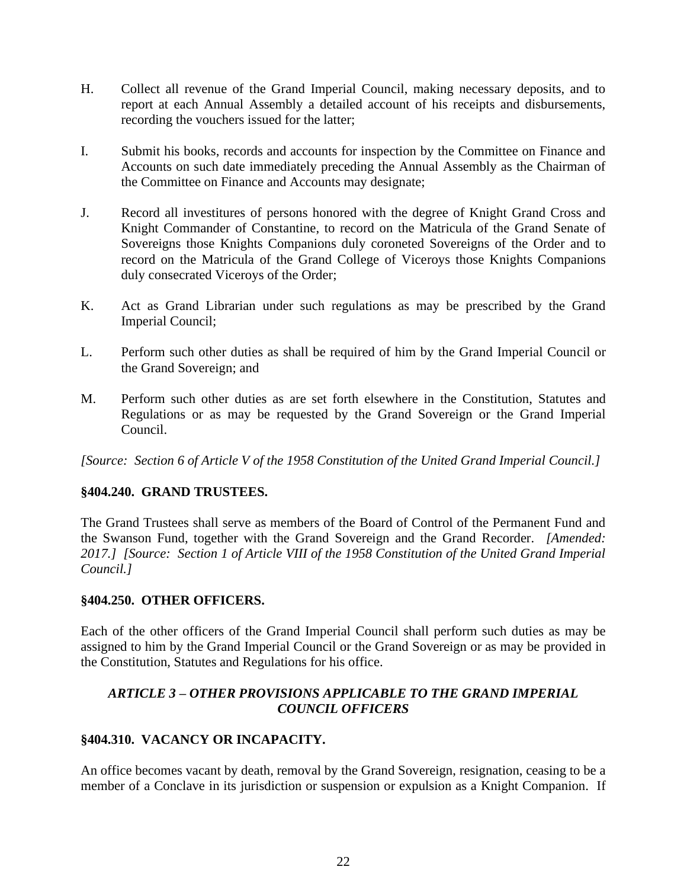H. Collect all revenue of the Grand Imperial Council, making necessary deposits, and to report at each Annual Assembly a detailed account of his receipts and disbursements, recording the vouchers issued for the latter;

I. Submit his books, records and accounts for inspection by the Committee on Finance and Accounts on such date immediately preceding the Annual Assembly as the Chairman of the Committee on Finance and Accounts may designate;

J. Record all investitures of persons honored with the degree of Knight Grand Cross and Knight Commander of Constantine, to record on the Matricula of the Grand Senate of Sovereigns those Knights Companions duly coroneted Sovereigns of the Order and to record on the Matricula of the Grand College of Viceroys those Knights Companions duly consecrated Viceroys of the Order;

K. Act as Grand Librarian under such regulations as may be prescribed by the Grand Imperial Council;

L. Perform such other duties as shall be required of him by the Grand Imperial Council or the Grand Sovereign; and

M. Perform such other duties as are set forth elsewhere in the Constitution, Statutes and Regulations or as may be requested by the Grand Sovereign or the Grand Imperial Council.

*[Source: Section 6 of Article V of the 1958 Constitution of the United Grand Imperial Council.]*

**§404.240. GRAND TRUSTEES.**

The Grand Trustees shall serve as members of the Board of Control of the Permanent Fund and the Swanson Fund, together with the Grand Sovereign and the Grand Recorder. *[Amended: 2017.] [Source: Section 1 of Article VIII of the 1958 Constitution of the United Grand Imperial Council.]*

**§404.250. OTHER OFFICERS.**

Each of the other officers of the Grand Imperial Council shall perform such duties as may be assigned to him by the Grand Imperial Council or the Grand Sovereign or as may be provided in the Constitution, Statutes and Regulations for his office.

### *ARTICLE 3 – OTHER PROVISIONS APPLICABLE TO THE GRAND IMPERIAL COUNCIL OFFICERS*

**§404.310. VACANCY OR INCAPACITY.**

An office becomes vacant by death, removal by the Grand Sovereign, resignation, ceasing to be a member of a Conclave in its jurisdiction or suspension or expulsion as a Knight Companion. If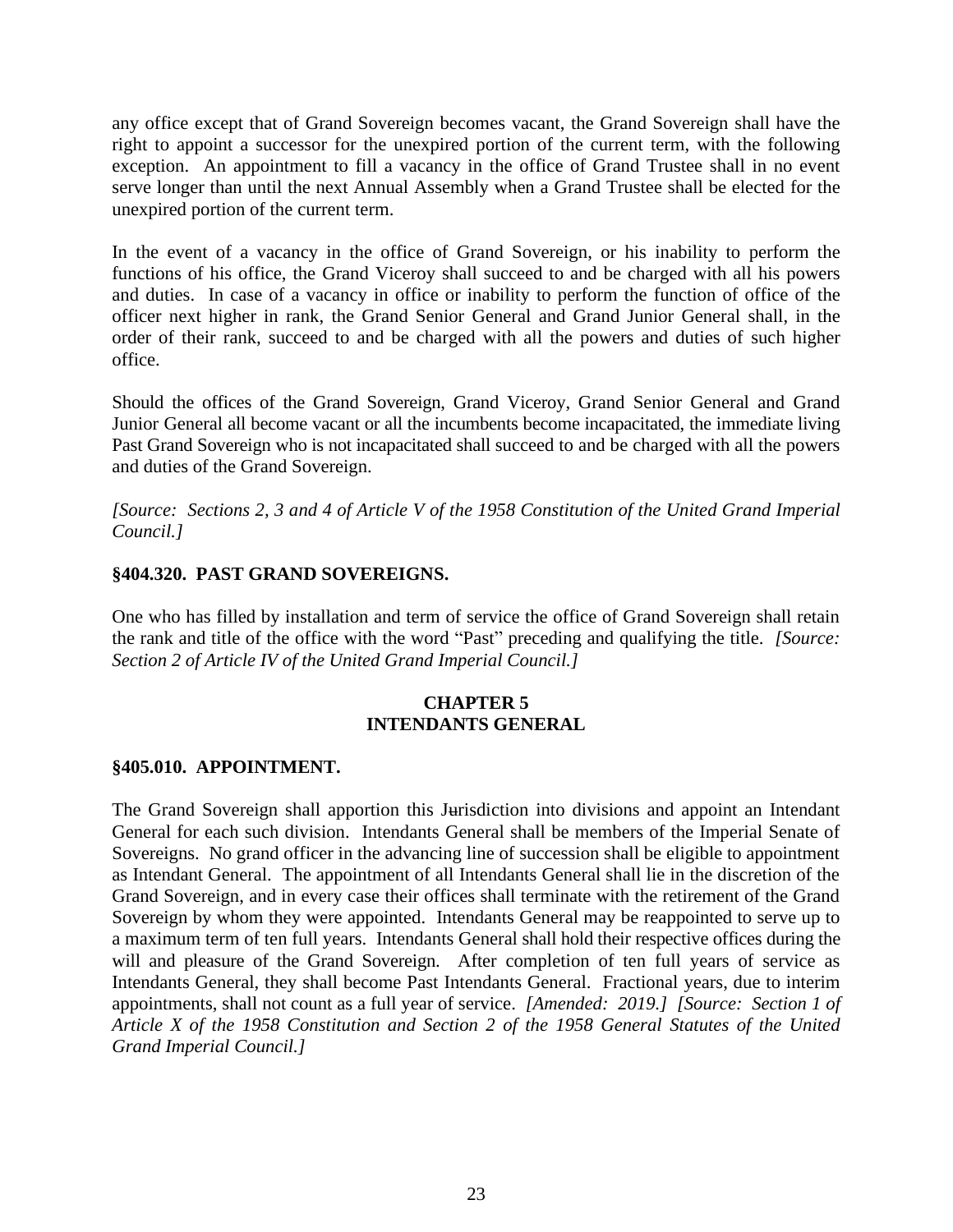any office except that of Grand Sovereign becomes vacant, the Grand Sovereign shall have the right to appoint a successor for the unexpired portion of the current term, with the following exception. An appointment to fill a vacancy in the office of Grand Trustee shall in no event serve longer than until the next Annual Assembly when a Grand Trustee shall be elected for the unexpired portion of the current term.

In the event of a vacancy in the office of Grand Sovereign, or his inability to perform the functions of his office, the Grand Viceroy shall succeed to and be charged with all his powers and duties. In case of a vacancy in office or inability to perform the function of office of the officer next higher in rank, the Grand Senior General and Grand Junior General shall, in the order of their rank, succeed to and be charged with all the powers and duties of such higher office.

Should the offices of the Grand Sovereign, Grand Viceroy, Grand Senior General and Grand Junior General all become vacant or all the incumbents become incapacitated, the immediate living Past Grand Sovereign who is not incapacitated shall succeed to and be charged with all the powers and duties of the Grand Sovereign.

*[Source: Sections 2, 3 and 4 of Article V of the 1958 Constitution of the United Grand Imperial Council.]*

### §404.320. PAST GRAND SOVEREIGNS.

One who has filled by installation and term of service the office of Grand Sovereign shall retain the rank and title of the office with the word "Past" preceding and qualifying the title. *[Source: Section 2 of Article IV of the United Grand Imperial Council.]*

## CHAPTER 5
## INTENDANTS GENERAL

### §405.010. APPOINTMENT.

The Grand Sovereign shall apportion this Jurisdiction into divisions and appoint an Intendant General for each such division. Intendants General shall be members of the Imperial Senate of Sovereigns. No grand officer in the advancing line of succession shall be eligible to appointment as Intendant General. The appointment of all Intendants General shall lie in the discretion of the Grand Sovereign, and in every case their offices shall terminate with the retirement of the Grand Sovereign by whom they were appointed. Intendants General may be reappointed to serve up to a maximum term of ten full years. Intendants General shall hold their respective offices during the will and pleasure of the Grand Sovereign. After completion of ten full years of service as Intendants General, they shall become Past Intendants General. Fractional years, due to interim appointments, shall not count as a full year of service. *[Amended: 2019.] [Source: Section 1 of Article X of the 1958 Constitution and Section 2 of the 1958 General Statutes of the United Grand Imperial Council.]*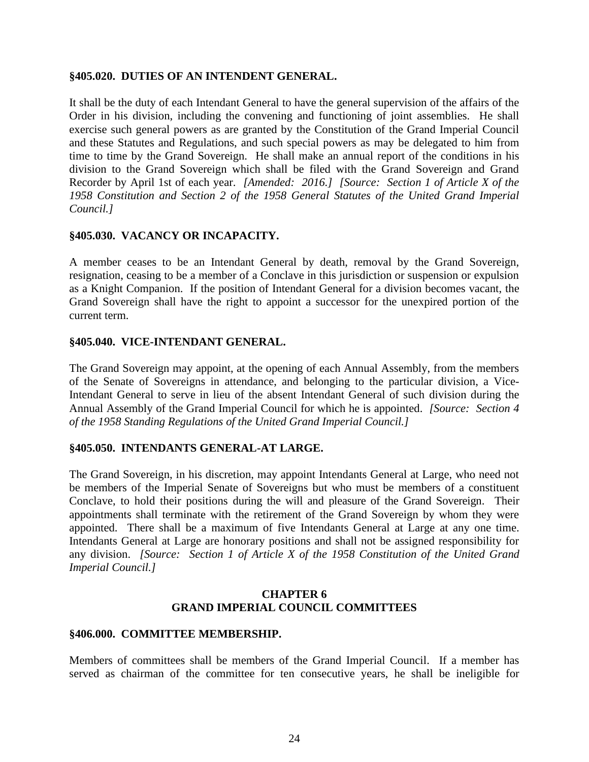### §405.020. DUTIES OF AN INTENDENT GENERAL.

It shall be the duty of each Intendant General to have the general supervision of the affairs of the Order in his division, including the convening and functioning of joint assemblies. He shall exercise such general powers as are granted by the Constitution of the Grand Imperial Council and these Statutes and Regulations, and such special powers as may be delegated to him from time to time by the Grand Sovereign. He shall make an annual report of the conditions in his division to the Grand Sovereign which shall be filed with the Grand Sovereign and Grand Recorder by April 1st of each year. *[Amended: 2016.] [Source: Section 1 of Article X of the 1958 Constitution and Section 2 of the 1958 General Statutes of the United Grand Imperial Council.]*

### §405.030. VACANCY OR INCAPACITY.

A member ceases to be an Intendant General by death, removal by the Grand Sovereign, resignation, ceasing to be a member of a Conclave in this jurisdiction or suspension or expulsion as a Knight Companion. If the position of Intendant General for a division becomes vacant, the Grand Sovereign shall have the right to appoint a successor for the unexpired portion of the current term.

### §405.040. VICE-INTENDANT GENERAL.

The Grand Sovereign may appoint, at the opening of each Annual Assembly, from the members of the Senate of Sovereigns in attendance, and belonging to the particular division, a Vice-Intendant General to serve in lieu of the absent Intendant General of such division during the Annual Assembly of the Grand Imperial Council for which he is appointed. *[Source: Section 4 of the 1958 Standing Regulations of the United Grand Imperial Council.]*

### §405.050. INTENDANTS GENERAL-AT LARGE.

The Grand Sovereign, in his discretion, may appoint Intendants General at Large, who need not be members of the Imperial Senate of Sovereigns but who must be members of a constituent Conclave, to hold their positions during the will and pleasure of the Grand Sovereign. Their appointments shall terminate with the retirement of the Grand Sovereign by whom they were appointed. There shall be a maximum of five Intendants General at Large at any one time. Intendants General at Large are honorary positions and shall not be assigned responsibility for any division. *[Source: Section 1 of Article X of the 1958 Constitution of the United Grand Imperial Council.]*

## CHAPTER 6
## GRAND IMPERIAL COUNCIL COMMITTEES

### §406.000. COMMITTEE MEMBERSHIP.

Members of committees shall be members of the Grand Imperial Council. If a member has served as chairman of the committee for ten consecutive years, he shall be ineligible for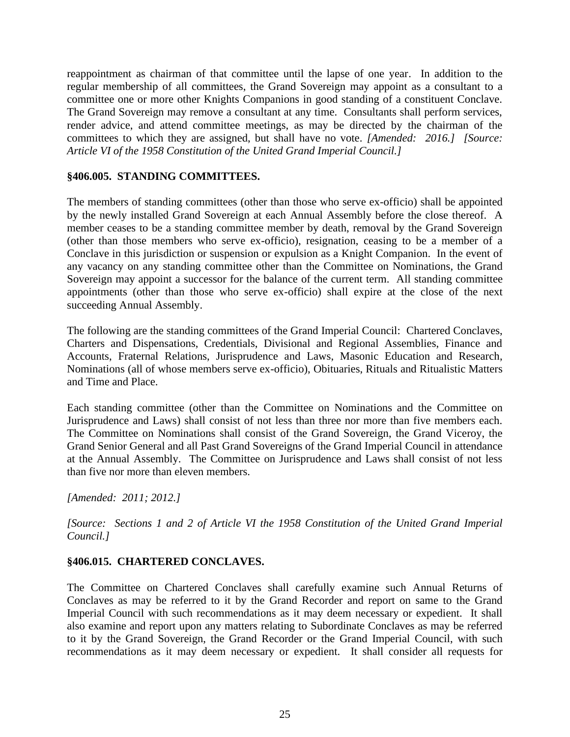reappointment as chairman of that committee until the lapse of one year. In addition to the regular membership of all committees, the Grand Sovereign may appoint as a consultant to a committee one or more other Knights Companions in good standing of a constituent Conclave. The Grand Sovereign may remove a consultant at any time. Consultants shall perform services, render advice, and attend committee meetings, as may be directed by the chairman of the committees to which they are assigned, but shall have no vote. *[Amended: 2016.] [Source: Article VI of the 1958 Constitution of the United Grand Imperial Council.]*

### §406.005. STANDING COMMITTEES.

The members of standing committees (other than those who serve ex-officio) shall be appointed by the newly installed Grand Sovereign at each Annual Assembly before the close thereof. A member ceases to be a standing committee member by death, removal by the Grand Sovereign (other than those members who serve ex-officio), resignation, ceasing to be a member of a Conclave in this jurisdiction or suspension or expulsion as a Knight Companion. In the event of any vacancy on any standing committee other than the Committee on Nominations, the Grand Sovereign may appoint a successor for the balance of the current term. All standing committee appointments (other than those who serve ex-officio) shall expire at the close of the next succeeding Annual Assembly.

The following are the standing committees of the Grand Imperial Council: Chartered Conclaves, Charters and Dispensations, Credentials, Divisional and Regional Assemblies, Finance and Accounts, Fraternal Relations, Jurisprudence and Laws, Masonic Education and Research, Nominations (all of whose members serve ex-officio), Obituaries, Rituals and Ritualistic Matters and Time and Place.

Each standing committee (other than the Committee on Nominations and the Committee on Jurisprudence and Laws) shall consist of not less than three nor more than five members each. The Committee on Nominations shall consist of the Grand Sovereign, the Grand Viceroy, the Grand Senior General and all Past Grand Sovereigns of the Grand Imperial Council in attendance at the Annual Assembly. The Committee on Jurisprudence and Laws shall consist of not less than five nor more than eleven members.

*[Amended: 2011; 2012.]*

*[Source: Sections 1 and 2 of Article VI the 1958 Constitution of the United Grand Imperial Council.]*

### §406.015. CHARTERED CONCLAVES.

The Committee on Chartered Conclaves shall carefully examine such Annual Returns of Conclaves as may be referred to it by the Grand Recorder and report on same to the Grand Imperial Council with such recommendations as it may deem necessary or expedient. It shall also examine and report upon any matters relating to Subordinate Conclaves as may be referred to it by the Grand Sovereign, the Grand Recorder or the Grand Imperial Council, with such recommendations as it may deem necessary or expedient. It shall consider all requests for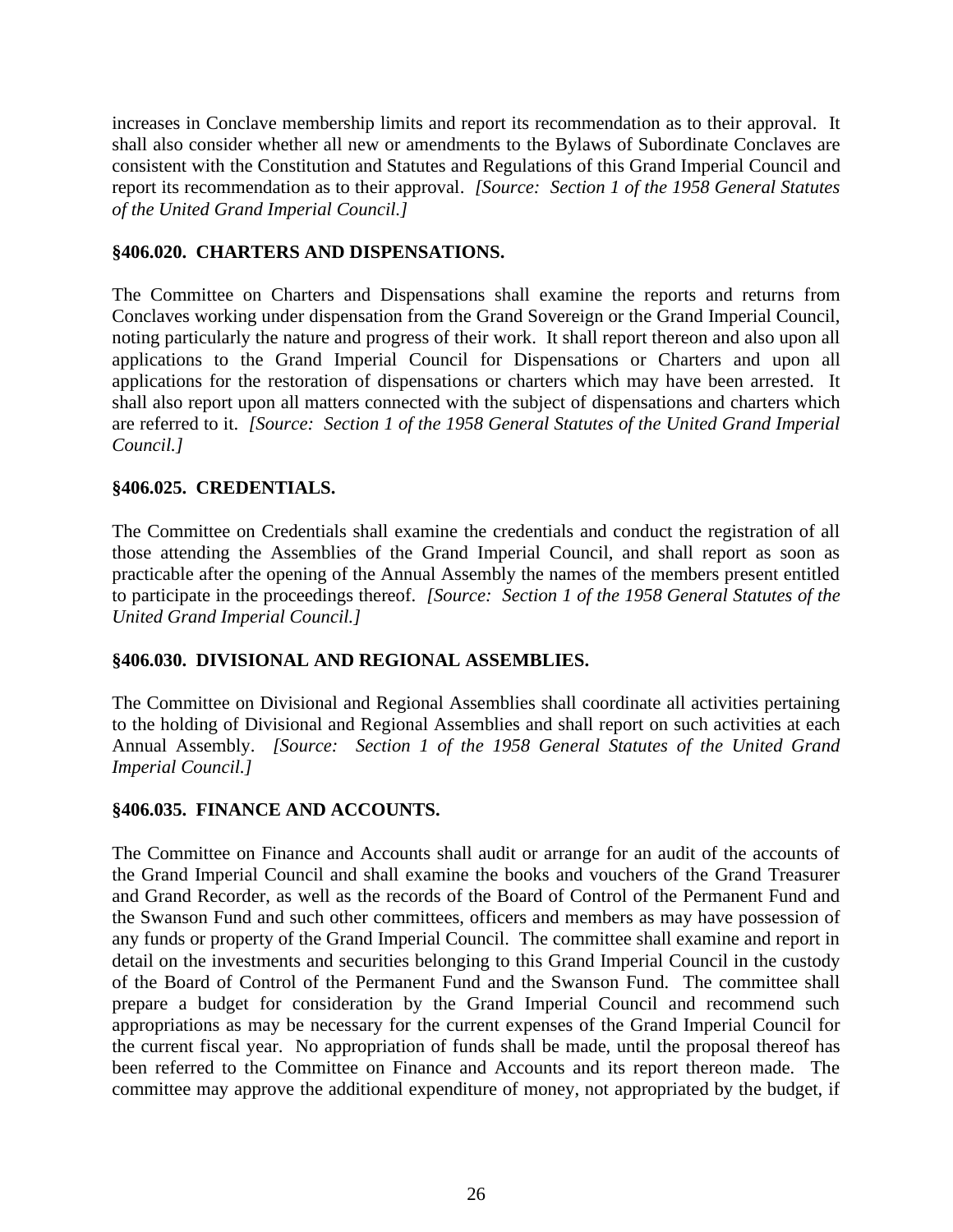increases in Conclave membership limits and report its recommendation as to their approval. It shall also consider whether all new or amendments to the Bylaws of Subordinate Conclaves are consistent with the Constitution and Statutes and Regulations of this Grand Imperial Council and report its recommendation as to their approval. *[Source: Section 1 of the 1958 General Statutes of the United Grand Imperial Council.]*

### §406.020. CHARTERS AND DISPENSATIONS.

The Committee on Charters and Dispensations shall examine the reports and returns from Conclaves working under dispensation from the Grand Sovereign or the Grand Imperial Council, noting particularly the nature and progress of their work. It shall report thereon and also upon all applications to the Grand Imperial Council for Dispensations or Charters and upon all applications for the restoration of dispensations or charters which may have been arrested. It shall also report upon all matters connected with the subject of dispensations and charters which are referred to it. *[Source: Section 1 of the 1958 General Statutes of the United Grand Imperial Council.]*

### §406.025. CREDENTIALS.

The Committee on Credentials shall examine the credentials and conduct the registration of all those attending the Assemblies of the Grand Imperial Council, and shall report as soon as practicable after the opening of the Annual Assembly the names of the members present entitled to participate in the proceedings thereof. *[Source: Section 1 of the 1958 General Statutes of the United Grand Imperial Council.]*

### §406.030. DIVISIONAL AND REGIONAL ASSEMBLIES.

The Committee on Divisional and Regional Assemblies shall coordinate all activities pertaining to the holding of Divisional and Regional Assemblies and shall report on such activities at each Annual Assembly. *[Source: Section 1 of the 1958 General Statutes of the United Grand Imperial Council.]*

### §406.035. FINANCE AND ACCOUNTS.

The Committee on Finance and Accounts shall audit or arrange for an audit of the accounts of the Grand Imperial Council and shall examine the books and vouchers of the Grand Treasurer and Grand Recorder, as well as the records of the Board of Control of the Permanent Fund and the Swanson Fund and such other committees, officers and members as may have possession of any funds or property of the Grand Imperial Council. The committee shall examine and report in detail on the investments and securities belonging to this Grand Imperial Council in the custody of the Board of Control of the Permanent Fund and the Swanson Fund. The committee shall prepare a budget for consideration by the Grand Imperial Council and recommend such appropriations as may be necessary for the current expenses of the Grand Imperial Council for the current fiscal year. No appropriation of funds shall be made, until the proposal thereof has been referred to the Committee on Finance and Accounts and its report thereon made. The committee may approve the additional expenditure of money, not appropriated by the budget, if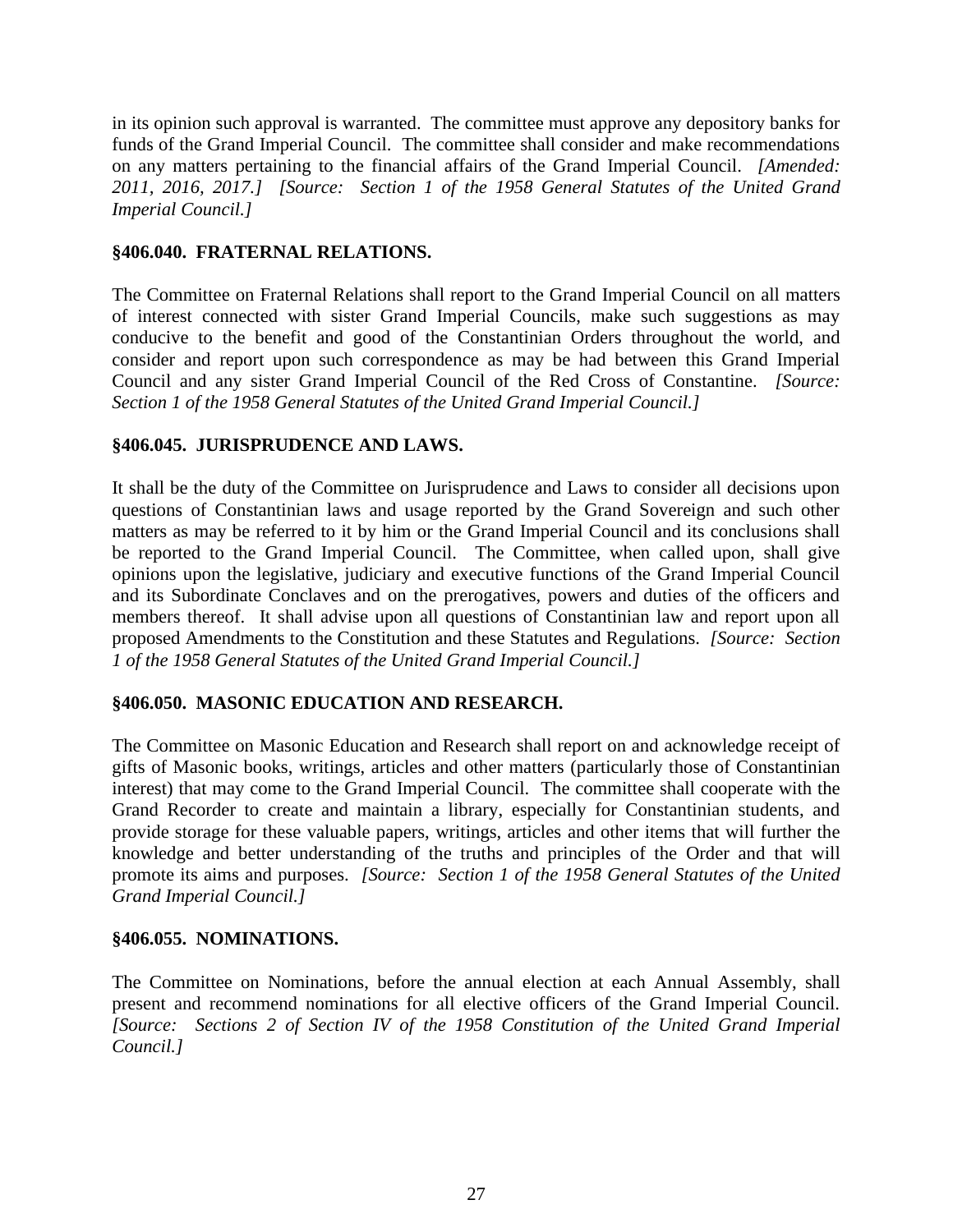in its opinion such approval is warranted. The committee must approve any depository banks for funds of the Grand Imperial Council. The committee shall consider and make recommendations on any matters pertaining to the financial affairs of the Grand Imperial Council. *[Amended: 2011, 2016, 2017.] [Source: Section 1 of the 1958 General Statutes of the United Grand Imperial Council.]*

**§406.040. FRATERNAL RELATIONS.**

The Committee on Fraternal Relations shall report to the Grand Imperial Council on all matters of interest connected with sister Grand Imperial Councils, make such suggestions as may conducive to the benefit and good of the Constantinian Orders throughout the world, and consider and report upon such correspondence as may be had between this Grand Imperial Council and any sister Grand Imperial Council of the Red Cross of Constantine. *[Source: Section 1 of the 1958 General Statutes of the United Grand Imperial Council.]*

**§406.045. JURISPRUDENCE AND LAWS.**

It shall be the duty of the Committee on Jurisprudence and Laws to consider all decisions upon questions of Constantinian laws and usage reported by the Grand Sovereign and such other matters as may be referred to it by him or the Grand Imperial Council and its conclusions shall be reported to the Grand Imperial Council. The Committee, when called upon, shall give opinions upon the legislative, judiciary and executive functions of the Grand Imperial Council and its Subordinate Conclaves and on the prerogatives, powers and duties of the officers and members thereof. It shall advise upon all questions of Constantinian law and report upon all proposed Amendments to the Constitution and these Statutes and Regulations. *[Source: Section 1 of the 1958 General Statutes of the United Grand Imperial Council.]*

**§406.050. MASONIC EDUCATION AND RESEARCH.**

The Committee on Masonic Education and Research shall report on and acknowledge receipt of gifts of Masonic books, writings, articles and other matters (particularly those of Constantinian interest) that may come to the Grand Imperial Council. The committee shall cooperate with the Grand Recorder to create and maintain a library, especially for Constantinian students, and provide storage for these valuable papers, writings, articles and other items that will further the knowledge and better understanding of the truths and principles of the Order and that will promote its aims and purposes. *[Source: Section 1 of the 1958 General Statutes of the United Grand Imperial Council.]*

**§406.055. NOMINATIONS.**

The Committee on Nominations, before the annual election at each Annual Assembly, shall present and recommend nominations for all elective officers of the Grand Imperial Council. *[Source: Sections 2 of Section IV of the 1958 Constitution of the United Grand Imperial Council.]*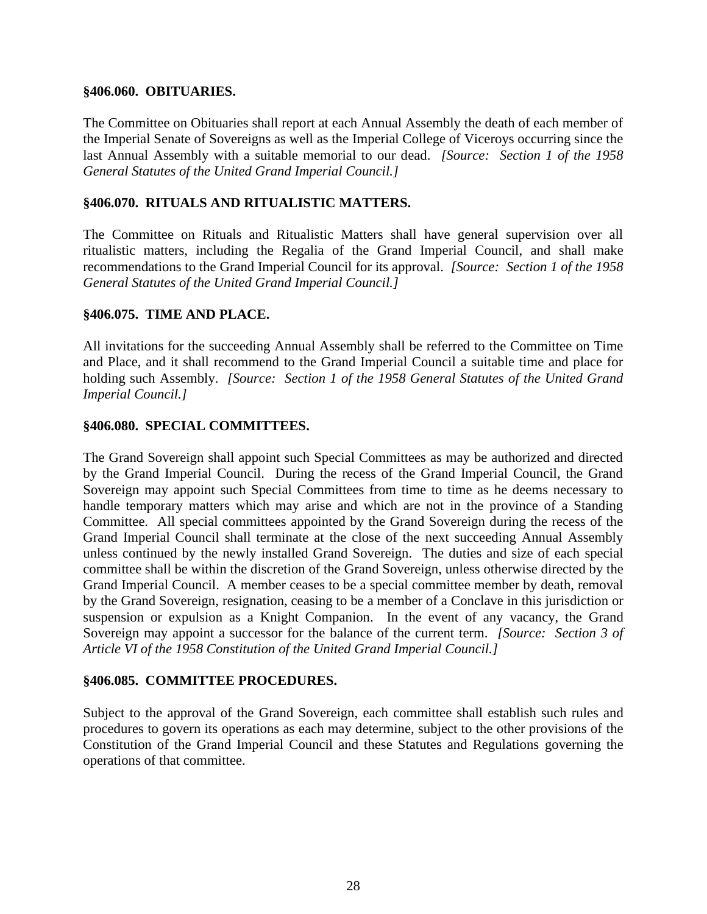### §406.060. OBITUARIES.

The Committee on Obituaries shall report at each Annual Assembly the death of each member of the Imperial Senate of Sovereigns as well as the Imperial College of Viceroys occurring since the last Annual Assembly with a suitable memorial to our dead. *[Source: Section 1 of the 1958 General Statutes of the United Grand Imperial Council.]*

### §406.070. RITUALS AND RITUALISTIC MATTERS.

The Committee on Rituals and Ritualistic Matters shall have general supervision over all ritualistic matters, including the Regalia of the Grand Imperial Council, and shall make recommendations to the Grand Imperial Council for its approval. *[Source: Section 1 of the 1958 General Statutes of the United Grand Imperial Council.]*

### §406.075. TIME AND PLACE.

All invitations for the succeeding Annual Assembly shall be referred to the Committee on Time and Place, and it shall recommend to the Grand Imperial Council a suitable time and place for holding such Assembly. *[Source: Section 1 of the 1958 General Statutes of the United Grand Imperial Council.]*

### §406.080. SPECIAL COMMITTEES.

The Grand Sovereign shall appoint such Special Committees as may be authorized and directed by the Grand Imperial Council. During the recess of the Grand Imperial Council, the Grand Sovereign may appoint such Special Committees from time to time as he deems necessary to handle temporary matters which may arise and which are not in the province of a Standing Committee. All special committees appointed by the Grand Sovereign during the recess of the Grand Imperial Council shall terminate at the close of the next succeeding Annual Assembly unless continued by the newly installed Grand Sovereign. The duties and size of each special committee shall be within the discretion of the Grand Sovereign, unless otherwise directed by the Grand Imperial Council. A member ceases to be a special committee member by death, removal by the Grand Sovereign, resignation, ceasing to be a member of a Conclave in this jurisdiction or suspension or expulsion as a Knight Companion. In the event of any vacancy, the Grand Sovereign may appoint a successor for the balance of the current term. *[Source: Section 3 of Article VI of the 1958 Constitution of the United Grand Imperial Council.]*

### §406.085. COMMITTEE PROCEDURES.

Subject to the approval of the Grand Sovereign, each committee shall establish such rules and procedures to govern its operations as each may determine, subject to the other provisions of the Constitution of the Grand Imperial Council and these Statutes and Regulations governing the operations of that committee.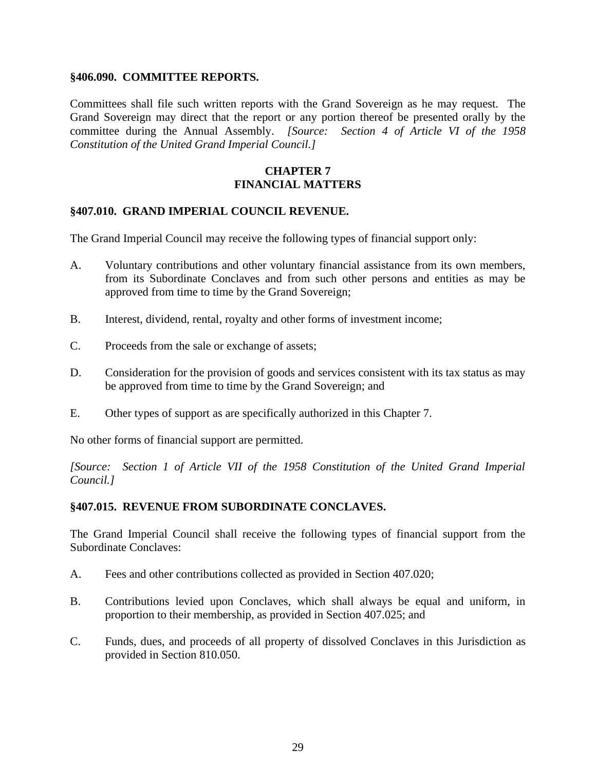### §406.090. COMMITTEE REPORTS.

Committees shall file such written reports with the Grand Sovereign as he may request. The Grand Sovereign may direct that the report or any portion thereof be presented orally by the committee during the Annual Assembly. *[Source: Section 4 of Article VI of the 1958 Constitution of the United Grand Imperial Council.]*

## CHAPTER 7
## FINANCIAL MATTERS

### §407.010. GRAND IMPERIAL COUNCIL REVENUE.

The Grand Imperial Council may receive the following types of financial support only:

A. Voluntary contributions and other voluntary financial assistance from its own members, from its Subordinate Conclaves and from such other persons and entities as may be approved from time to time by the Grand Sovereign;

B. Interest, dividend, rental, royalty and other forms of investment income;

C. Proceeds from the sale or exchange of assets;

D. Consideration for the provision of goods and services consistent with its tax status as may be approved from time to time by the Grand Sovereign; and

E. Other types of support as are specifically authorized in this Chapter 7.

No other forms of financial support are permitted.

*[Source: Section 1 of Article VII of the 1958 Constitution of the United Grand Imperial Council.]*

### §407.015. REVENUE FROM SUBORDINATE CONCLAVES.

The Grand Imperial Council shall receive the following types of financial support from the Subordinate Conclaves:

A. Fees and other contributions collected as provided in Section 407.020;

B. Contributions levied upon Conclaves, which shall always be equal and uniform, in proportion to their membership, as provided in Section 407.025; and

C. Funds, dues, and proceeds of all property of dissolved Conclaves in this Jurisdiction as provided in Section 810.050.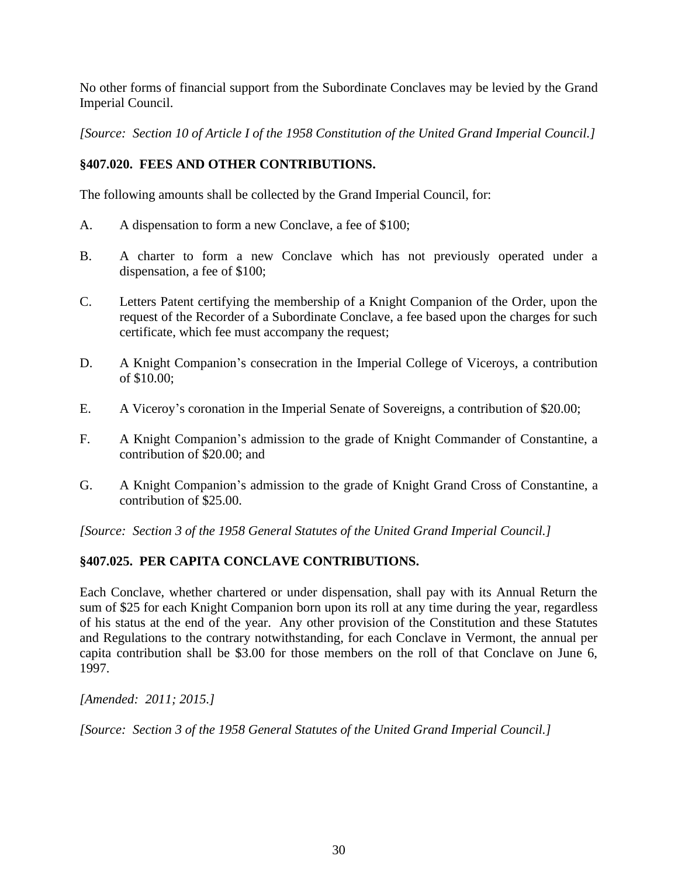No other forms of financial support from the Subordinate Conclaves may be levied by the Grand Imperial Council.

*[Source: Section 10 of Article I of the 1958 Constitution of the United Grand Imperial Council.]*

### §407.020. FEES AND OTHER CONTRIBUTIONS.

The following amounts shall be collected by the Grand Imperial Council, for:

A. A dispensation to form a new Conclave, a fee of $100;

B. A charter to form a new Conclave which has not previously operated under a dispensation, a fee of $100;

C. Letters Patent certifying the membership of a Knight Companion of the Order, upon the request of the Recorder of a Subordinate Conclave, a fee based upon the charges for such certificate, which fee must accompany the request;

D. A Knight Companion's consecration in the Imperial College of Viceroys, a contribution of $10.00;

E. A Viceroy's coronation in the Imperial Senate of Sovereigns, a contribution of $20.00;

F. A Knight Companion's admission to the grade of Knight Commander of Constantine, a contribution of $20.00; and

G. A Knight Companion's admission to the grade of Knight Grand Cross of Constantine, a contribution of $25.00.

*[Source: Section 3 of the 1958 General Statutes of the United Grand Imperial Council.]*

### §407.025. PER CAPITA CONCLAVE CONTRIBUTIONS.

Each Conclave, whether chartered or under dispensation, shall pay with its Annual Return the sum of $25 for each Knight Companion born upon its roll at any time during the year, regardless of his status at the end of the year. Any other provision of the Constitution and these Statutes and Regulations to the contrary notwithstanding, for each Conclave in Vermont, the annual per capita contribution shall be $3.00 for those members on the roll of that Conclave on June 6, 1997.

*[Amended: 2011; 2015.]*

*[Source: Section 3 of the 1958 General Statutes of the United Grand Imperial Council.]*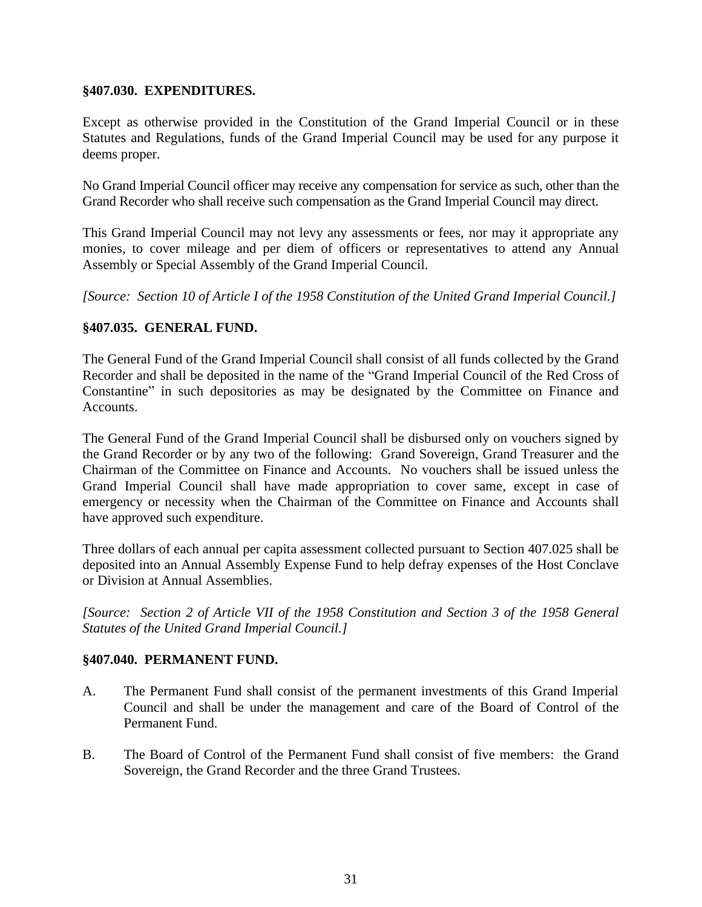### §407.030. EXPENDITURES.

Except as otherwise provided in the Constitution of the Grand Imperial Council or in these Statutes and Regulations, funds of the Grand Imperial Council may be used for any purpose it deems proper.

No Grand Imperial Council officer may receive any compensation for service as such, other than the Grand Recorder who shall receive such compensation as the Grand Imperial Council may direct.

This Grand Imperial Council may not levy any assessments or fees, nor may it appropriate any monies, to cover mileage and per diem of officers or representatives to attend any Annual Assembly or Special Assembly of the Grand Imperial Council.

*[Source: Section 10 of Article I of the 1958 Constitution of the United Grand Imperial Council.]*

### §407.035. GENERAL FUND.

The General Fund of the Grand Imperial Council shall consist of all funds collected by the Grand Recorder and shall be deposited in the name of the "Grand Imperial Council of the Red Cross of Constantine" in such depositories as may be designated by the Committee on Finance and Accounts.

The General Fund of the Grand Imperial Council shall be disbursed only on vouchers signed by the Grand Recorder or by any two of the following: Grand Sovereign, Grand Treasurer and the Chairman of the Committee on Finance and Accounts. No vouchers shall be issued unless the Grand Imperial Council shall have made appropriation to cover same, except in case of emergency or necessity when the Chairman of the Committee on Finance and Accounts shall have approved such expenditure.

Three dollars of each annual per capita assessment collected pursuant to Section 407.025 shall be deposited into an Annual Assembly Expense Fund to help defray expenses of the Host Conclave or Division at Annual Assemblies.

*[Source: Section 2 of Article VII of the 1958 Constitution and Section 3 of the 1958 General Statutes of the United Grand Imperial Council.]*

### §407.040. PERMANENT FUND.

A. The Permanent Fund shall consist of the permanent investments of this Grand Imperial Council and shall be under the management and care of the Board of Control of the Permanent Fund.

B. The Board of Control of the Permanent Fund shall consist of five members: the Grand Sovereign, the Grand Recorder and the three Grand Trustees.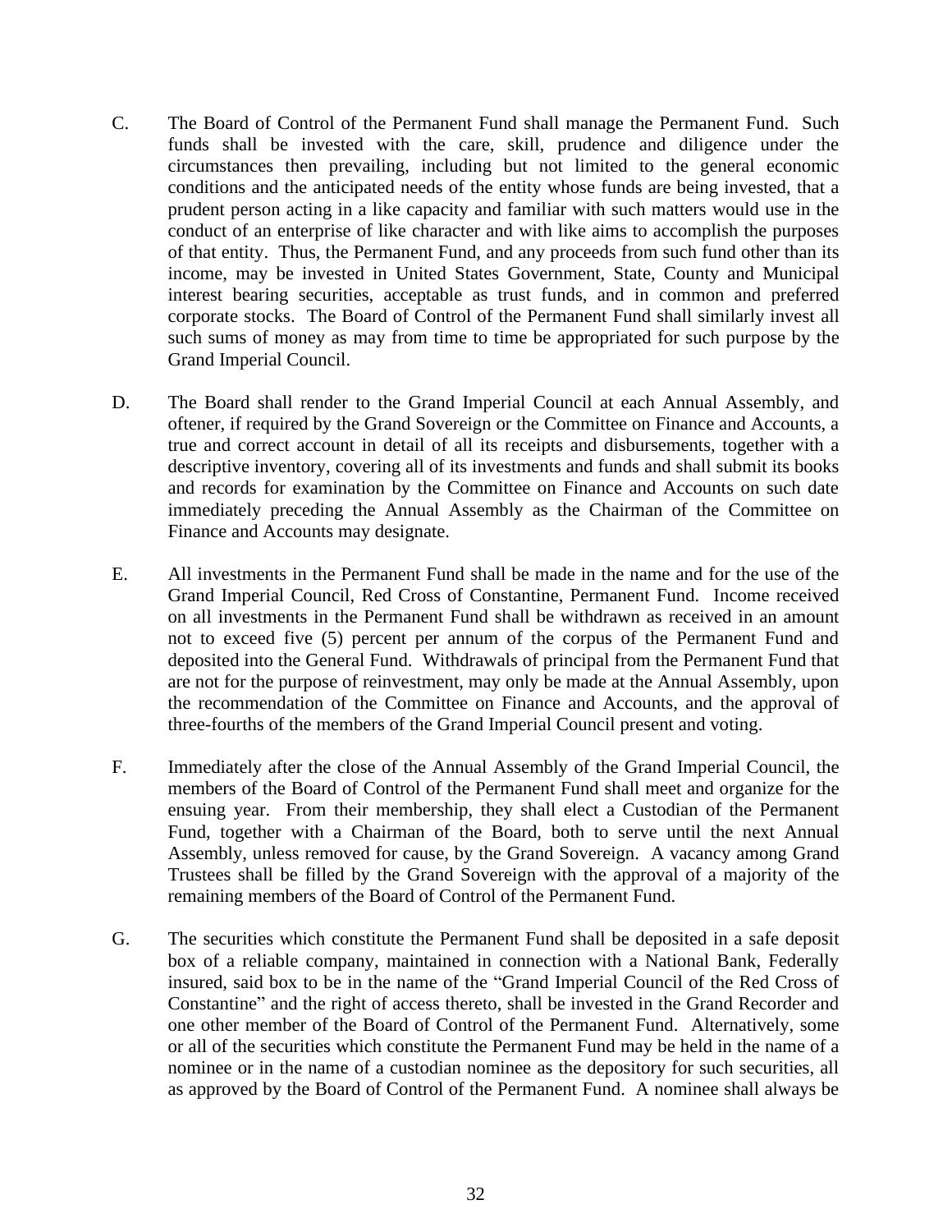C. The Board of Control of the Permanent Fund shall manage the Permanent Fund. Such funds shall be invested with the care, skill, prudence and diligence under the circumstances then prevailing, including but not limited to the general economic conditions and the anticipated needs of the entity whose funds are being invested, that a prudent person acting in a like capacity and familiar with such matters would use in the conduct of an enterprise of like character and with like aims to accomplish the purposes of that entity. Thus, the Permanent Fund, and any proceeds from such fund other than its income, may be invested in United States Government, State, County and Municipal interest bearing securities, acceptable as trust funds, and in common and preferred corporate stocks. The Board of Control of the Permanent Fund shall similarly invest all such sums of money as may from time to time be appropriated for such purpose by the Grand Imperial Council.

D. The Board shall render to the Grand Imperial Council at each Annual Assembly, and oftener, if required by the Grand Sovereign or the Committee on Finance and Accounts, a true and correct account in detail of all its receipts and disbursements, together with a descriptive inventory, covering all of its investments and funds and shall submit its books and records for examination by the Committee on Finance and Accounts on such date immediately preceding the Annual Assembly as the Chairman of the Committee on Finance and Accounts may designate.

E. All investments in the Permanent Fund shall be made in the name and for the use of the Grand Imperial Council, Red Cross of Constantine, Permanent Fund. Income received on all investments in the Permanent Fund shall be withdrawn as received in an amount not to exceed five (5) percent per annum of the corpus of the Permanent Fund and deposited into the General Fund. Withdrawals of principal from the Permanent Fund that are not for the purpose of reinvestment, may only be made at the Annual Assembly, upon the recommendation of the Committee on Finance and Accounts, and the approval of three-fourths of the members of the Grand Imperial Council present and voting.

F. Immediately after the close of the Annual Assembly of the Grand Imperial Council, the members of the Board of Control of the Permanent Fund shall meet and organize for the ensuing year. From their membership, they shall elect a Custodian of the Permanent Fund, together with a Chairman of the Board, both to serve until the next Annual Assembly, unless removed for cause, by the Grand Sovereign. A vacancy among Grand Trustees shall be filled by the Grand Sovereign with the approval of a majority of the remaining members of the Board of Control of the Permanent Fund.

G. The securities which constitute the Permanent Fund shall be deposited in a safe deposit box of a reliable company, maintained in connection with a National Bank, Federally insured, said box to be in the name of the "Grand Imperial Council of the Red Cross of Constantine" and the right of access thereto, shall be invested in the Grand Recorder and one other member of the Board of Control of the Permanent Fund. Alternatively, some or all of the securities which constitute the Permanent Fund may be held in the name of a nominee or in the name of a custodian nominee as the depository for such securities, all as approved by the Board of Control of the Permanent Fund. A nominee shall always be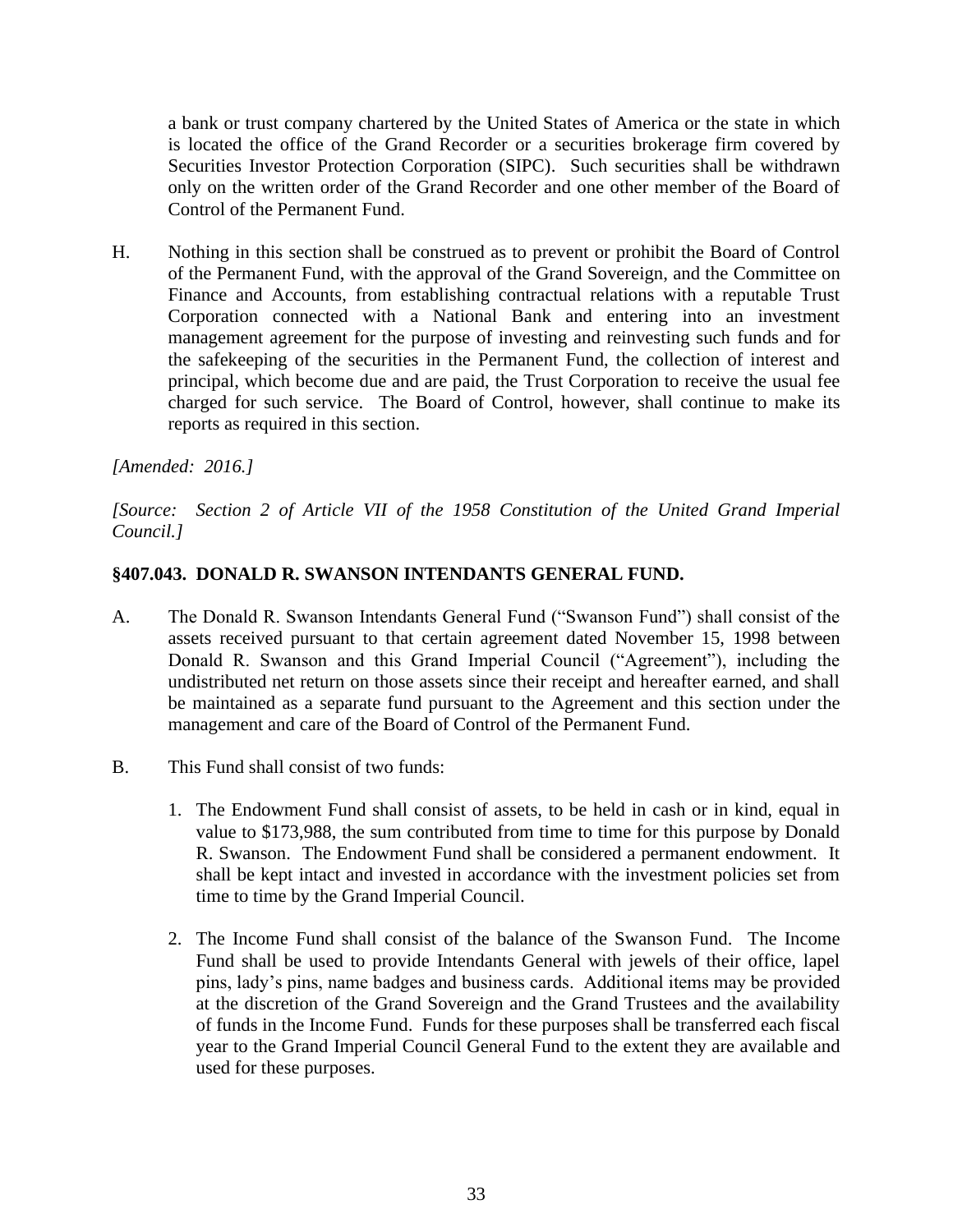a bank or trust company chartered by the United States of America or the state in which is located the office of the Grand Recorder or a securities brokerage firm covered by Securities Investor Protection Corporation (SIPC). Such securities shall be withdrawn only on the written order of the Grand Recorder and one other member of the Board of Control of the Permanent Fund.

H. Nothing in this section shall be construed as to prevent or prohibit the Board of Control of the Permanent Fund, with the approval of the Grand Sovereign, and the Committee on Finance and Accounts, from establishing contractual relations with a reputable Trust Corporation connected with a National Bank and entering into an investment management agreement for the purpose of investing and reinvesting such funds and for the safekeeping of the securities in the Permanent Fund, the collection of interest and principal, which become due and are paid, the Trust Corporation to receive the usual fee charged for such service. The Board of Control, however, shall continue to make its reports as required in this section.

*[Amended: 2016.]*

*[Source: Section 2 of Article VII of the 1958 Constitution of the United Grand Imperial Council.]*

### §407.043. DONALD R. SWANSON INTENDANTS GENERAL FUND.

A. The Donald R. Swanson Intendants General Fund ("Swanson Fund") shall consist of the assets received pursuant to that certain agreement dated November 15, 1998 between Donald R. Swanson and this Grand Imperial Council ("Agreement"), including the undistributed net return on those assets since their receipt and hereafter earned, and shall be maintained as a separate fund pursuant to the Agreement and this section under the management and care of the Board of Control of the Permanent Fund.

B. This Fund shall consist of two funds:

1. The Endowment Fund shall consist of assets, to be held in cash or in kind, equal in value to $173,988, the sum contributed from time to time for this purpose by Donald R. Swanson. The Endowment Fund shall be considered a permanent endowment. It shall be kept intact and invested in accordance with the investment policies set from time to time by the Grand Imperial Council.

2. The Income Fund shall consist of the balance of the Swanson Fund. The Income Fund shall be used to provide Intendants General with jewels of their office, lapel pins, lady's pins, name badges and business cards. Additional items may be provided at the discretion of the Grand Sovereign and the Grand Trustees and the availability of funds in the Income Fund. Funds for these purposes shall be transferred each fiscal year to the Grand Imperial Council General Fund to the extent they are available and used for these purposes.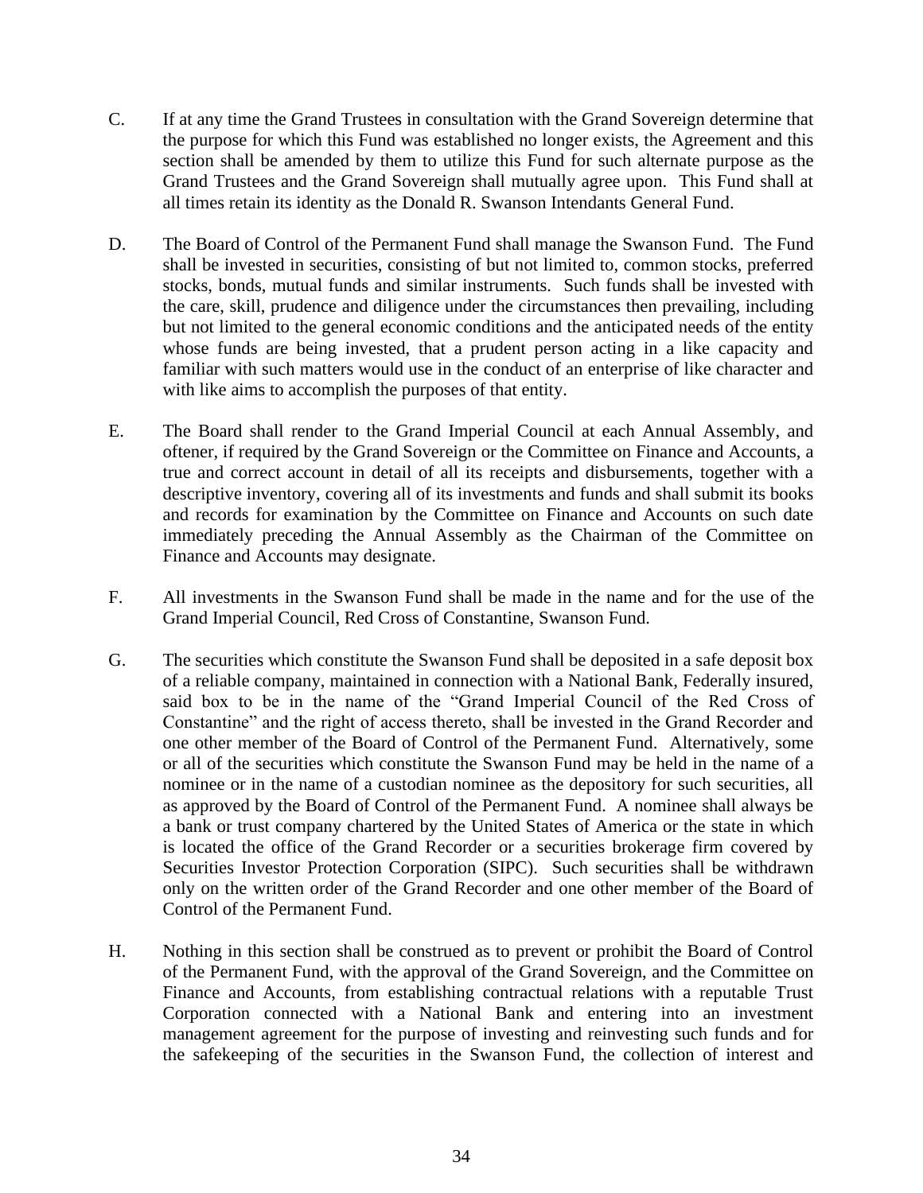C. If at any time the Grand Trustees in consultation with the Grand Sovereign determine that the purpose for which this Fund was established no longer exists, the Agreement and this section shall be amended by them to utilize this Fund for such alternate purpose as the Grand Trustees and the Grand Sovereign shall mutually agree upon. This Fund shall at all times retain its identity as the Donald R. Swanson Intendants General Fund.

D. The Board of Control of the Permanent Fund shall manage the Swanson Fund. The Fund shall be invested in securities, consisting of but not limited to, common stocks, preferred stocks, bonds, mutual funds and similar instruments. Such funds shall be invested with the care, skill, prudence and diligence under the circumstances then prevailing, including but not limited to the general economic conditions and the anticipated needs of the entity whose funds are being invested, that a prudent person acting in a like capacity and familiar with such matters would use in the conduct of an enterprise of like character and with like aims to accomplish the purposes of that entity.

E. The Board shall render to the Grand Imperial Council at each Annual Assembly, and oftener, if required by the Grand Sovereign or the Committee on Finance and Accounts, a true and correct account in detail of all its receipts and disbursements, together with a descriptive inventory, covering all of its investments and funds and shall submit its books and records for examination by the Committee on Finance and Accounts on such date immediately preceding the Annual Assembly as the Chairman of the Committee on Finance and Accounts may designate.

F. All investments in the Swanson Fund shall be made in the name and for the use of the Grand Imperial Council, Red Cross of Constantine, Swanson Fund.

G. The securities which constitute the Swanson Fund shall be deposited in a safe deposit box of a reliable company, maintained in connection with a National Bank, Federally insured, said box to be in the name of the "Grand Imperial Council of the Red Cross of Constantine" and the right of access thereto, shall be invested in the Grand Recorder and one other member of the Board of Control of the Permanent Fund. Alternatively, some or all of the securities which constitute the Swanson Fund may be held in the name of a nominee or in the name of a custodian nominee as the depository for such securities, all as approved by the Board of Control of the Permanent Fund. A nominee shall always be a bank or trust company chartered by the United States of America or the state in which is located the office of the Grand Recorder or a securities brokerage firm covered by Securities Investor Protection Corporation (SIPC). Such securities shall be withdrawn only on the written order of the Grand Recorder and one other member of the Board of Control of the Permanent Fund.

H. Nothing in this section shall be construed as to prevent or prohibit the Board of Control of the Permanent Fund, with the approval of the Grand Sovereign, and the Committee on Finance and Accounts, from establishing contractual relations with a reputable Trust Corporation connected with a National Bank and entering into an investment management agreement for the purpose of investing and reinvesting such funds and for the safekeeping of the securities in the Swanson Fund, the collection of interest and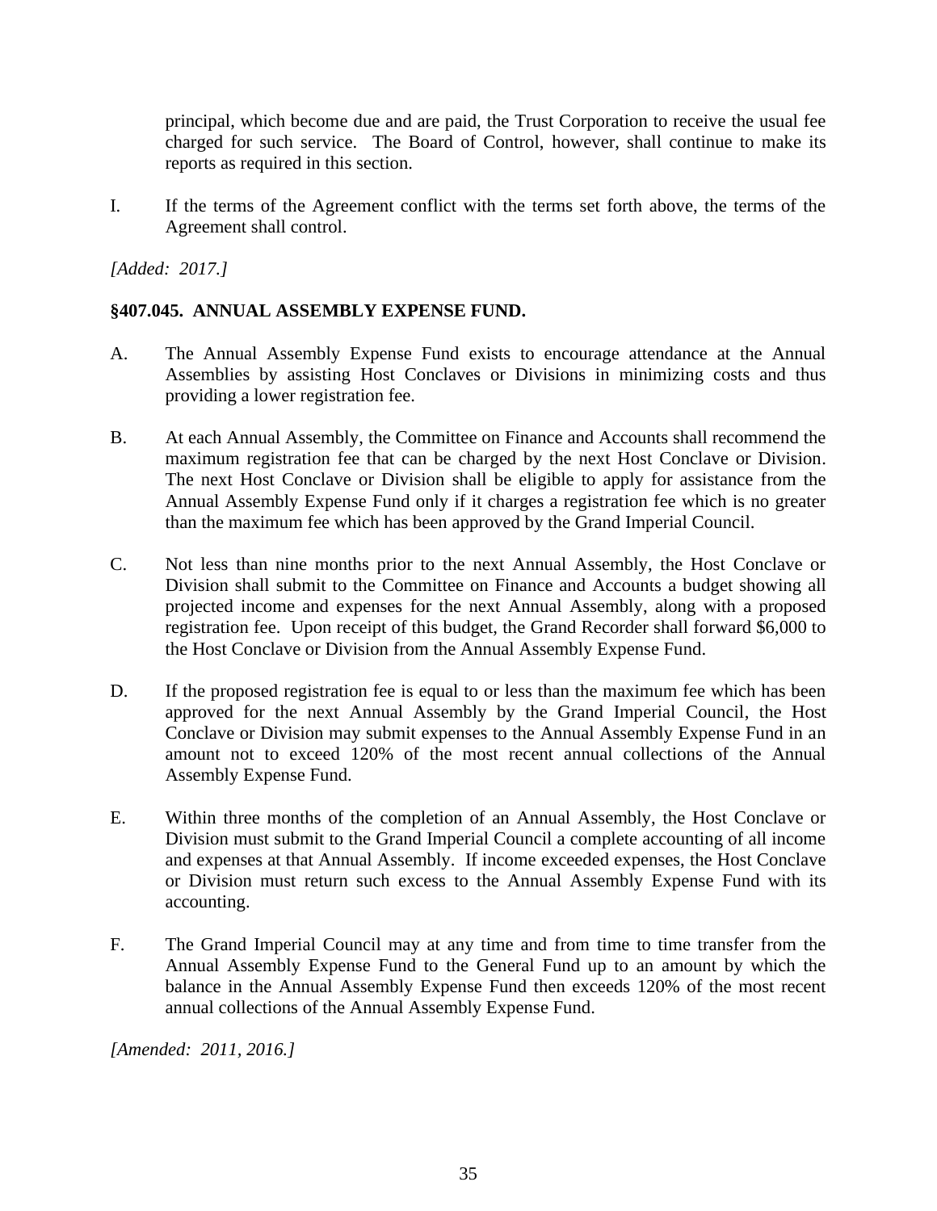principal, which become due and are paid, the Trust Corporation to receive the usual fee charged for such service. The Board of Control, however, shall continue to make its reports as required in this section.

I. If the terms of the Agreement conflict with the terms set forth above, the terms of the Agreement shall control.

*[Added: 2017.]*

**§407.045. ANNUAL ASSEMBLY EXPENSE FUND.**

A. The Annual Assembly Expense Fund exists to encourage attendance at the Annual Assemblies by assisting Host Conclaves or Divisions in minimizing costs and thus providing a lower registration fee.

B. At each Annual Assembly, the Committee on Finance and Accounts shall recommend the maximum registration fee that can be charged by the next Host Conclave or Division. The next Host Conclave or Division shall be eligible to apply for assistance from the Annual Assembly Expense Fund only if it charges a registration fee which is no greater than the maximum fee which has been approved by the Grand Imperial Council.

C. Not less than nine months prior to the next Annual Assembly, the Host Conclave or Division shall submit to the Committee on Finance and Accounts a budget showing all projected income and expenses for the next Annual Assembly, along with a proposed registration fee. Upon receipt of this budget, the Grand Recorder shall forward $6,000 to the Host Conclave or Division from the Annual Assembly Expense Fund.

D. If the proposed registration fee is equal to or less than the maximum fee which has been approved for the next Annual Assembly by the Grand Imperial Council, the Host Conclave or Division may submit expenses to the Annual Assembly Expense Fund in an amount not to exceed 120% of the most recent annual collections of the Annual Assembly Expense Fund.

E. Within three months of the completion of an Annual Assembly, the Host Conclave or Division must submit to the Grand Imperial Council a complete accounting of all income and expenses at that Annual Assembly. If income exceeded expenses, the Host Conclave or Division must return such excess to the Annual Assembly Expense Fund with its accounting.

F. The Grand Imperial Council may at any time and from time to time transfer from the Annual Assembly Expense Fund to the General Fund up to an amount by which the balance in the Annual Assembly Expense Fund then exceeds 120% of the most recent annual collections of the Annual Assembly Expense Fund.

*[Amended: 2011, 2016.]*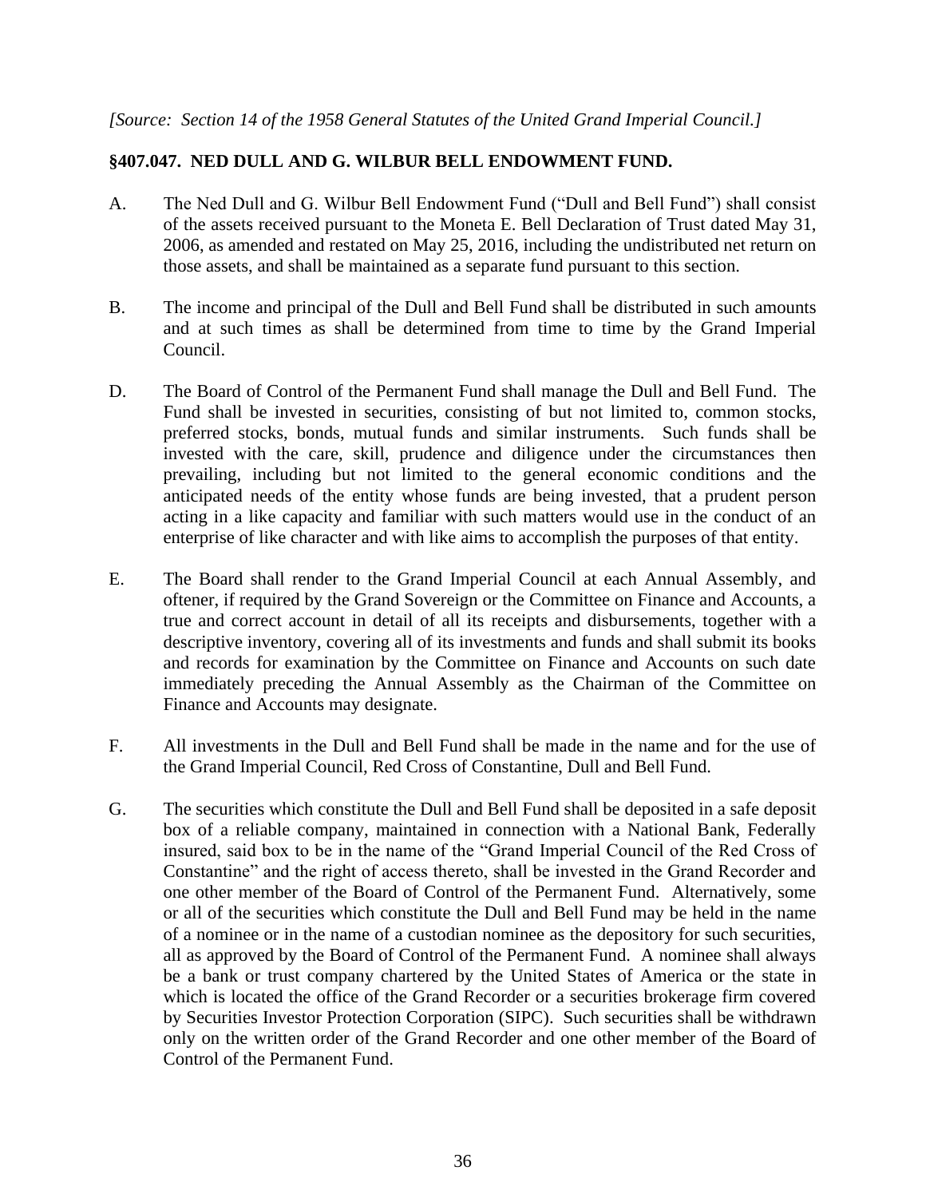*[Source: Section 14 of the 1958 General Statutes of the United Grand Imperial Council.]*

**§407.047. NED DULL AND G. WILBUR BELL ENDOWMENT FUND.**

A. The Ned Dull and G. Wilbur Bell Endowment Fund ("Dull and Bell Fund") shall consist of the assets received pursuant to the Moneta E. Bell Declaration of Trust dated May 31, 2006, as amended and restated on May 25, 2016, including the undistributed net return on those assets, and shall be maintained as a separate fund pursuant to this section.

B. The income and principal of the Dull and Bell Fund shall be distributed in such amounts and at such times as shall be determined from time to time by the Grand Imperial Council.

D. The Board of Control of the Permanent Fund shall manage the Dull and Bell Fund. The Fund shall be invested in securities, consisting of but not limited to, common stocks, preferred stocks, bonds, mutual funds and similar instruments. Such funds shall be invested with the care, skill, prudence and diligence under the circumstances then prevailing, including but not limited to the general economic conditions and the anticipated needs of the entity whose funds are being invested, that a prudent person acting in a like capacity and familiar with such matters would use in the conduct of an enterprise of like character and with like aims to accomplish the purposes of that entity.

E. The Board shall render to the Grand Imperial Council at each Annual Assembly, and oftener, if required by the Grand Sovereign or the Committee on Finance and Accounts, a true and correct account in detail of all its receipts and disbursements, together with a descriptive inventory, covering all of its investments and funds and shall submit its books and records for examination by the Committee on Finance and Accounts on such date immediately preceding the Annual Assembly as the Chairman of the Committee on Finance and Accounts may designate.

F. All investments in the Dull and Bell Fund shall be made in the name and for the use of the Grand Imperial Council, Red Cross of Constantine, Dull and Bell Fund.

G. The securities which constitute the Dull and Bell Fund shall be deposited in a safe deposit box of a reliable company, maintained in connection with a National Bank, Federally insured, said box to be in the name of the "Grand Imperial Council of the Red Cross of Constantine" and the right of access thereto, shall be invested in the Grand Recorder and one other member of the Board of Control of the Permanent Fund. Alternatively, some or all of the securities which constitute the Dull and Bell Fund may be held in the name of a nominee or in the name of a custodian nominee as the depository for such securities, all as approved by the Board of Control of the Permanent Fund. A nominee shall always be a bank or trust company chartered by the United States of America or the state in which is located the office of the Grand Recorder or a securities brokerage firm covered by Securities Investor Protection Corporation (SIPC). Such securities shall be withdrawn only on the written order of the Grand Recorder and one other member of the Board of Control of the Permanent Fund.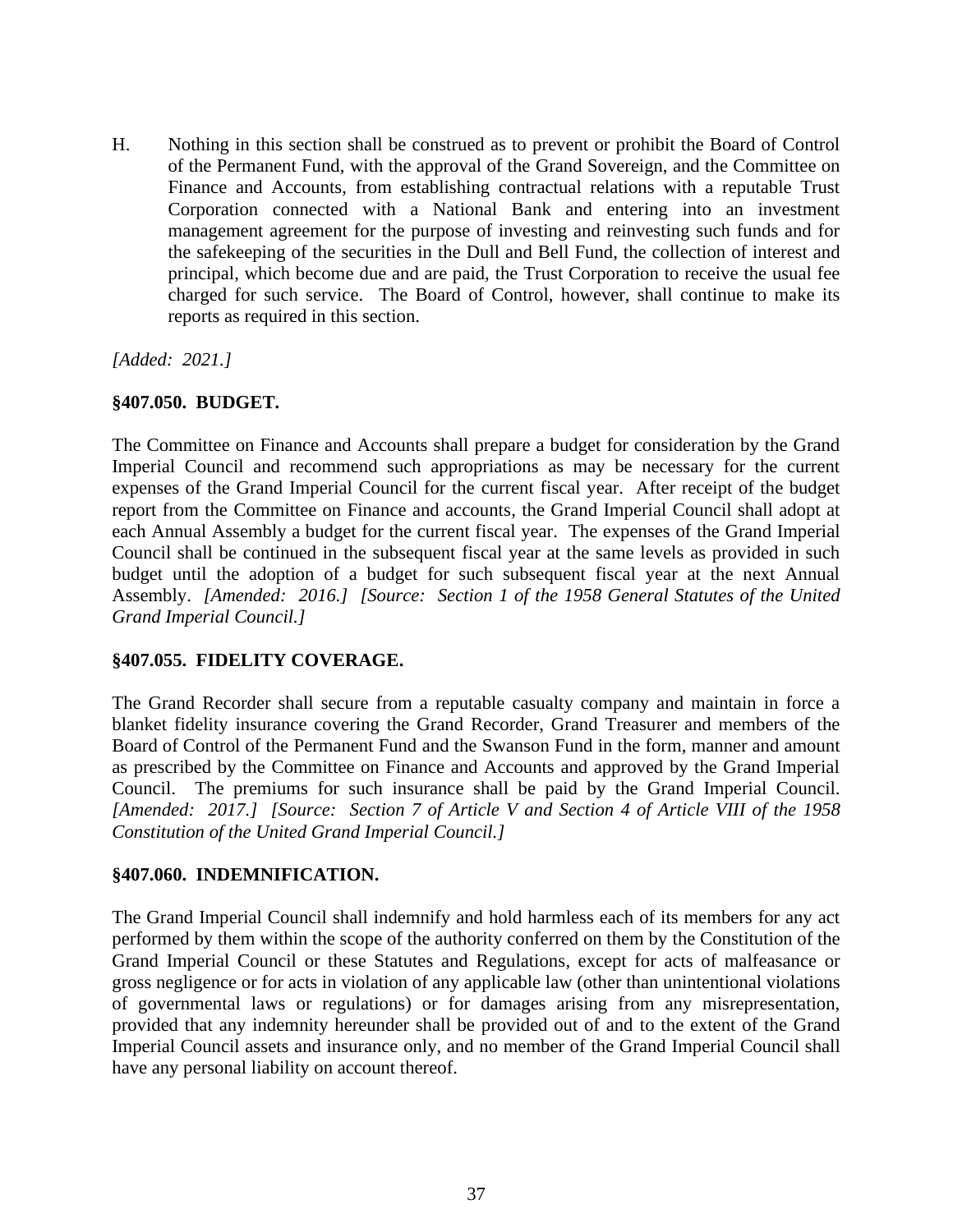H. Nothing in this section shall be construed as to prevent or prohibit the Board of Control of the Permanent Fund, with the approval of the Grand Sovereign, and the Committee on Finance and Accounts, from establishing contractual relations with a reputable Trust Corporation connected with a National Bank and entering into an investment management agreement for the purpose of investing and reinvesting such funds and for the safekeeping of the securities in the Dull and Bell Fund, the collection of interest and principal, which become due and are paid, the Trust Corporation to receive the usual fee charged for such service. The Board of Control, however, shall continue to make its reports as required in this section.

*[Added: 2021.]*

### §407.050. BUDGET.

The Committee on Finance and Accounts shall prepare a budget for consideration by the Grand Imperial Council and recommend such appropriations as may be necessary for the current expenses of the Grand Imperial Council for the current fiscal year. After receipt of the budget report from the Committee on Finance and accounts, the Grand Imperial Council shall adopt at each Annual Assembly a budget for the current fiscal year. The expenses of the Grand Imperial Council shall be continued in the subsequent fiscal year at the same levels as provided in such budget until the adoption of a budget for such subsequent fiscal year at the next Annual Assembly. *[Amended: 2016.] [Source: Section 1 of the 1958 General Statutes of the United Grand Imperial Council.]*

### §407.055. FIDELITY COVERAGE.

The Grand Recorder shall secure from a reputable casualty company and maintain in force a blanket fidelity insurance covering the Grand Recorder, Grand Treasurer and members of the Board of Control of the Permanent Fund and the Swanson Fund in the form, manner and amount as prescribed by the Committee on Finance and Accounts and approved by the Grand Imperial Council. The premiums for such insurance shall be paid by the Grand Imperial Council. *[Amended: 2017.] [Source: Section 7 of Article V and Section 4 of Article VIII of the 1958 Constitution of the United Grand Imperial Council.]*

### §407.060. INDEMNIFICATION.

The Grand Imperial Council shall indemnify and hold harmless each of its members for any act performed by them within the scope of the authority conferred on them by the Constitution of the Grand Imperial Council or these Statutes and Regulations, except for acts of malfeasance or gross negligence or for acts in violation of any applicable law (other than unintentional violations of governmental laws or regulations) or for damages arising from any misrepresentation, provided that any indemnity hereunder shall be provided out of and to the extent of the Grand Imperial Council assets and insurance only, and no member of the Grand Imperial Council shall have any personal liability on account thereof.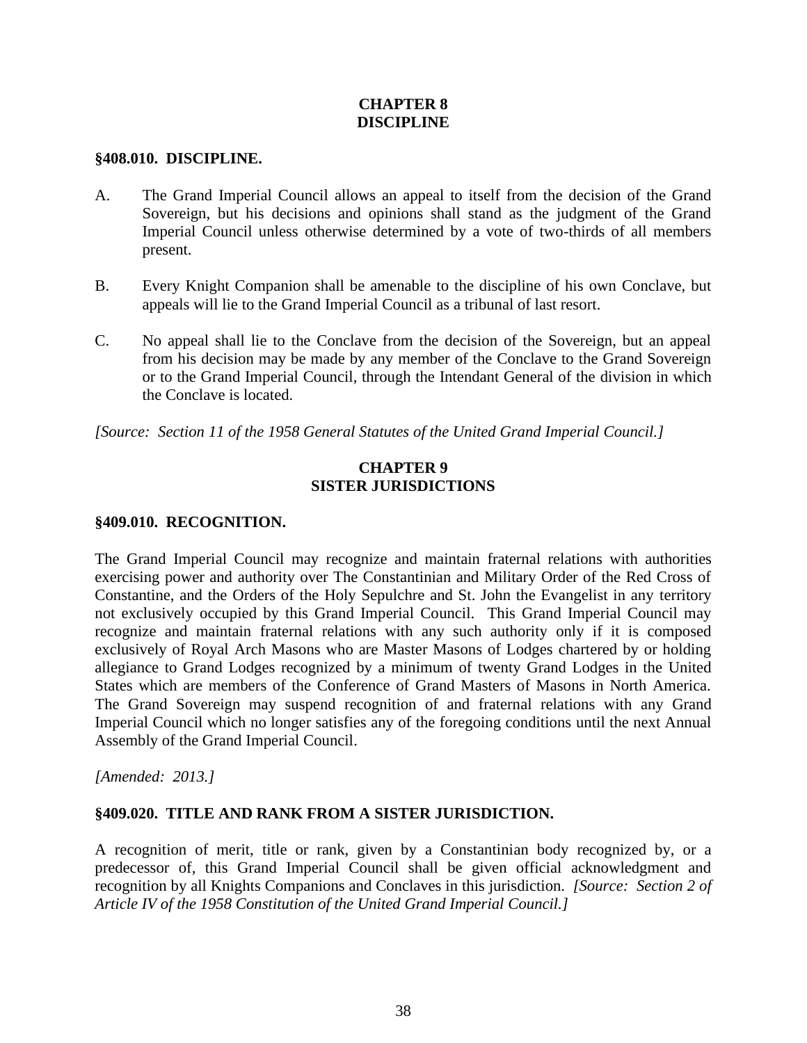# CHAPTER 8
# DISCIPLINE

### §408.010. DISCIPLINE.

A. The Grand Imperial Council allows an appeal to itself from the decision of the Grand Sovereign, but his decisions and opinions shall stand as the judgment of the Grand Imperial Council unless otherwise determined by a vote of two-thirds of all members present.

B. Every Knight Companion shall be amenable to the discipline of his own Conclave, but appeals will lie to the Grand Imperial Council as a tribunal of last resort.

C. No appeal shall lie to the Conclave from the decision of the Sovereign, but an appeal from his decision may be made by any member of the Conclave to the Grand Sovereign or to the Grand Imperial Council, through the Intendant General of the division in which the Conclave is located.

*[Source: Section 11 of the 1958 General Statutes of the United Grand Imperial Council.]*

# CHAPTER 9
# SISTER JURISDICTIONS

### §409.010. RECOGNITION.

The Grand Imperial Council may recognize and maintain fraternal relations with authorities exercising power and authority over The Constantinian and Military Order of the Red Cross of Constantine, and the Orders of the Holy Sepulchre and St. John the Evangelist in any territory not exclusively occupied by this Grand Imperial Council. This Grand Imperial Council may recognize and maintain fraternal relations with any such authority only if it is composed exclusively of Royal Arch Masons who are Master Masons of Lodges chartered by or holding allegiance to Grand Lodges recognized by a minimum of twenty Grand Lodges in the United States which are members of the Conference of Grand Masters of Masons in North America. The Grand Sovereign may suspend recognition of and fraternal relations with any Grand Imperial Council which no longer satisfies any of the foregoing conditions until the next Annual Assembly of the Grand Imperial Council.

*[Amended: 2013.]*

### §409.020. TITLE AND RANK FROM A SISTER JURISDICTION.

A recognition of merit, title or rank, given by a Constantinian body recognized by, or a predecessor of, this Grand Imperial Council shall be given official acknowledgment and recognition by all Knights Companions and Conclaves in this jurisdiction. *[Source: Section 2 of Article IV of the 1958 Constitution of the United Grand Imperial Council.]*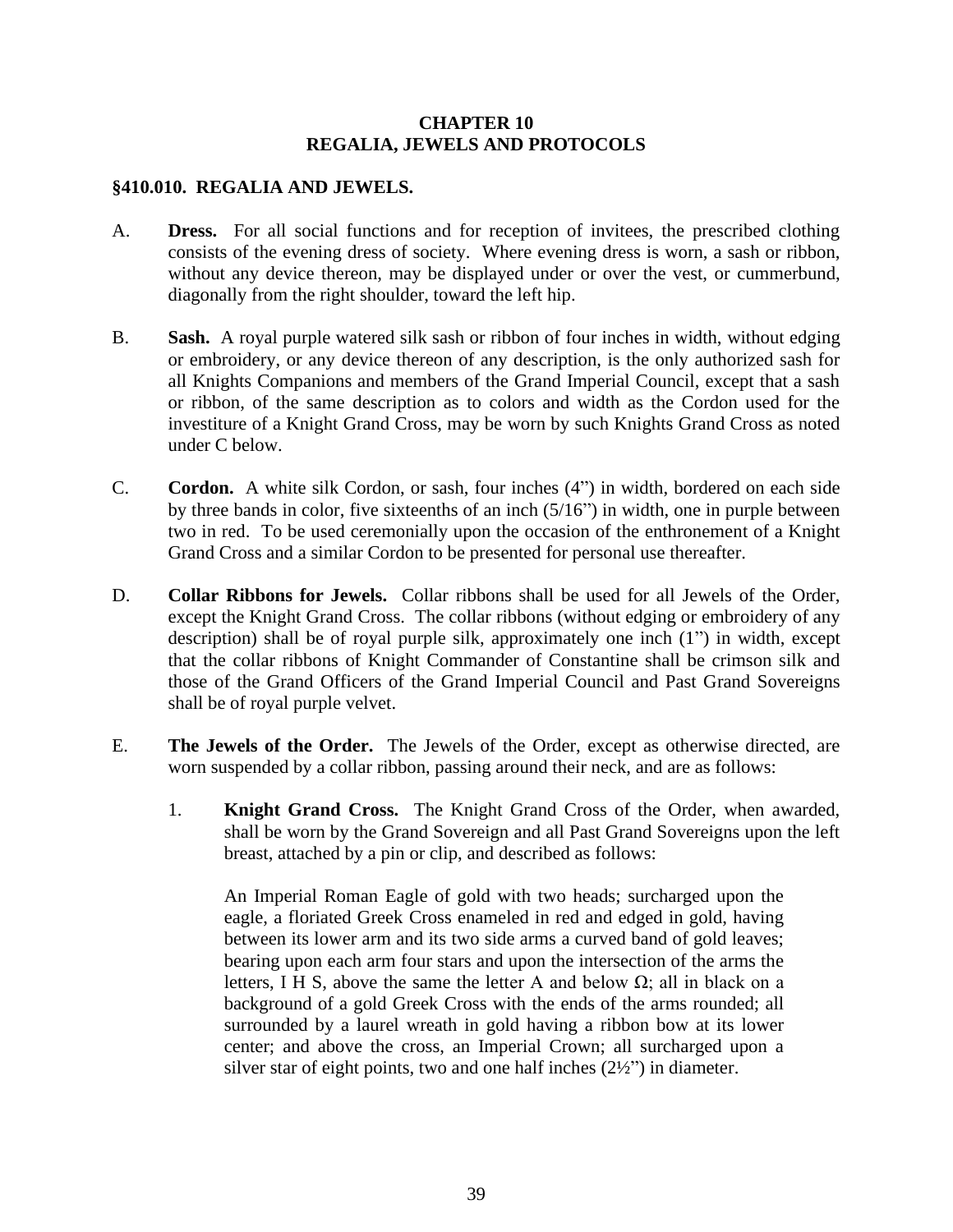# CHAPTER 10
# REGALIA, JEWELS AND PROTOCOLS

## §410.010. REGALIA AND JEWELS.

A. **Dress.** For all social functions and for reception of invitees, the prescribed clothing consists of the evening dress of society. Where evening dress is worn, a sash or ribbon, without any device thereon, may be displayed under or over the vest, or cummerbund, diagonally from the right shoulder, toward the left hip.

B. **Sash.** A royal purple watered silk sash or ribbon of four inches in width, without edging or embroidery, or any device thereon of any description, is the only authorized sash for all Knights Companions and members of the Grand Imperial Council, except that a sash or ribbon, of the same description as to colors and width as the Cordon used for the investiture of a Knight Grand Cross, may be worn by such Knights Grand Cross as noted under C below.

C. **Cordon.** A white silk Cordon, or sash, four inches (4") in width, bordered on each side by three bands in color, five sixteenths of an inch (5/16") in width, one in purple between two in red. To be used ceremonially upon the occasion of the enthronement of a Knight Grand Cross and a similar Cordon to be presented for personal use thereafter.

D. **Collar Ribbons for Jewels.** Collar ribbons shall be used for all Jewels of the Order, except the Knight Grand Cross. The collar ribbons (without edging or embroidery of any description) shall be of royal purple silk, approximately one inch (1") in width, except that the collar ribbons of Knight Commander of Constantine shall be crimson silk and those of the Grand Officers of the Grand Imperial Council and Past Grand Sovereigns shall be of royal purple velvet.

E. **The Jewels of the Order.** The Jewels of the Order, except as otherwise directed, are worn suspended by a collar ribbon, passing around their neck, and are as follows:

   1. **Knight Grand Cross.** The Knight Grand Cross of the Order, when awarded, shall be worn by the Grand Sovereign and all Past Grand Sovereigns upon the left breast, attached by a pin or clip, and described as follows:

      An Imperial Roman Eagle of gold with two heads; surcharged upon the eagle, a floriated Greek Cross enameled in red and edged in gold, having between its lower arm and its two side arms a curved band of gold leaves; bearing upon each arm four stars and upon the intersection of the arms the letters, I H S, above the same the letter A and below Ω; all in black on a background of a gold Greek Cross with the ends of the arms rounded; all surrounded by a laurel wreath in gold having a ribbon bow at its lower center; and above the cross, an Imperial Crown; all surcharged upon a silver star of eight points, two and one half inches (2½") in diameter.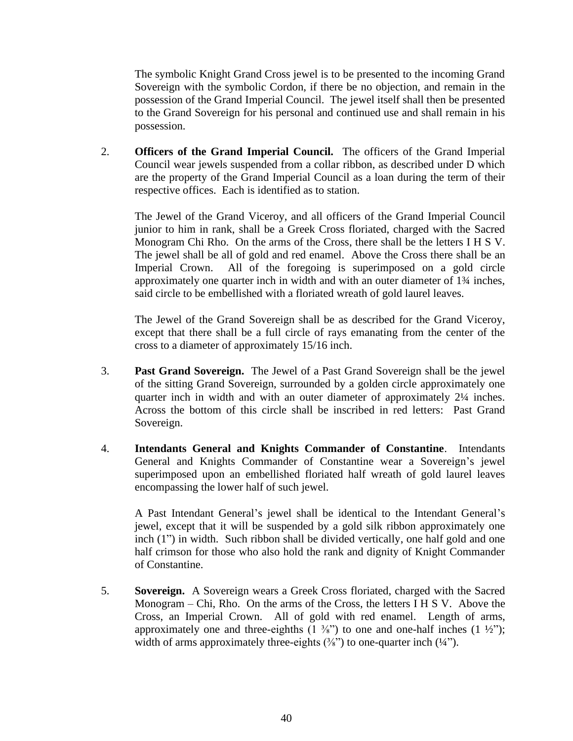The symbolic Knight Grand Cross jewel is to be presented to the incoming Grand Sovereign with the symbolic Cordon, if there be no objection, and remain in the possession of the Grand Imperial Council. The jewel itself shall then be presented to the Grand Sovereign for his personal and continued use and shall remain in his possession.

2. **Officers of the Grand Imperial Council.** The officers of the Grand Imperial Council wear jewels suspended from a collar ribbon, as described under D which are the property of the Grand Imperial Council as a loan during the term of their respective offices. Each is identified as to station.

   The Jewel of the Grand Viceroy, and all officers of the Grand Imperial Council junior to him in rank, shall be a Greek Cross floriated, charged with the Sacred Monogram Chi Rho. On the arms of the Cross, there shall be the letters I H S V. The jewel shall be all of gold and red enamel. Above the Cross there shall be an Imperial Crown. All of the foregoing is superimposed on a gold circle approximately one quarter inch in width and with an outer diameter of 1¾ inches, said circle to be embellished with a floriated wreath of gold laurel leaves.

   The Jewel of the Grand Sovereign shall be as described for the Grand Viceroy, except that there shall be a full circle of rays emanating from the center of the cross to a diameter of approximately 15/16 inch.

3. **Past Grand Sovereign.** The Jewel of a Past Grand Sovereign shall be the jewel of the sitting Grand Sovereign, surrounded by a golden circle approximately one quarter inch in width and with an outer diameter of approximately 2¼ inches. Across the bottom of this circle shall be inscribed in red letters: Past Grand Sovereign.

4. **Intendants General and Knights Commander of Constantine**. Intendants General and Knights Commander of Constantine wear a Sovereign's jewel superimposed upon an embellished floriated half wreath of gold laurel leaves encompassing the lower half of such jewel.

   A Past Intendant General's jewel shall be identical to the Intendant General's jewel, except that it will be suspended by a gold silk ribbon approximately one inch (1") in width. Such ribbon shall be divided vertically, one half gold and one half crimson for those who also hold the rank and dignity of Knight Commander of Constantine.

5. **Sovereign.** A Sovereign wears a Greek Cross floriated, charged with the Sacred Monogram – Chi, Rho. On the arms of the Cross, the letters I H S V. Above the Cross, an Imperial Crown. All of gold with red enamel. Length of arms, approximately one and three-eighths (1 ⅜") to one and one-half inches (1 ½"); width of arms approximately three-eights (⅜") to one-quarter inch (¼").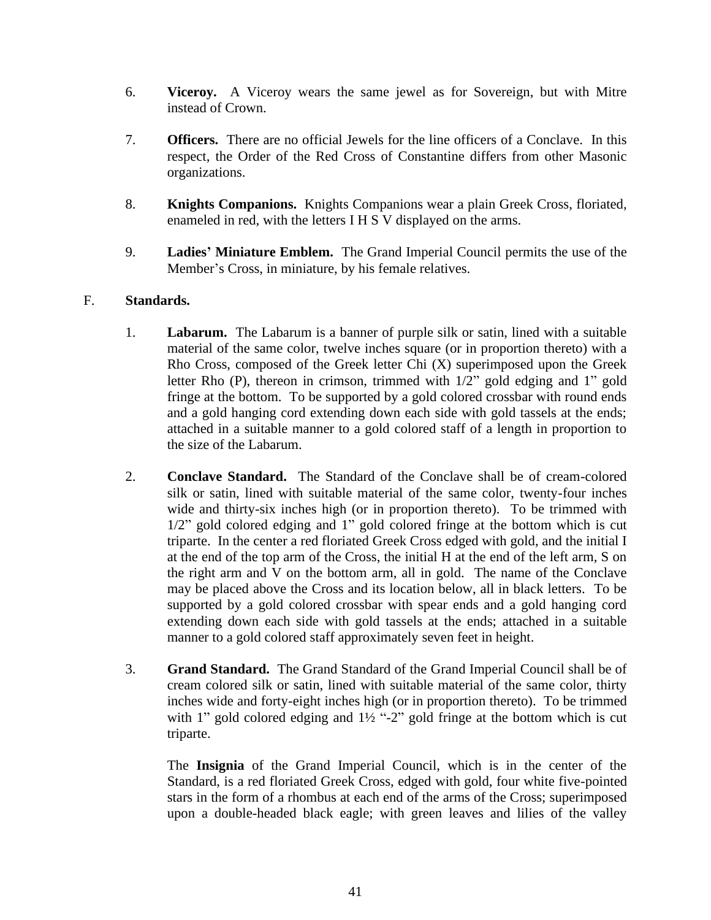6. **Viceroy.** A Viceroy wears the same jewel as for Sovereign, but with Mitre instead of Crown.

7. **Officers.** There are no official Jewels for the line officers of a Conclave. In this respect, the Order of the Red Cross of Constantine differs from other Masonic organizations.

8. **Knights Companions.** Knights Companions wear a plain Greek Cross, floriated, enameled in red, with the letters I H S V displayed on the arms.

9. **Ladies' Miniature Emblem.** The Grand Imperial Council permits the use of the Member's Cross, in miniature, by his female relatives.

F. **Standards.**

1. **Labarum.** The Labarum is a banner of purple silk or satin, lined with a suitable material of the same color, twelve inches square (or in proportion thereto) with a Rho Cross, composed of the Greek letter Chi (X) superimposed upon the Greek letter Rho (P), thereon in crimson, trimmed with 1/2" gold edging and 1" gold fringe at the bottom. To be supported by a gold colored crossbar with round ends and a gold hanging cord extending down each side with gold tassels at the ends; attached in a suitable manner to a gold colored staff of a length in proportion to the size of the Labarum.

2. **Conclave Standard.** The Standard of the Conclave shall be of cream-colored silk or satin, lined with suitable material of the same color, twenty-four inches wide and thirty-six inches high (or in proportion thereto). To be trimmed with 1/2" gold colored edging and 1" gold colored fringe at the bottom which is cut triparte. In the center a red floriated Greek Cross edged with gold, and the initial I at the end of the top arm of the Cross, the initial H at the end of the left arm, S on the right arm and V on the bottom arm, all in gold. The name of the Conclave may be placed above the Cross and its location below, all in black letters. To be supported by a gold colored crossbar with spear ends and a gold hanging cord extending down each side with gold tassels at the ends; attached in a suitable manner to a gold colored staff approximately seven feet in height.

3. **Grand Standard.** The Grand Standard of the Grand Imperial Council shall be of cream colored silk or satin, lined with suitable material of the same color, thirty inches wide and forty-eight inches high (or in proportion thereto). To be trimmed with 1" gold colored edging and 1½ "-2" gold fringe at the bottom which is cut triparte.

   The **Insignia** of the Grand Imperial Council, which is in the center of the Standard, is a red floriated Greek Cross, edged with gold, four white five-pointed stars in the form of a rhombus at each end of the arms of the Cross; superimposed upon a double-headed black eagle; with green leaves and lilies of the valley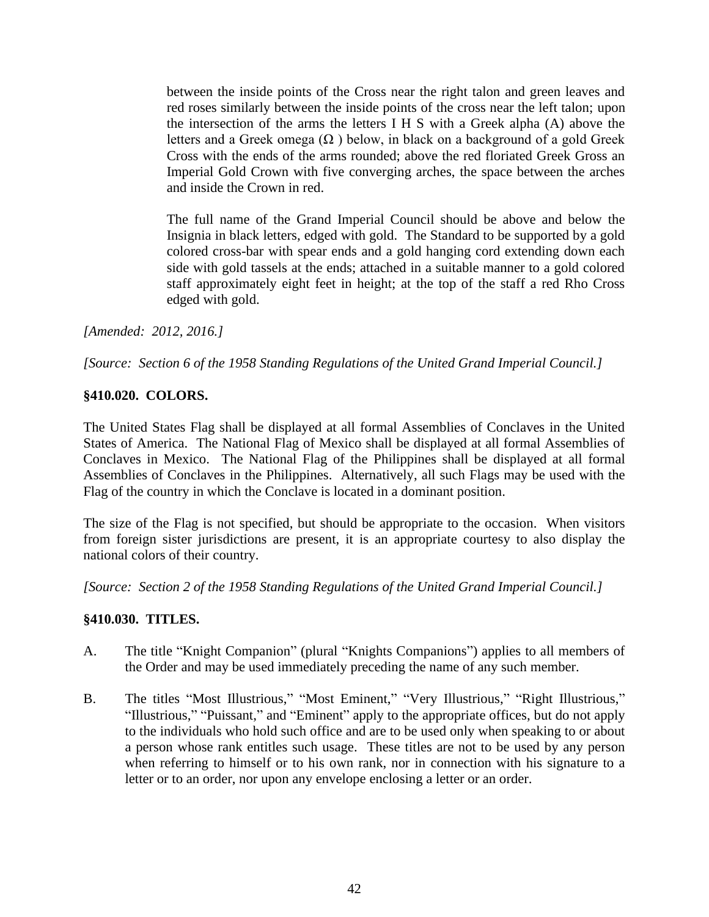between the inside points of the Cross near the right talon and green leaves and red roses similarly between the inside points of the cross near the left talon; upon the intersection of the arms the letters I H S with a Greek alpha (A) above the letters and a Greek omega (Ω ) below, in black on a background of a gold Greek Cross with the ends of the arms rounded; above the red floriated Greek Gross an Imperial Gold Crown with five converging arches, the space between the arches and inside the Crown in red.

The full name of the Grand Imperial Council should be above and below the Insignia in black letters, edged with gold. The Standard to be supported by a gold colored cross-bar with spear ends and a gold hanging cord extending down each side with gold tassels at the ends; attached in a suitable manner to a gold colored staff approximately eight feet in height; at the top of the staff a red Rho Cross edged with gold.

*[Amended: 2012, 2016.]*

*[Source: Section 6 of the 1958 Standing Regulations of the United Grand Imperial Council.]*

### §410.020. COLORS.

The United States Flag shall be displayed at all formal Assemblies of Conclaves in the United States of America. The National Flag of Mexico shall be displayed at all formal Assemblies of Conclaves in Mexico. The National Flag of the Philippines shall be displayed at all formal Assemblies of Conclaves in the Philippines. Alternatively, all such Flags may be used with the Flag of the country in which the Conclave is located in a dominant position.

The size of the Flag is not specified, but should be appropriate to the occasion. When visitors from foreign sister jurisdictions are present, it is an appropriate courtesy to also display the national colors of their country.

*[Source: Section 2 of the 1958 Standing Regulations of the United Grand Imperial Council.]*

### §410.030. TITLES.

A. The title “Knight Companion” (plural “Knights Companions”) applies to all members of the Order and may be used immediately preceding the name of any such member.

B. The titles “Most Illustrious,” “Most Eminent,” “Very Illustrious,” “Right Illustrious,” “Illustrious,” “Puissant,” and “Eminent” apply to the appropriate offices, but do not apply to the individuals who hold such office and are to be used only when speaking to or about a person whose rank entitles such usage. These titles are not to be used by any person when referring to himself or to his own rank, nor in connection with his signature to a letter or to an order, nor upon any envelope enclosing a letter or an order.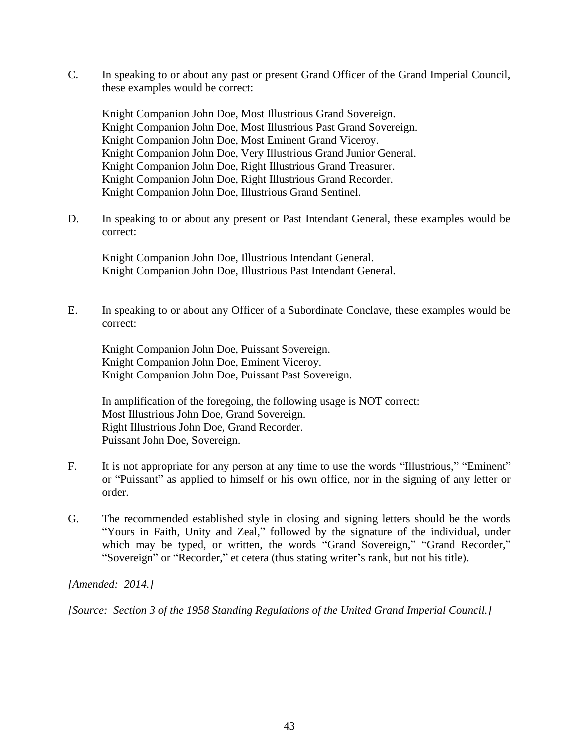C. In speaking to or about any past or present Grand Officer of the Grand Imperial Council, these examples would be correct:

 Knight Companion John Doe, Most Illustrious Grand Sovereign.
 Knight Companion John Doe, Most Illustrious Past Grand Sovereign.
 Knight Companion John Doe, Most Eminent Grand Viceroy.
 Knight Companion John Doe, Very Illustrious Grand Junior General.
 Knight Companion John Doe, Right Illustrious Grand Treasurer.
 Knight Companion John Doe, Right Illustrious Grand Recorder.
 Knight Companion John Doe, Illustrious Grand Sentinel.

D. In speaking to or about any present or Past Intendant General, these examples would be correct:

 Knight Companion John Doe, Illustrious Intendant General.
 Knight Companion John Doe, Illustrious Past Intendant General.

E. In speaking to or about any Officer of a Subordinate Conclave, these examples would be correct:

 Knight Companion John Doe, Puissant Sovereign.
 Knight Companion John Doe, Eminent Viceroy.
 Knight Companion John Doe, Puissant Past Sovereign.

 In amplification of the foregoing, the following usage is NOT correct:
 Most Illustrious John Doe, Grand Sovereign.
 Right Illustrious John Doe, Grand Recorder.
 Puissant John Doe, Sovereign.

F. It is not appropriate for any person at any time to use the words "Illustrious," "Eminent" or "Puissant" as applied to himself or his own office, nor in the signing of any letter or order.

G. The recommended established style in closing and signing letters should be the words "Yours in Faith, Unity and Zeal," followed by the signature of the individual, under which may be typed, or written, the words "Grand Sovereign," "Grand Recorder," "Sovereign" or "Recorder," et cetera (thus stating writer's rank, but not his title).

*[Amended: 2014.]*

*[Source: Section 3 of the 1958 Standing Regulations of the United Grand Imperial Council.]*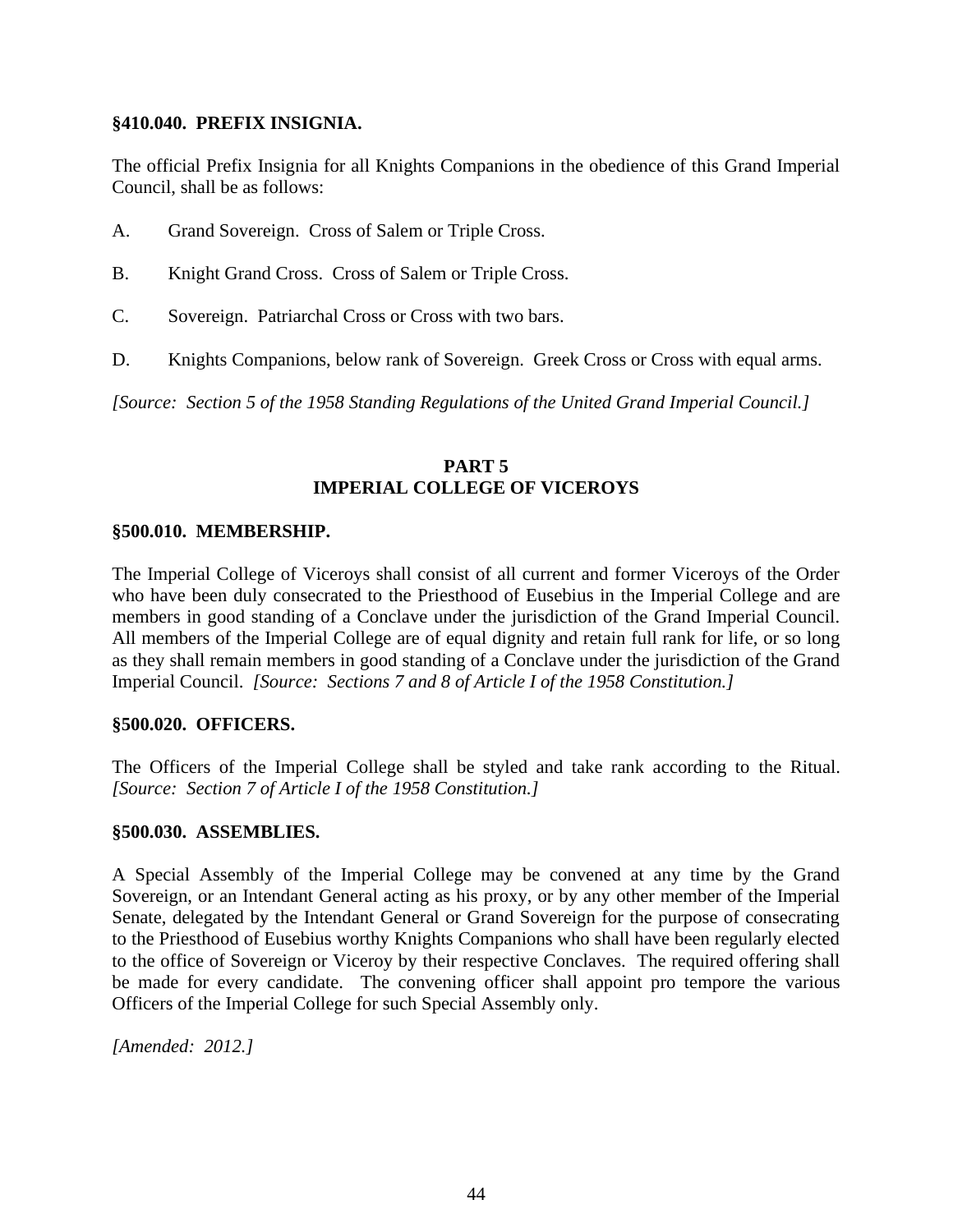### §410.040. PREFIX INSIGNIA.

The official Prefix Insignia for all Knights Companions in the obedience of this Grand Imperial Council, shall be as follows:

A. Grand Sovereign. Cross of Salem or Triple Cross.

B. Knight Grand Cross. Cross of Salem or Triple Cross.

C. Sovereign. Patriarchal Cross or Cross with two bars.

D. Knights Companions, below rank of Sovereign. Greek Cross or Cross with equal arms.

*[Source: Section 5 of the 1958 Standing Regulations of the United Grand Imperial Council.]*

## PART 5
## IMPERIAL COLLEGE OF VICEROYS

### §500.010. MEMBERSHIP.

The Imperial College of Viceroys shall consist of all current and former Viceroys of the Order who have been duly consecrated to the Priesthood of Eusebius in the Imperial College and are members in good standing of a Conclave under the jurisdiction of the Grand Imperial Council. All members of the Imperial College are of equal dignity and retain full rank for life, or so long as they shall remain members in good standing of a Conclave under the jurisdiction of the Grand Imperial Council. *[Source: Sections 7 and 8 of Article I of the 1958 Constitution.]*

### §500.020. OFFICERS.

The Officers of the Imperial College shall be styled and take rank according to the Ritual. *[Source: Section 7 of Article I of the 1958 Constitution.]*

### §500.030. ASSEMBLIES.

A Special Assembly of the Imperial College may be convened at any time by the Grand Sovereign, or an Intendant General acting as his proxy, or by any other member of the Imperial Senate, delegated by the Intendant General or Grand Sovereign for the purpose of consecrating to the Priesthood of Eusebius worthy Knights Companions who shall have been regularly elected to the office of Sovereign or Viceroy by their respective Conclaves. The required offering shall be made for every candidate. The convening officer shall appoint pro tempore the various Officers of the Imperial College for such Special Assembly only.

*[Amended: 2012.]*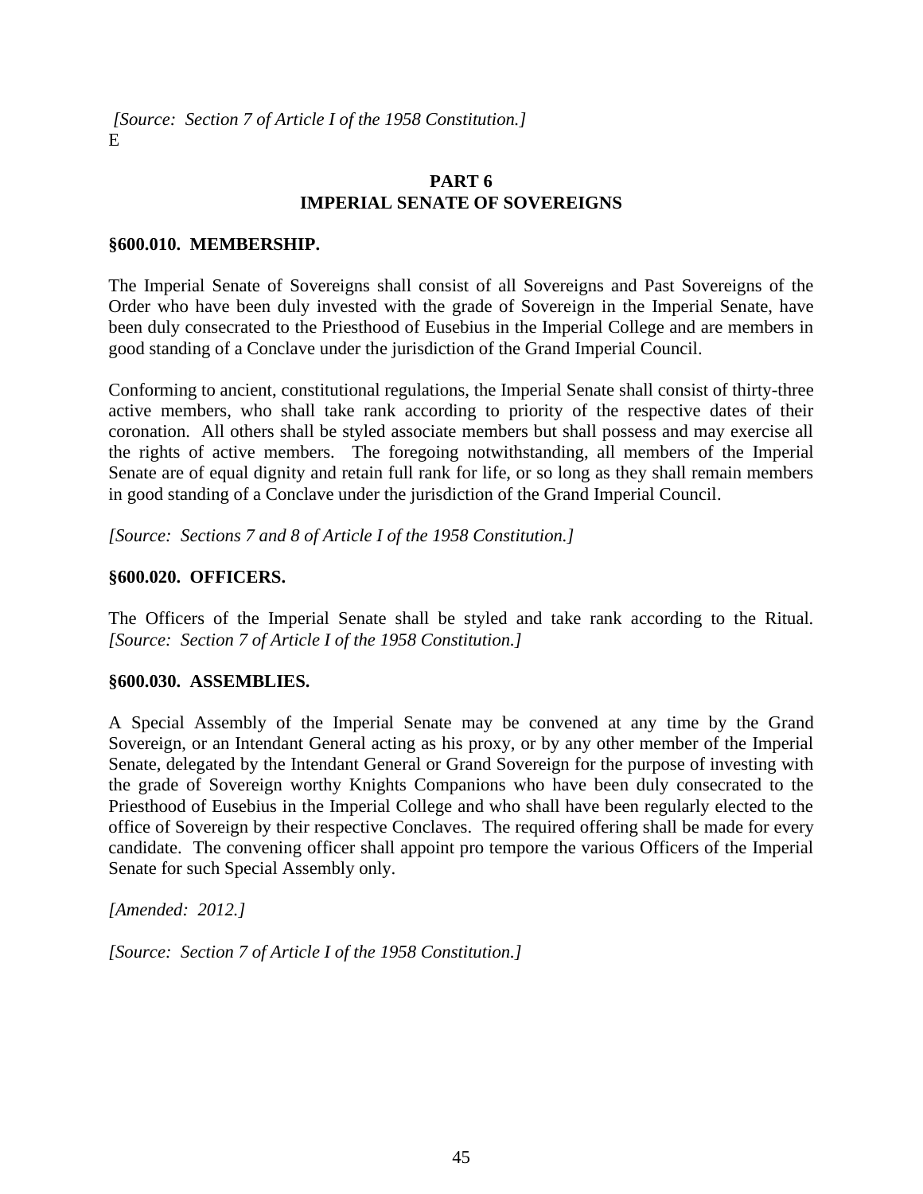*[Source: Section 7 of Article I of the 1958 Constitution.]*
E

## PART 6
## IMPERIAL SENATE OF SOVEREIGNS

### §600.010. MEMBERSHIP.

The Imperial Senate of Sovereigns shall consist of all Sovereigns and Past Sovereigns of the Order who have been duly invested with the grade of Sovereign in the Imperial Senate, have been duly consecrated to the Priesthood of Eusebius in the Imperial College and are members in good standing of a Conclave under the jurisdiction of the Grand Imperial Council.

Conforming to ancient, constitutional regulations, the Imperial Senate shall consist of thirty-three active members, who shall take rank according to priority of the respective dates of their coronation. All others shall be styled associate members but shall possess and may exercise all the rights of active members. The foregoing notwithstanding, all members of the Imperial Senate are of equal dignity and retain full rank for life, or so long as they shall remain members in good standing of a Conclave under the jurisdiction of the Grand Imperial Council.

*[Source: Sections 7 and 8 of Article I of the 1958 Constitution.]*

### §600.020. OFFICERS.

The Officers of the Imperial Senate shall be styled and take rank according to the Ritual. *[Source: Section 7 of Article I of the 1958 Constitution.]*

### §600.030. ASSEMBLIES.

A Special Assembly of the Imperial Senate may be convened at any time by the Grand Sovereign, or an Intendant General acting as his proxy, or by any other member of the Imperial Senate, delegated by the Intendant General or Grand Sovereign for the purpose of investing with the grade of Sovereign worthy Knights Companions who have been duly consecrated to the Priesthood of Eusebius in the Imperial College and who shall have been regularly elected to the office of Sovereign by their respective Conclaves. The required offering shall be made for every candidate. The convening officer shall appoint pro tempore the various Officers of the Imperial Senate for such Special Assembly only.

*[Amended: 2012.]*

*[Source: Section 7 of Article I of the 1958 Constitution.]*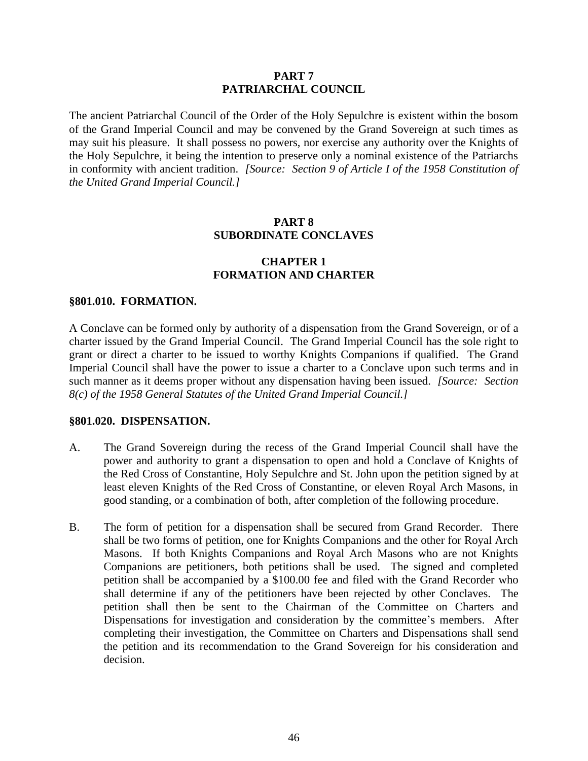# PART 7
# PATRIARCHAL COUNCIL

The ancient Patriarchal Council of the Order of the Holy Sepulchre is existent within the bosom of the Grand Imperial Council and may be convened by the Grand Sovereign at such times as may suit his pleasure. It shall possess no powers, nor exercise any authority over the Knights of the Holy Sepulchre, it being the intention to preserve only a nominal existence of the Patriarchs in conformity with ancient tradition. *[Source: Section 9 of Article I of the 1958 Constitution of the United Grand Imperial Council.]*

# PART 8
# SUBORDINATE CONCLAVES

## CHAPTER 1
## FORMATION AND CHARTER

### §801.010. FORMATION.

A Conclave can be formed only by authority of a dispensation from the Grand Sovereign, or of a charter issued by the Grand Imperial Council. The Grand Imperial Council has the sole right to grant or direct a charter to be issued to worthy Knights Companions if qualified. The Grand Imperial Council shall have the power to issue a charter to a Conclave upon such terms and in such manner as it deems proper without any dispensation having been issued. *[Source: Section 8(c) of the 1958 General Statutes of the United Grand Imperial Council.]*

### §801.020. DISPENSATION.

A. The Grand Sovereign during the recess of the Grand Imperial Council shall have the power and authority to grant a dispensation to open and hold a Conclave of Knights of the Red Cross of Constantine, Holy Sepulchre and St. John upon the petition signed by at least eleven Knights of the Red Cross of Constantine, or eleven Royal Arch Masons, in good standing, or a combination of both, after completion of the following procedure.

B. The form of petition for a dispensation shall be secured from Grand Recorder. There shall be two forms of petition, one for Knights Companions and the other for Royal Arch Masons. If both Knights Companions and Royal Arch Masons who are not Knights Companions are petitioners, both petitions shall be used. The signed and completed petition shall be accompanied by a $100.00 fee and filed with the Grand Recorder who shall determine if any of the petitioners have been rejected by other Conclaves. The petition shall then be sent to the Chairman of the Committee on Charters and Dispensations for investigation and consideration by the committee's members. After completing their investigation, the Committee on Charters and Dispensations shall send the petition and its recommendation to the Grand Sovereign for his consideration and decision.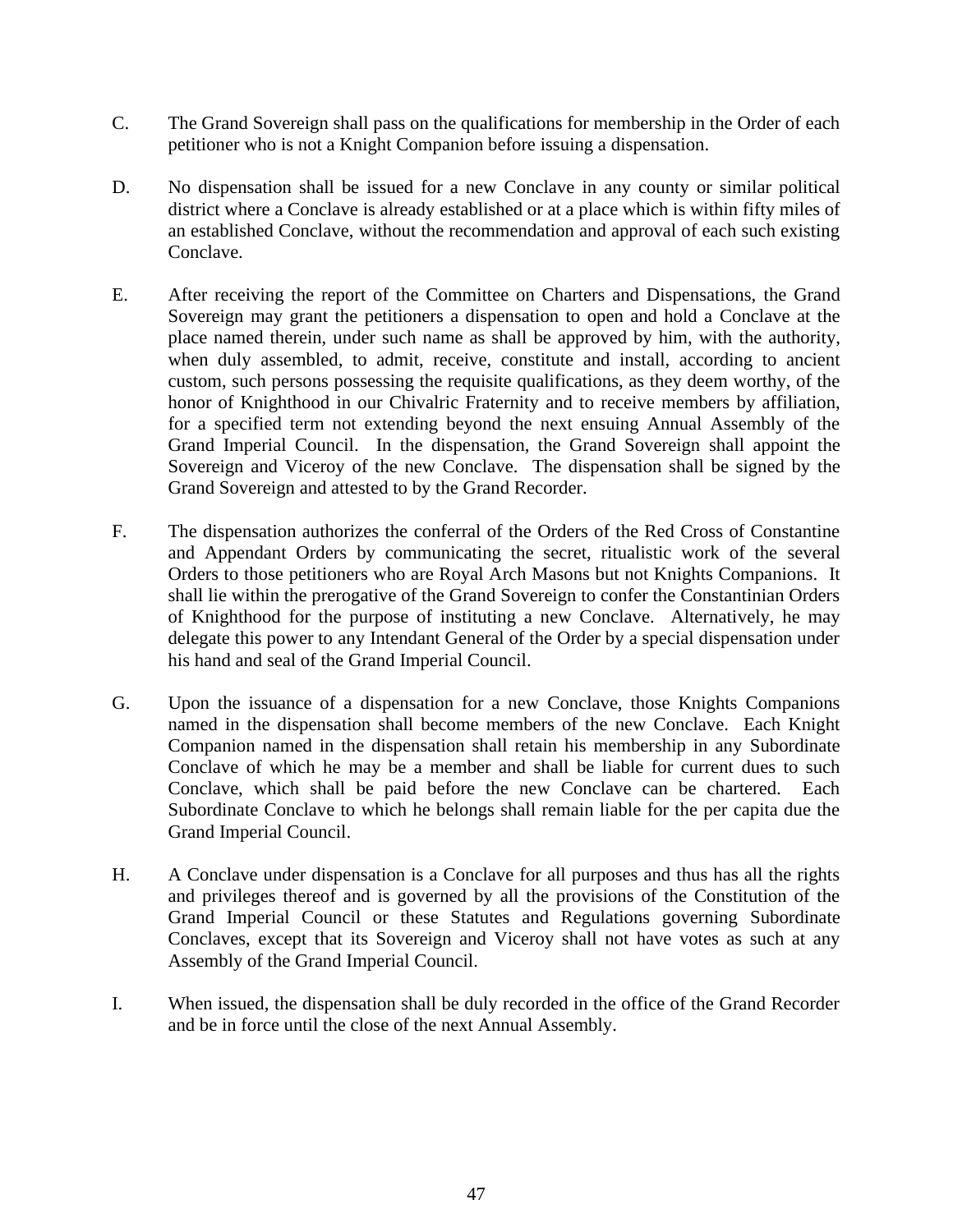C. The Grand Sovereign shall pass on the qualifications for membership in the Order of each petitioner who is not a Knight Companion before issuing a dispensation.

D. No dispensation shall be issued for a new Conclave in any county or similar political district where a Conclave is already established or at a place which is within fifty miles of an established Conclave, without the recommendation and approval of each such existing Conclave.

E. After receiving the report of the Committee on Charters and Dispensations, the Grand Sovereign may grant the petitioners a dispensation to open and hold a Conclave at the place named therein, under such name as shall be approved by him, with the authority, when duly assembled, to admit, receive, constitute and install, according to ancient custom, such persons possessing the requisite qualifications, as they deem worthy, of the honor of Knighthood in our Chivalric Fraternity and to receive members by affiliation, for a specified term not extending beyond the next ensuing Annual Assembly of the Grand Imperial Council. In the dispensation, the Grand Sovereign shall appoint the Sovereign and Viceroy of the new Conclave. The dispensation shall be signed by the Grand Sovereign and attested to by the Grand Recorder.

F. The dispensation authorizes the conferral of the Orders of the Red Cross of Constantine and Appendant Orders by communicating the secret, ritualistic work of the several Orders to those petitioners who are Royal Arch Masons but not Knights Companions. It shall lie within the prerogative of the Grand Sovereign to confer the Constantinian Orders of Knighthood for the purpose of instituting a new Conclave. Alternatively, he may delegate this power to any Intendant General of the Order by a special dispensation under his hand and seal of the Grand Imperial Council.

G. Upon the issuance of a dispensation for a new Conclave, those Knights Companions named in the dispensation shall become members of the new Conclave. Each Knight Companion named in the dispensation shall retain his membership in any Subordinate Conclave of which he may be a member and shall be liable for current dues to such Conclave, which shall be paid before the new Conclave can be chartered. Each Subordinate Conclave to which he belongs shall remain liable for the per capita due the Grand Imperial Council.

H. A Conclave under dispensation is a Conclave for all purposes and thus has all the rights and privileges thereof and is governed by all the provisions of the Constitution of the Grand Imperial Council or these Statutes and Regulations governing Subordinate Conclaves, except that its Sovereign and Viceroy shall not have votes as such at any Assembly of the Grand Imperial Council.

I. When issued, the dispensation shall be duly recorded in the office of the Grand Recorder and be in force until the close of the next Annual Assembly.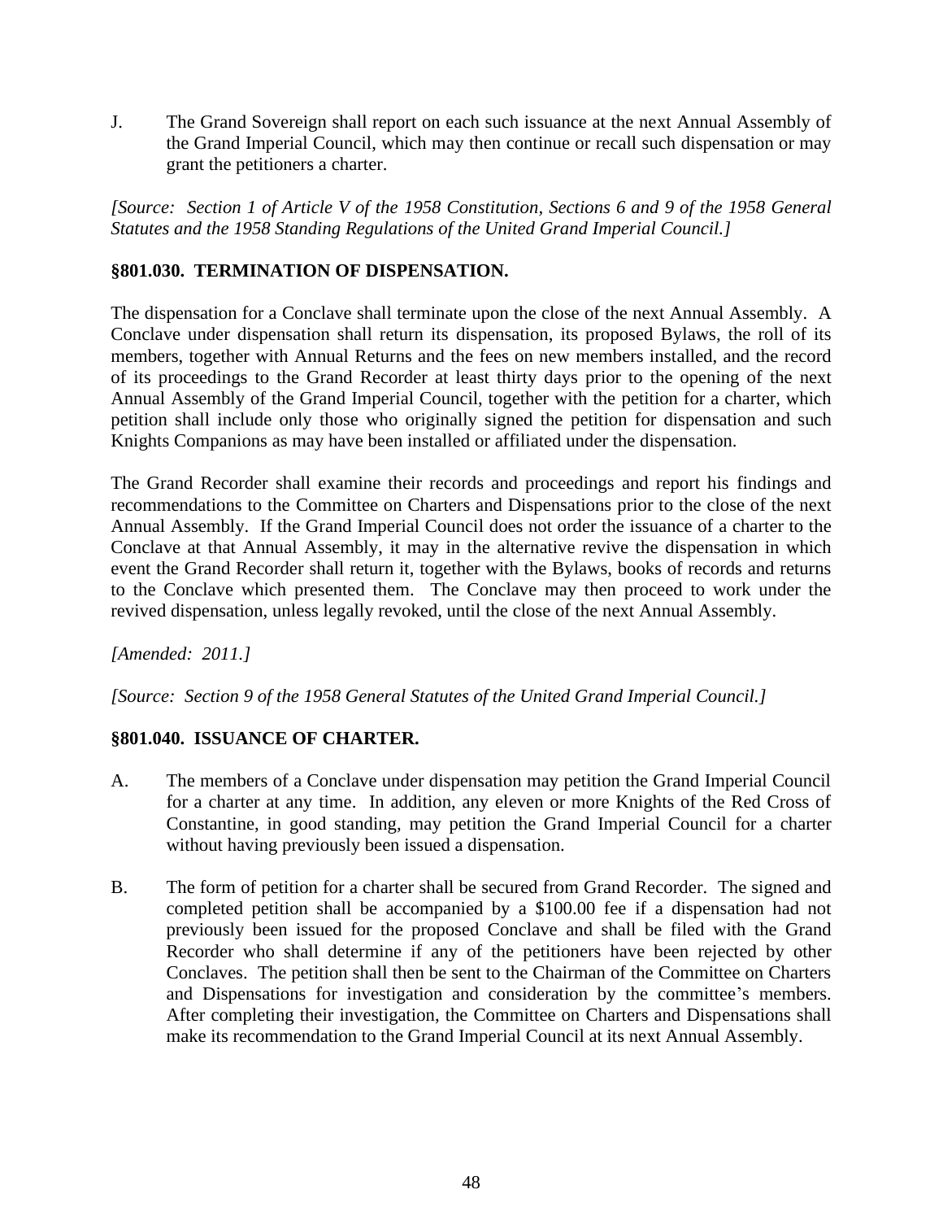J. The Grand Sovereign shall report on each such issuance at the next Annual Assembly of the Grand Imperial Council, which may then continue or recall such dispensation or may grant the petitioners a charter.

*[Source: Section 1 of Article V of the 1958 Constitution, Sections 6 and 9 of the 1958 General Statutes and the 1958 Standing Regulations of the United Grand Imperial Council.]*

### §801.030. TERMINATION OF DISPENSATION.

The dispensation for a Conclave shall terminate upon the close of the next Annual Assembly. A Conclave under dispensation shall return its dispensation, its proposed Bylaws, the roll of its members, together with Annual Returns and the fees on new members installed, and the record of its proceedings to the Grand Recorder at least thirty days prior to the opening of the next Annual Assembly of the Grand Imperial Council, together with the petition for a charter, which petition shall include only those who originally signed the petition for dispensation and such Knights Companions as may have been installed or affiliated under the dispensation.

The Grand Recorder shall examine their records and proceedings and report his findings and recommendations to the Committee on Charters and Dispensations prior to the close of the next Annual Assembly. If the Grand Imperial Council does not order the issuance of a charter to the Conclave at that Annual Assembly, it may in the alternative revive the dispensation in which event the Grand Recorder shall return it, together with the Bylaws, books of records and returns to the Conclave which presented them. The Conclave may then proceed to work under the revived dispensation, unless legally revoked, until the close of the next Annual Assembly.

*[Amended: 2011.]*

*[Source: Section 9 of the 1958 General Statutes of the United Grand Imperial Council.]*

### §801.040. ISSUANCE OF CHARTER.

A. The members of a Conclave under dispensation may petition the Grand Imperial Council for a charter at any time. In addition, any eleven or more Knights of the Red Cross of Constantine, in good standing, may petition the Grand Imperial Council for a charter without having previously been issued a dispensation.

B. The form of petition for a charter shall be secured from Grand Recorder. The signed and completed petition shall be accompanied by a $100.00 fee if a dispensation had not previously been issued for the proposed Conclave and shall be filed with the Grand Recorder who shall determine if any of the petitioners have been rejected by other Conclaves. The petition shall then be sent to the Chairman of the Committee on Charters and Dispensations for investigation and consideration by the committee's members. After completing their investigation, the Committee on Charters and Dispensations shall make its recommendation to the Grand Imperial Council at its next Annual Assembly.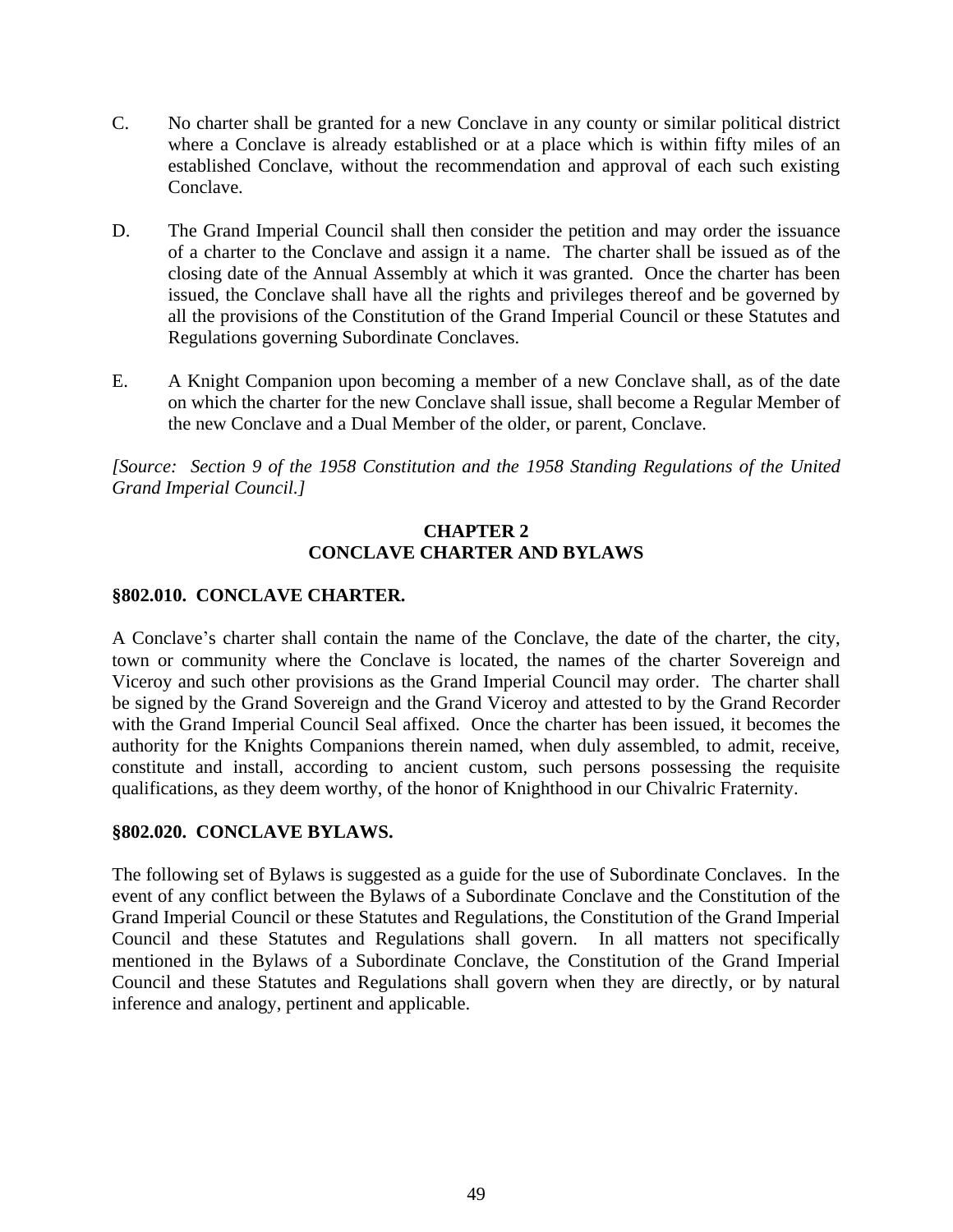C. No charter shall be granted for a new Conclave in any county or similar political district where a Conclave is already established or at a place which is within fifty miles of an established Conclave, without the recommendation and approval of each such existing Conclave.

D. The Grand Imperial Council shall then consider the petition and may order the issuance of a charter to the Conclave and assign it a name. The charter shall be issued as of the closing date of the Annual Assembly at which it was granted. Once the charter has been issued, the Conclave shall have all the rights and privileges thereof and be governed by all the provisions of the Constitution of the Grand Imperial Council or these Statutes and Regulations governing Subordinate Conclaves.

E. A Knight Companion upon becoming a member of a new Conclave shall, as of the date on which the charter for the new Conclave shall issue, shall become a Regular Member of the new Conclave and a Dual Member of the older, or parent, Conclave.

*[Source: Section 9 of the 1958 Constitution and the 1958 Standing Regulations of the United Grand Imperial Council.]*

## CHAPTER 2
## CONCLAVE CHARTER AND BYLAWS

### §802.010. CONCLAVE CHARTER.

A Conclave's charter shall contain the name of the Conclave, the date of the charter, the city, town or community where the Conclave is located, the names of the charter Sovereign and Viceroy and such other provisions as the Grand Imperial Council may order. The charter shall be signed by the Grand Sovereign and the Grand Viceroy and attested to by the Grand Recorder with the Grand Imperial Council Seal affixed. Once the charter has been issued, it becomes the authority for the Knights Companions therein named, when duly assembled, to admit, receive, constitute and install, according to ancient custom, such persons possessing the requisite qualifications, as they deem worthy, of the honor of Knighthood in our Chivalric Fraternity.

### §802.020. CONCLAVE BYLAWS.

The following set of Bylaws is suggested as a guide for the use of Subordinate Conclaves. In the event of any conflict between the Bylaws of a Subordinate Conclave and the Constitution of the Grand Imperial Council or these Statutes and Regulations, the Constitution of the Grand Imperial Council and these Statutes and Regulations shall govern. In all matters not specifically mentioned in the Bylaws of a Subordinate Conclave, the Constitution of the Grand Imperial Council and these Statutes and Regulations shall govern when they are directly, or by natural inference and analogy, pertinent and applicable.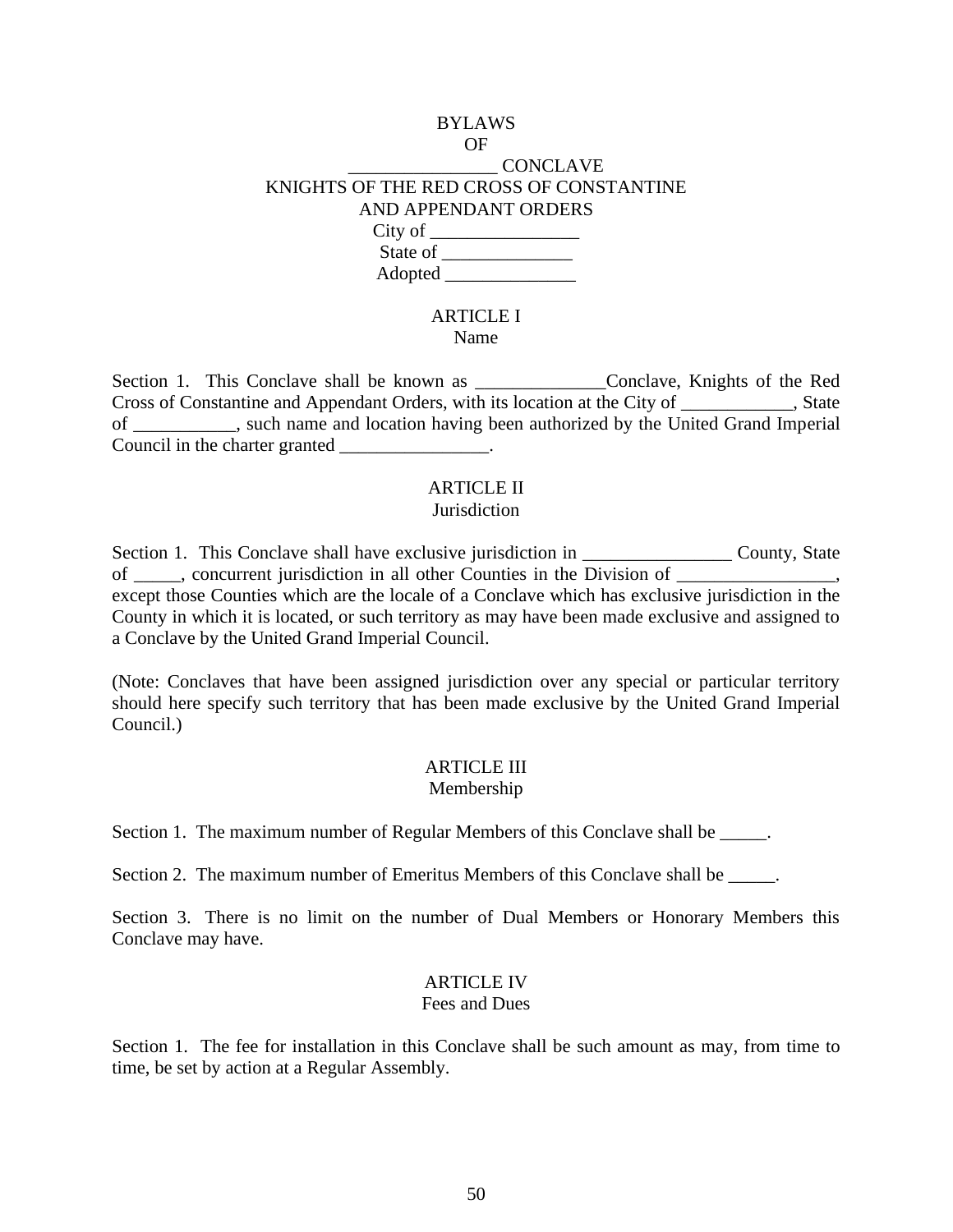# BYLAWS
# OF
# ________________ CONCLAVE
# KNIGHTS OF THE RED CROSS OF CONSTANTINE
# AND APPENDANT ORDERS

City of ________________
State of ______________
Adopted ______________

## ARTICLE I
### Name

Section 1. This Conclave shall be known as ______________Conclave, Knights of the Red Cross of Constantine and Appendant Orders, with its location at the City of ____________, State of ___________, such name and location having been authorized by the United Grand Imperial Council in the charter granted ________________.

## ARTICLE II
### Jurisdiction

Section 1. This Conclave shall have exclusive jurisdiction in ________________ County, State of _____, concurrent jurisdiction in all other Counties in the Division of _________________, except those Counties which are the locale of a Conclave which has exclusive jurisdiction in the County in which it is located, or such territory as may have been made exclusive and assigned to a Conclave by the United Grand Imperial Council.

(Note: Conclaves that have been assigned jurisdiction over any special or particular territory should here specify such territory that has been made exclusive by the United Grand Imperial Council.)

## ARTICLE III
### Membership

Section 1. The maximum number of Regular Members of this Conclave shall be _____.

Section 2. The maximum number of Emeritus Members of this Conclave shall be _____.

Section 3. There is no limit on the number of Dual Members or Honorary Members this Conclave may have.

## ARTICLE IV
### Fees and Dues

Section 1. The fee for installation in this Conclave shall be such amount as may, from time to time, be set by action at a Regular Assembly.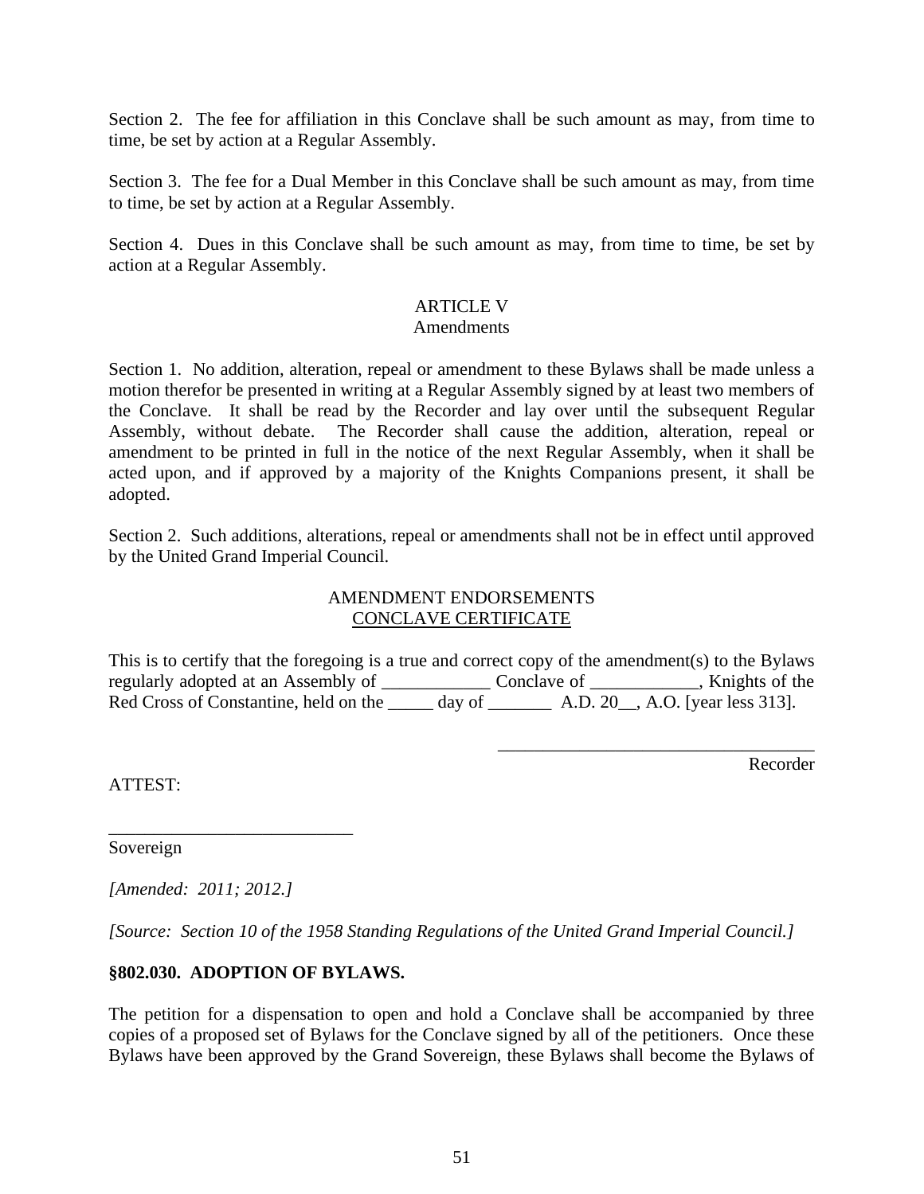Section 2. The fee for affiliation in this Conclave shall be such amount as may, from time to time, be set by action at a Regular Assembly.

Section 3. The fee for a Dual Member in this Conclave shall be such amount as may, from time to time, be set by action at a Regular Assembly.

Section 4. Dues in this Conclave shall be such amount as may, from time to time, be set by action at a Regular Assembly.

ARTICLE V
Amendments

Section 1. No addition, alteration, repeal or amendment to these Bylaws shall be made unless a motion therefor be presented in writing at a Regular Assembly signed by at least two members of the Conclave. It shall be read by the Recorder and lay over until the subsequent Regular Assembly, without debate. The Recorder shall cause the addition, alteration, repeal or amendment to be printed in full in the notice of the next Regular Assembly, when it shall be acted upon, and if approved by a majority of the Knights Companions present, it shall be adopted.

Section 2. Such additions, alterations, repeal or amendments shall not be in effect until approved by the United Grand Imperial Council.

AMENDMENT ENDORSEMENTS
CONCLAVE CERTIFICATE

This is to certify that the foregoing is a true and correct copy of the amendment(s) to the Bylaws regularly adopted at an Assembly of ____________ Conclave of ____________, Knights of the Red Cross of Constantine, held on the _____ day of _______ A.D. 20__, A.O. [year less 313].

___________________________________
Recorder

ATTEST:

___________________________
Sovereign

*[Amended: 2011; 2012.]*

*[Source: Section 10 of the 1958 Standing Regulations of the United Grand Imperial Council.]*

**§802.030. ADOPTION OF BYLAWS.**

The petition for a dispensation to open and hold a Conclave shall be accompanied by three copies of a proposed set of Bylaws for the Conclave signed by all of the petitioners. Once these Bylaws have been approved by the Grand Sovereign, these Bylaws shall become the Bylaws of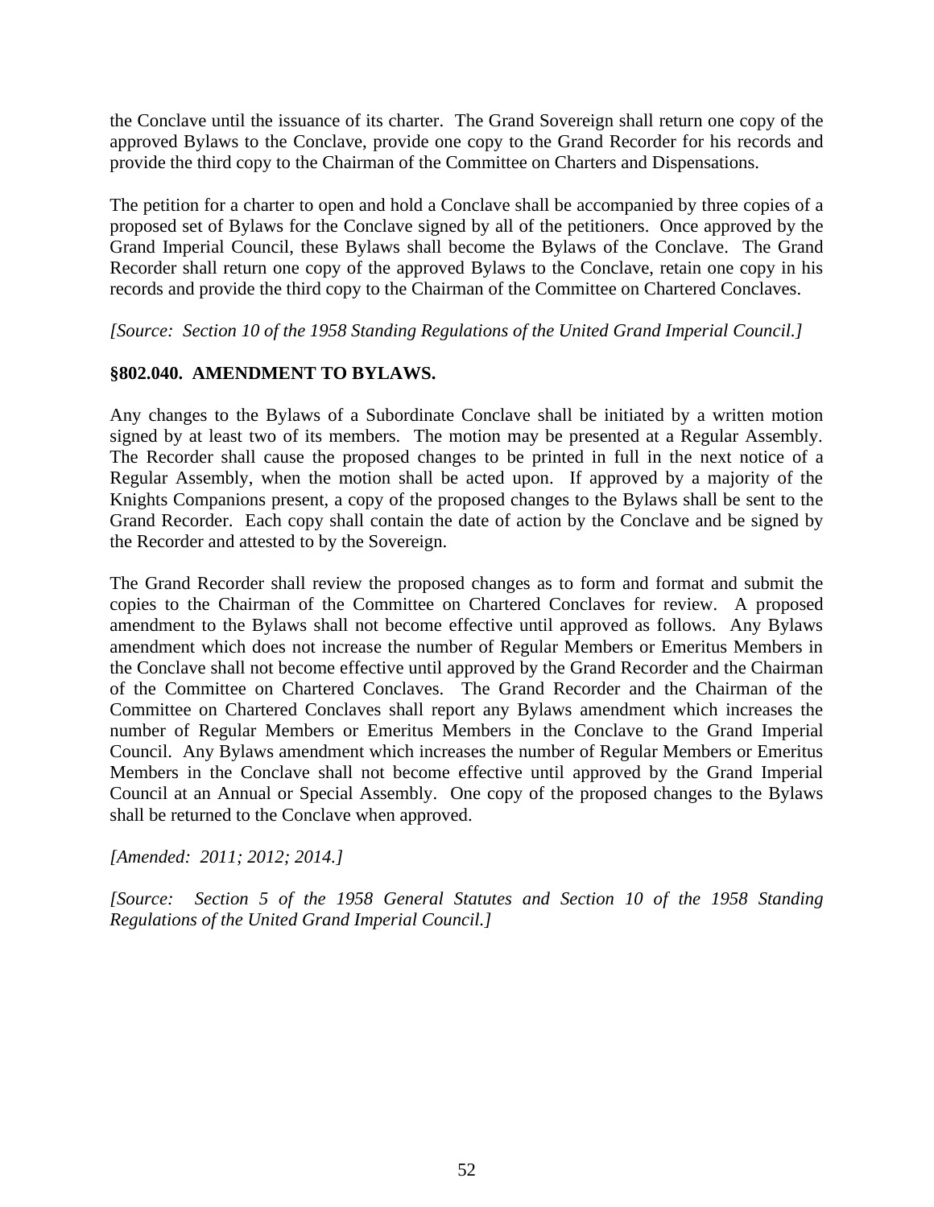the Conclave until the issuance of its charter. The Grand Sovereign shall return one copy of the approved Bylaws to the Conclave, provide one copy to the Grand Recorder for his records and provide the third copy to the Chairman of the Committee on Charters and Dispensations.

The petition for a charter to open and hold a Conclave shall be accompanied by three copies of a proposed set of Bylaws for the Conclave signed by all of the petitioners. Once approved by the Grand Imperial Council, these Bylaws shall become the Bylaws of the Conclave. The Grand Recorder shall return one copy of the approved Bylaws to the Conclave, retain one copy in his records and provide the third copy to the Chairman of the Committee on Chartered Conclaves.

*[Source: Section 10 of the 1958 Standing Regulations of the United Grand Imperial Council.]*

### §802.040. AMENDMENT TO BYLAWS.

Any changes to the Bylaws of a Subordinate Conclave shall be initiated by a written motion signed by at least two of its members. The motion may be presented at a Regular Assembly. The Recorder shall cause the proposed changes to be printed in full in the next notice of a Regular Assembly, when the motion shall be acted upon. If approved by a majority of the Knights Companions present, a copy of the proposed changes to the Bylaws shall be sent to the Grand Recorder. Each copy shall contain the date of action by the Conclave and be signed by the Recorder and attested to by the Sovereign.

The Grand Recorder shall review the proposed changes as to form and format and submit the copies to the Chairman of the Committee on Chartered Conclaves for review. A proposed amendment to the Bylaws shall not become effective until approved as follows. Any Bylaws amendment which does not increase the number of Regular Members or Emeritus Members in the Conclave shall not become effective until approved by the Grand Recorder and the Chairman of the Committee on Chartered Conclaves. The Grand Recorder and the Chairman of the Committee on Chartered Conclaves shall report any Bylaws amendment which increases the number of Regular Members or Emeritus Members in the Conclave to the Grand Imperial Council. Any Bylaws amendment which increases the number of Regular Members or Emeritus Members in the Conclave shall not become effective until approved by the Grand Imperial Council at an Annual or Special Assembly. One copy of the proposed changes to the Bylaws shall be returned to the Conclave when approved.

*[Amended: 2011; 2012; 2014.]*

*[Source: Section 5 of the 1958 General Statutes and Section 10 of the 1958 Standing Regulations of the United Grand Imperial Council.]*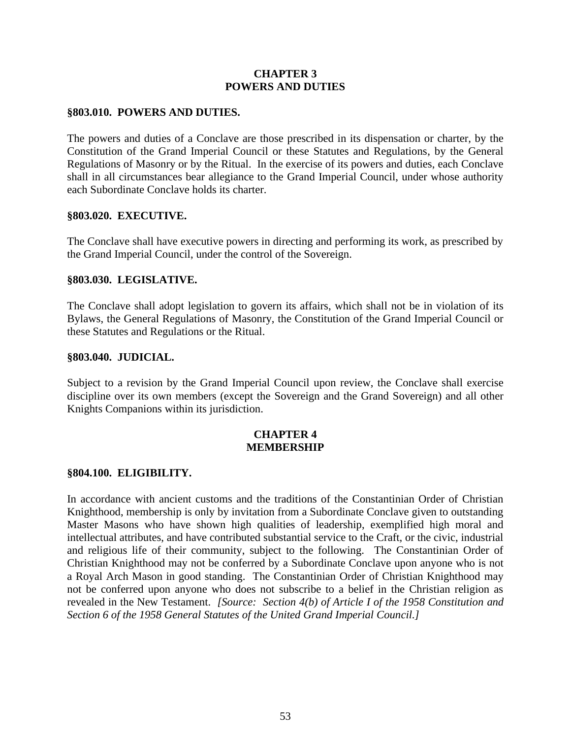## CHAPTER 3
## POWERS AND DUTIES

### §803.010. POWERS AND DUTIES.

The powers and duties of a Conclave are those prescribed in its dispensation or charter, by the Constitution of the Grand Imperial Council or these Statutes and Regulations, by the General Regulations of Masonry or by the Ritual. In the exercise of its powers and duties, each Conclave shall in all circumstances bear allegiance to the Grand Imperial Council, under whose authority each Subordinate Conclave holds its charter.

### §803.020. EXECUTIVE.

The Conclave shall have executive powers in directing and performing its work, as prescribed by the Grand Imperial Council, under the control of the Sovereign.

### §803.030. LEGISLATIVE.

The Conclave shall adopt legislation to govern its affairs, which shall not be in violation of its Bylaws, the General Regulations of Masonry, the Constitution of the Grand Imperial Council or these Statutes and Regulations or the Ritual.

### §803.040. JUDICIAL.

Subject to a revision by the Grand Imperial Council upon review, the Conclave shall exercise discipline over its own members (except the Sovereign and the Grand Sovereign) and all other Knights Companions within its jurisdiction.

## CHAPTER 4
## MEMBERSHIP

### §804.100. ELIGIBILITY.

In accordance with ancient customs and the traditions of the Constantinian Order of Christian Knighthood, membership is only by invitation from a Subordinate Conclave given to outstanding Master Masons who have shown high qualities of leadership, exemplified high moral and intellectual attributes, and have contributed substantial service to the Craft, or the civic, industrial and religious life of their community, subject to the following. The Constantinian Order of Christian Knighthood may not be conferred by a Subordinate Conclave upon anyone who is not a Royal Arch Mason in good standing. The Constantinian Order of Christian Knighthood may not be conferred upon anyone who does not subscribe to a belief in the Christian religion as revealed in the New Testament. *[Source: Section 4(b) of Article I of the 1958 Constitution and Section 6 of the 1958 General Statutes of the United Grand Imperial Council.]*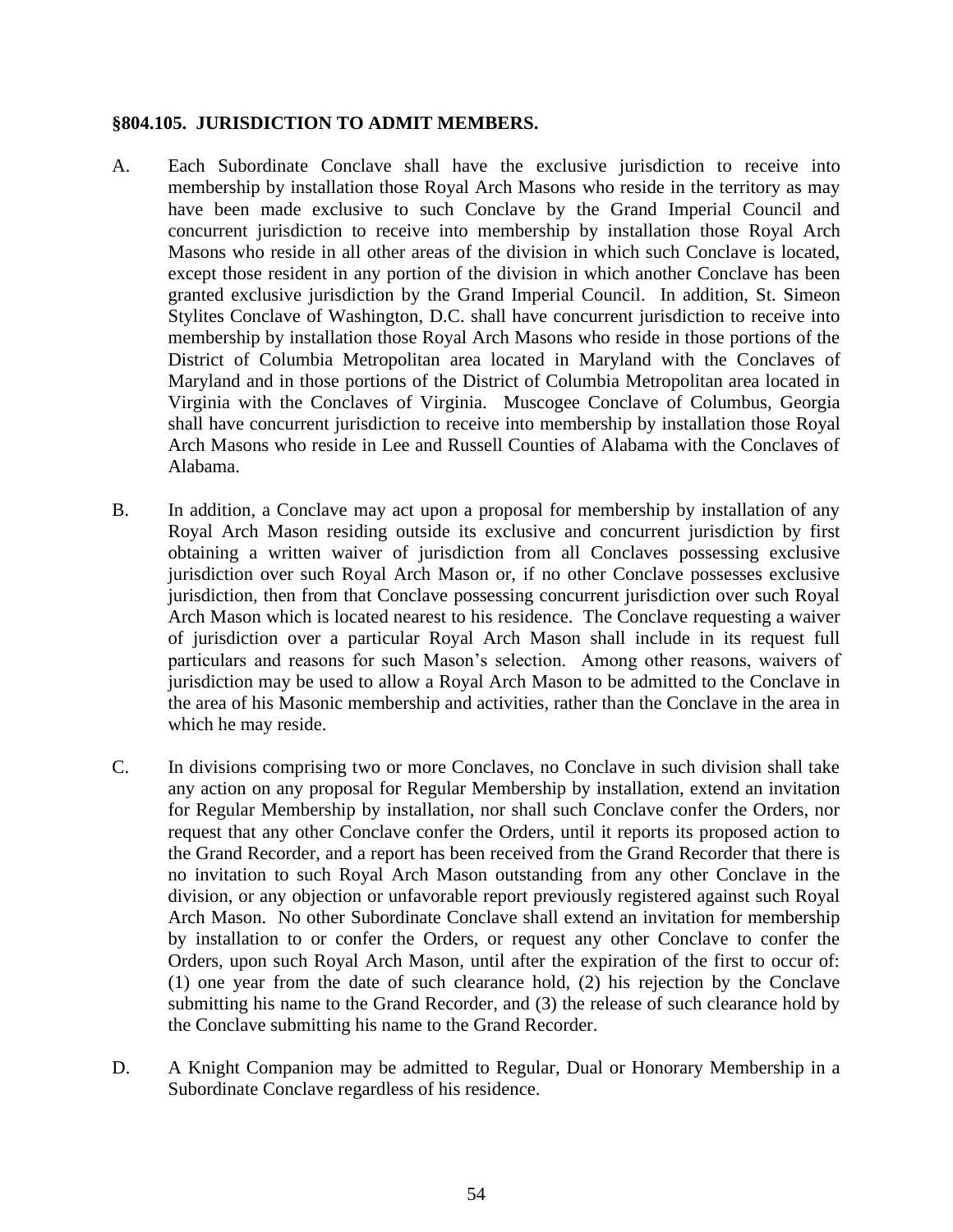### §804.105. JURISDICTION TO ADMIT MEMBERS.

A. Each Subordinate Conclave shall have the exclusive jurisdiction to receive into membership by installation those Royal Arch Masons who reside in the territory as may have been made exclusive to such Conclave by the Grand Imperial Council and concurrent jurisdiction to receive into membership by installation those Royal Arch Masons who reside in all other areas of the division in which such Conclave is located, except those resident in any portion of the division in which another Conclave has been granted exclusive jurisdiction by the Grand Imperial Council. In addition, St. Simeon Stylites Conclave of Washington, D.C. shall have concurrent jurisdiction to receive into membership by installation those Royal Arch Masons who reside in those portions of the District of Columbia Metropolitan area located in Maryland with the Conclaves of Maryland and in those portions of the District of Columbia Metropolitan area located in Virginia with the Conclaves of Virginia. Muscogee Conclave of Columbus, Georgia shall have concurrent jurisdiction to receive into membership by installation those Royal Arch Masons who reside in Lee and Russell Counties of Alabama with the Conclaves of Alabama.

B. In addition, a Conclave may act upon a proposal for membership by installation of any Royal Arch Mason residing outside its exclusive and concurrent jurisdiction by first obtaining a written waiver of jurisdiction from all Conclaves possessing exclusive jurisdiction over such Royal Arch Mason or, if no other Conclave possesses exclusive jurisdiction, then from that Conclave possessing concurrent jurisdiction over such Royal Arch Mason which is located nearest to his residence. The Conclave requesting a waiver of jurisdiction over a particular Royal Arch Mason shall include in its request full particulars and reasons for such Mason's selection. Among other reasons, waivers of jurisdiction may be used to allow a Royal Arch Mason to be admitted to the Conclave in the area of his Masonic membership and activities, rather than the Conclave in the area in which he may reside.

C. In divisions comprising two or more Conclaves, no Conclave in such division shall take any action on any proposal for Regular Membership by installation, extend an invitation for Regular Membership by installation, nor shall such Conclave confer the Orders, nor request that any other Conclave confer the Orders, until it reports its proposed action to the Grand Recorder, and a report has been received from the Grand Recorder that there is no invitation to such Royal Arch Mason outstanding from any other Conclave in the division, or any objection or unfavorable report previously registered against such Royal Arch Mason. No other Subordinate Conclave shall extend an invitation for membership by installation to or confer the Orders, or request any other Conclave to confer the Orders, upon such Royal Arch Mason, until after the expiration of the first to occur of: (1) one year from the date of such clearance hold, (2) his rejection by the Conclave submitting his name to the Grand Recorder, and (3) the release of such clearance hold by the Conclave submitting his name to the Grand Recorder.

D. A Knight Companion may be admitted to Regular, Dual or Honorary Membership in a Subordinate Conclave regardless of his residence.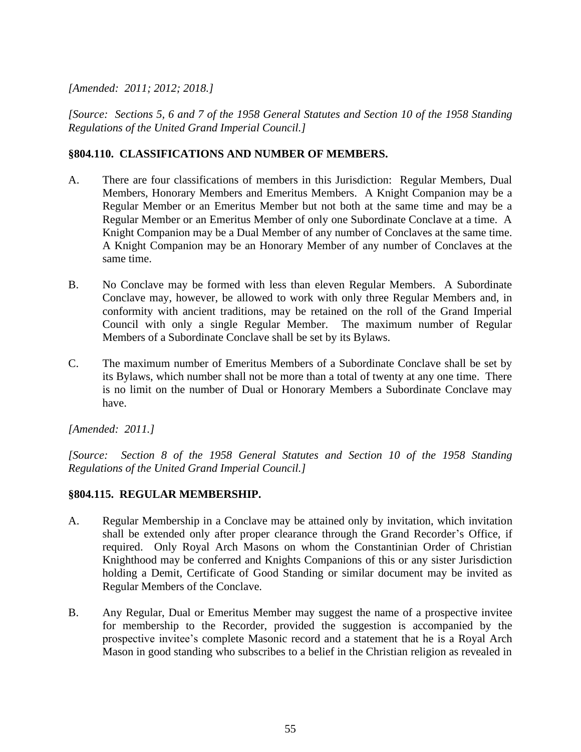*[Amended: 2011; 2012; 2018.]*

*[Source: Sections 5, 6 and 7 of the 1958 General Statutes and Section 10 of the 1958 Standing Regulations of the United Grand Imperial Council.]*

### §804.110. CLASSIFICATIONS AND NUMBER OF MEMBERS.

A. There are four classifications of members in this Jurisdiction: Regular Members, Dual Members, Honorary Members and Emeritus Members. A Knight Companion may be a Regular Member or an Emeritus Member but not both at the same time and may be a Regular Member or an Emeritus Member of only one Subordinate Conclave at a time. A Knight Companion may be a Dual Member of any number of Conclaves at the same time. A Knight Companion may be an Honorary Member of any number of Conclaves at the same time.

B. No Conclave may be formed with less than eleven Regular Members. A Subordinate Conclave may, however, be allowed to work with only three Regular Members and, in conformity with ancient traditions, may be retained on the roll of the Grand Imperial Council with only a single Regular Member. The maximum number of Regular Members of a Subordinate Conclave shall be set by its Bylaws.

C. The maximum number of Emeritus Members of a Subordinate Conclave shall be set by its Bylaws, which number shall not be more than a total of twenty at any one time. There is no limit on the number of Dual or Honorary Members a Subordinate Conclave may have.

*[Amended: 2011.]*

*[Source: Section 8 of the 1958 General Statutes and Section 10 of the 1958 Standing Regulations of the United Grand Imperial Council.]*

### §804.115. REGULAR MEMBERSHIP.

A. Regular Membership in a Conclave may be attained only by invitation, which invitation shall be extended only after proper clearance through the Grand Recorder's Office, if required. Only Royal Arch Masons on whom the Constantinian Order of Christian Knighthood may be conferred and Knights Companions of this or any sister Jurisdiction holding a Demit, Certificate of Good Standing or similar document may be invited as Regular Members of the Conclave.

B. Any Regular, Dual or Emeritus Member may suggest the name of a prospective invitee for membership to the Recorder, provided the suggestion is accompanied by the prospective invitee's complete Masonic record and a statement that he is a Royal Arch Mason in good standing who subscribes to a belief in the Christian religion as revealed in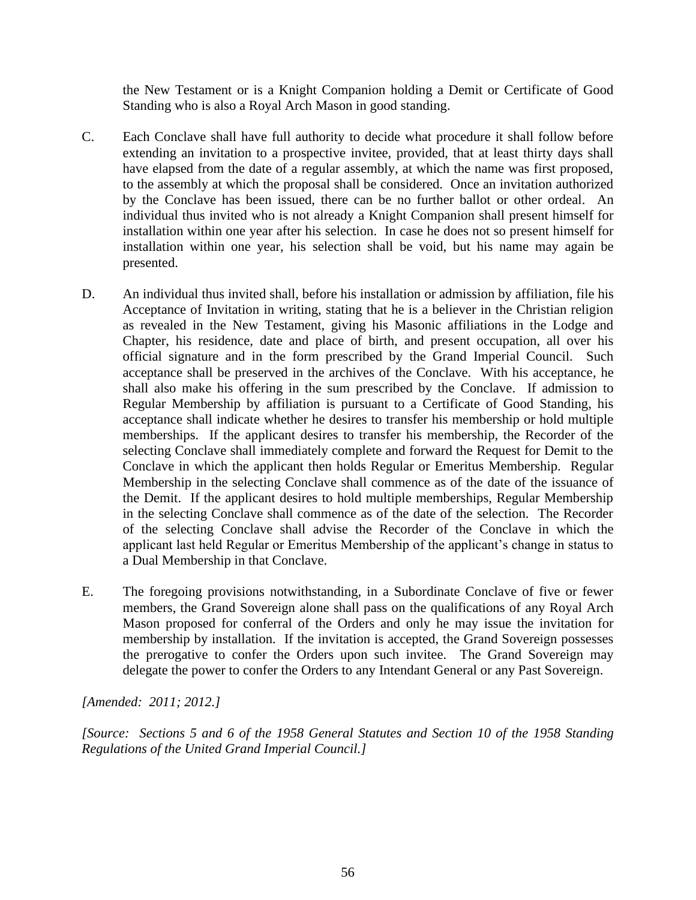the New Testament or is a Knight Companion holding a Demit or Certificate of Good Standing who is also a Royal Arch Mason in good standing.

C. Each Conclave shall have full authority to decide what procedure it shall follow before extending an invitation to a prospective invitee, provided, that at least thirty days shall have elapsed from the date of a regular assembly, at which the name was first proposed, to the assembly at which the proposal shall be considered. Once an invitation authorized by the Conclave has been issued, there can be no further ballot or other ordeal. An individual thus invited who is not already a Knight Companion shall present himself for installation within one year after his selection. In case he does not so present himself for installation within one year, his selection shall be void, but his name may again be presented.

D. An individual thus invited shall, before his installation or admission by affiliation, file his Acceptance of Invitation in writing, stating that he is a believer in the Christian religion as revealed in the New Testament, giving his Masonic affiliations in the Lodge and Chapter, his residence, date and place of birth, and present occupation, all over his official signature and in the form prescribed by the Grand Imperial Council. Such acceptance shall be preserved in the archives of the Conclave. With his acceptance, he shall also make his offering in the sum prescribed by the Conclave. If admission to Regular Membership by affiliation is pursuant to a Certificate of Good Standing, his acceptance shall indicate whether he desires to transfer his membership or hold multiple memberships. If the applicant desires to transfer his membership, the Recorder of the selecting Conclave shall immediately complete and forward the Request for Demit to the Conclave in which the applicant then holds Regular or Emeritus Membership. Regular Membership in the selecting Conclave shall commence as of the date of the issuance of the Demit. If the applicant desires to hold multiple memberships, Regular Membership in the selecting Conclave shall commence as of the date of the selection. The Recorder of the selecting Conclave shall advise the Recorder of the Conclave in which the applicant last held Regular or Emeritus Membership of the applicant's change in status to a Dual Membership in that Conclave.

E. The foregoing provisions notwithstanding, in a Subordinate Conclave of five or fewer members, the Grand Sovereign alone shall pass on the qualifications of any Royal Arch Mason proposed for conferral of the Orders and only he may issue the invitation for membership by installation. If the invitation is accepted, the Grand Sovereign possesses the prerogative to confer the Orders upon such invitee. The Grand Sovereign may delegate the power to confer the Orders to any Intendant General or any Past Sovereign.

*[Amended: 2011; 2012.]*

*[Source: Sections 5 and 6 of the 1958 General Statutes and Section 10 of the 1958 Standing Regulations of the United Grand Imperial Council.]*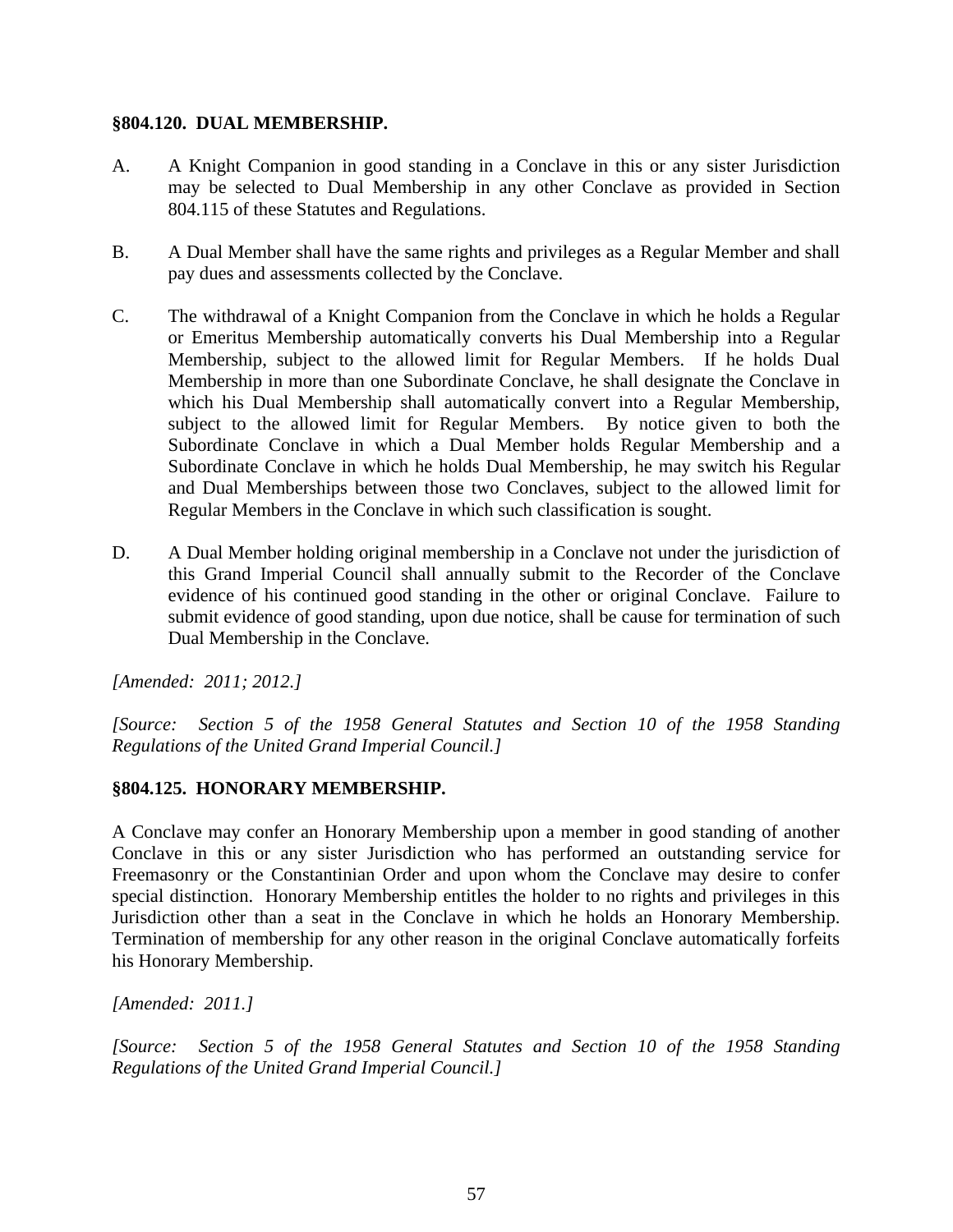### §804.120. DUAL MEMBERSHIP.

A. A Knight Companion in good standing in a Conclave in this or any sister Jurisdiction may be selected to Dual Membership in any other Conclave as provided in Section 804.115 of these Statutes and Regulations.

B. A Dual Member shall have the same rights and privileges as a Regular Member and shall pay dues and assessments collected by the Conclave.

C. The withdrawal of a Knight Companion from the Conclave in which he holds a Regular or Emeritus Membership automatically converts his Dual Membership into a Regular Membership, subject to the allowed limit for Regular Members. If he holds Dual Membership in more than one Subordinate Conclave, he shall designate the Conclave in which his Dual Membership shall automatically convert into a Regular Membership, subject to the allowed limit for Regular Members. By notice given to both the Subordinate Conclave in which a Dual Member holds Regular Membership and a Subordinate Conclave in which he holds Dual Membership, he may switch his Regular and Dual Memberships between those two Conclaves, subject to the allowed limit for Regular Members in the Conclave in which such classification is sought.

D. A Dual Member holding original membership in a Conclave not under the jurisdiction of this Grand Imperial Council shall annually submit to the Recorder of the Conclave evidence of his continued good standing in the other or original Conclave. Failure to submit evidence of good standing, upon due notice, shall be cause for termination of such Dual Membership in the Conclave.

*[Amended: 2011; 2012.]*

*[Source: Section 5 of the 1958 General Statutes and Section 10 of the 1958 Standing Regulations of the United Grand Imperial Council.]*

### §804.125. HONORARY MEMBERSHIP.

A Conclave may confer an Honorary Membership upon a member in good standing of another Conclave in this or any sister Jurisdiction who has performed an outstanding service for Freemasonry or the Constantinian Order and upon whom the Conclave may desire to confer special distinction. Honorary Membership entitles the holder to no rights and privileges in this Jurisdiction other than a seat in the Conclave in which he holds an Honorary Membership. Termination of membership for any other reason in the original Conclave automatically forfeits his Honorary Membership.

*[Amended: 2011.]*

*[Source: Section 5 of the 1958 General Statutes and Section 10 of the 1958 Standing Regulations of the United Grand Imperial Council.]*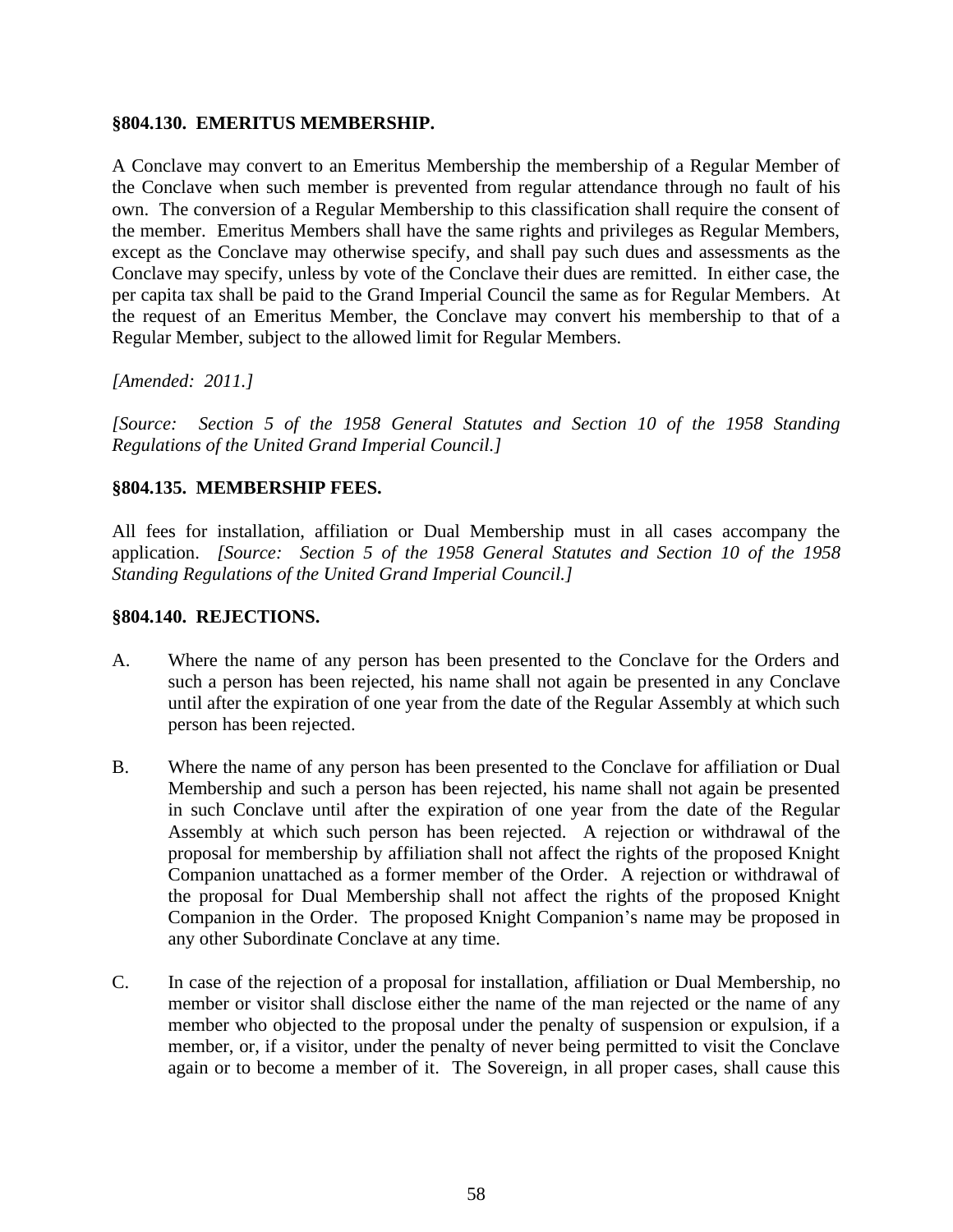**§804.130. EMERITUS MEMBERSHIP.**

A Conclave may convert to an Emeritus Membership the membership of a Regular Member of the Conclave when such member is prevented from regular attendance through no fault of his own. The conversion of a Regular Membership to this classification shall require the consent of the member. Emeritus Members shall have the same rights and privileges as Regular Members, except as the Conclave may otherwise specify, and shall pay such dues and assessments as the Conclave may specify, unless by vote of the Conclave their dues are remitted. In either case, the per capita tax shall be paid to the Grand Imperial Council the same as for Regular Members. At the request of an Emeritus Member, the Conclave may convert his membership to that of a Regular Member, subject to the allowed limit for Regular Members.

*[Amended: 2011.]*

*[Source: Section 5 of the 1958 General Statutes and Section 10 of the 1958 Standing Regulations of the United Grand Imperial Council.]*

**§804.135. MEMBERSHIP FEES.**

All fees for installation, affiliation or Dual Membership must in all cases accompany the application. *[Source: Section 5 of the 1958 General Statutes and Section 10 of the 1958 Standing Regulations of the United Grand Imperial Council.]*

**§804.140. REJECTIONS.**

A. Where the name of any person has been presented to the Conclave for the Orders and such a person has been rejected, his name shall not again be presented in any Conclave until after the expiration of one year from the date of the Regular Assembly at which such person has been rejected.

B. Where the name of any person has been presented to the Conclave for affiliation or Dual Membership and such a person has been rejected, his name shall not again be presented in such Conclave until after the expiration of one year from the date of the Regular Assembly at which such person has been rejected. A rejection or withdrawal of the proposal for membership by affiliation shall not affect the rights of the proposed Knight Companion unattached as a former member of the Order. A rejection or withdrawal of the proposal for Dual Membership shall not affect the rights of the proposed Knight Companion in the Order. The proposed Knight Companion's name may be proposed in any other Subordinate Conclave at any time.

C. In case of the rejection of a proposal for installation, affiliation or Dual Membership, no member or visitor shall disclose either the name of the man rejected or the name of any member who objected to the proposal under the penalty of suspension or expulsion, if a member, or, if a visitor, under the penalty of never being permitted to visit the Conclave again or to become a member of it. The Sovereign, in all proper cases, shall cause this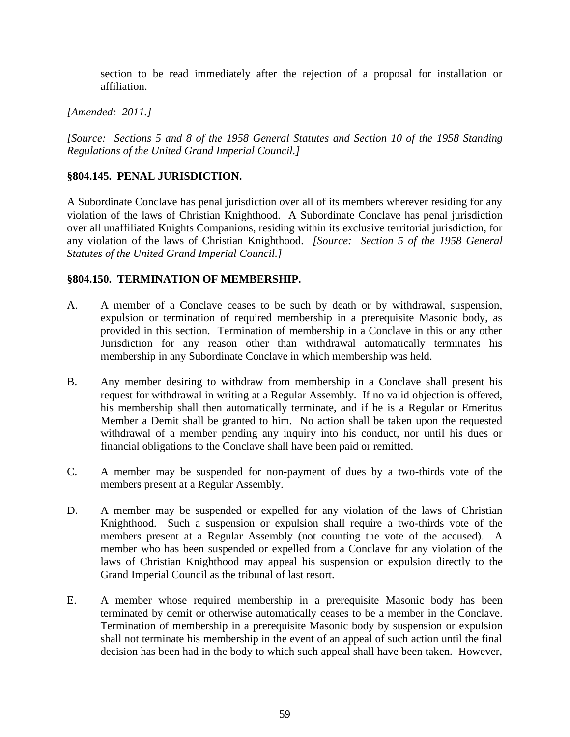section to be read immediately after the rejection of a proposal for installation or affiliation.

*[Amended: 2011.]*

*[Source: Sections 5 and 8 of the 1958 General Statutes and Section 10 of the 1958 Standing Regulations of the United Grand Imperial Council.]*

### §804.145. PENAL JURISDICTION.

A Subordinate Conclave has penal jurisdiction over all of its members wherever residing for any violation of the laws of Christian Knighthood. A Subordinate Conclave has penal jurisdiction over all unaffiliated Knights Companions, residing within its exclusive territorial jurisdiction, for any violation of the laws of Christian Knighthood. *[Source: Section 5 of the 1958 General Statutes of the United Grand Imperial Council.]*

### §804.150. TERMINATION OF MEMBERSHIP.

A. A member of a Conclave ceases to be such by death or by withdrawal, suspension, expulsion or termination of required membership in a prerequisite Masonic body, as provided in this section. Termination of membership in a Conclave in this or any other Jurisdiction for any reason other than withdrawal automatically terminates his membership in any Subordinate Conclave in which membership was held.

B. Any member desiring to withdraw from membership in a Conclave shall present his request for withdrawal in writing at a Regular Assembly. If no valid objection is offered, his membership shall then automatically terminate, and if he is a Regular or Emeritus Member a Demit shall be granted to him. No action shall be taken upon the requested withdrawal of a member pending any inquiry into his conduct, nor until his dues or financial obligations to the Conclave shall have been paid or remitted.

C. A member may be suspended for non-payment of dues by a two-thirds vote of the members present at a Regular Assembly.

D. A member may be suspended or expelled for any violation of the laws of Christian Knighthood. Such a suspension or expulsion shall require a two-thirds vote of the members present at a Regular Assembly (not counting the vote of the accused). A member who has been suspended or expelled from a Conclave for any violation of the laws of Christian Knighthood may appeal his suspension or expulsion directly to the Grand Imperial Council as the tribunal of last resort.

E. A member whose required membership in a prerequisite Masonic body has been terminated by demit or otherwise automatically ceases to be a member in the Conclave. Termination of membership in a prerequisite Masonic body by suspension or expulsion shall not terminate his membership in the event of an appeal of such action until the final decision has been had in the body to which such appeal shall have been taken. However,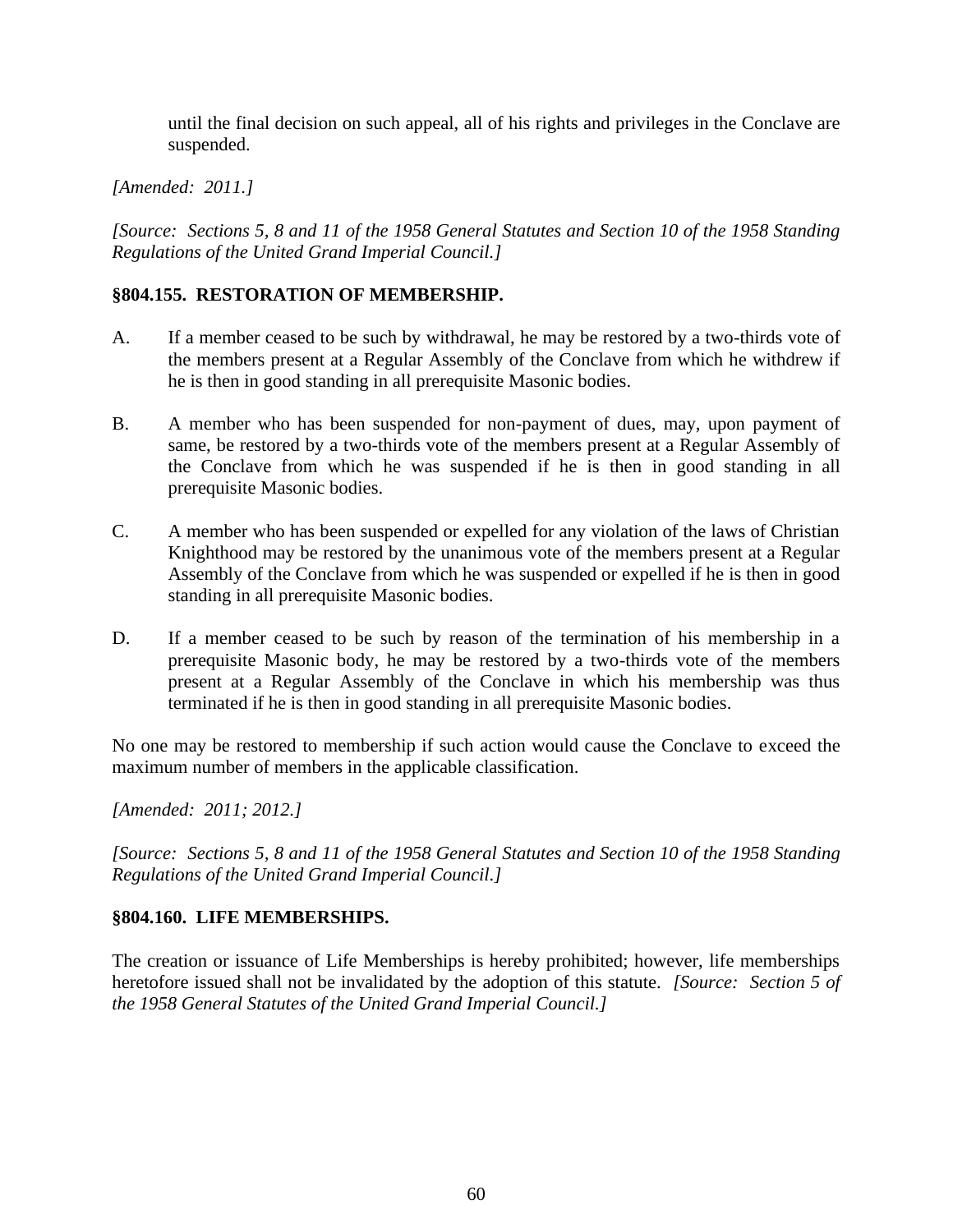until the final decision on such appeal, all of his rights and privileges in the Conclave are suspended.

*[Amended: 2011.]*

*[Source: Sections 5, 8 and 11 of the 1958 General Statutes and Section 10 of the 1958 Standing Regulations of the United Grand Imperial Council.]*

### §804.155. RESTORATION OF MEMBERSHIP.

A. If a member ceased to be such by withdrawal, he may be restored by a two-thirds vote of the members present at a Regular Assembly of the Conclave from which he withdrew if he is then in good standing in all prerequisite Masonic bodies.

B. A member who has been suspended for non-payment of dues, may, upon payment of same, be restored by a two-thirds vote of the members present at a Regular Assembly of the Conclave from which he was suspended if he is then in good standing in all prerequisite Masonic bodies.

C. A member who has been suspended or expelled for any violation of the laws of Christian Knighthood may be restored by the unanimous vote of the members present at a Regular Assembly of the Conclave from which he was suspended or expelled if he is then in good standing in all prerequisite Masonic bodies.

D. If a member ceased to be such by reason of the termination of his membership in a prerequisite Masonic body, he may be restored by a two-thirds vote of the members present at a Regular Assembly of the Conclave in which his membership was thus terminated if he is then in good standing in all prerequisite Masonic bodies.

No one may be restored to membership if such action would cause the Conclave to exceed the maximum number of members in the applicable classification.

*[Amended: 2011; 2012.]*

*[Source: Sections 5, 8 and 11 of the 1958 General Statutes and Section 10 of the 1958 Standing Regulations of the United Grand Imperial Council.]*

### §804.160. LIFE MEMBERSHIPS.

The creation or issuance of Life Memberships is hereby prohibited; however, life memberships heretofore issued shall not be invalidated by the adoption of this statute. *[Source: Section 5 of the 1958 General Statutes of the United Grand Imperial Council.]*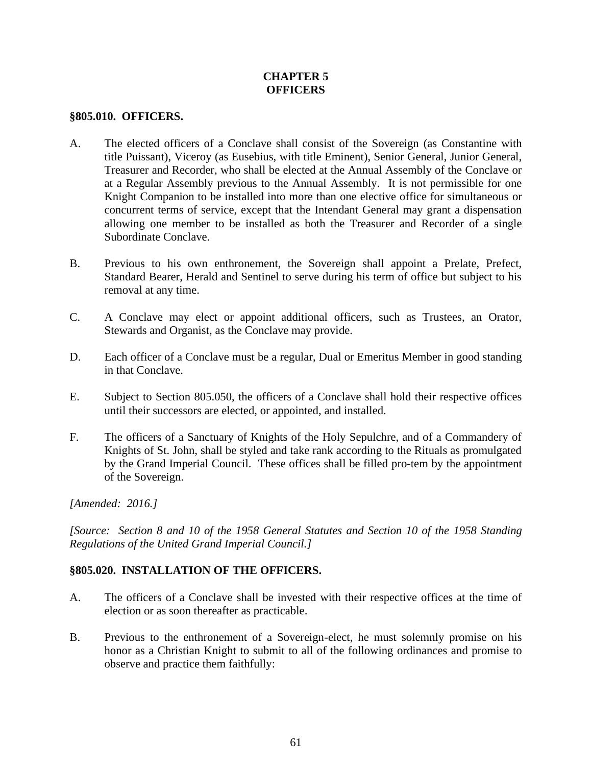# CHAPTER 5
# OFFICERS

### §805.010. OFFICERS.

A. The elected officers of a Conclave shall consist of the Sovereign (as Constantine with title Puissant), Viceroy (as Eusebius, with title Eminent), Senior General, Junior General, Treasurer and Recorder, who shall be elected at the Annual Assembly of the Conclave or at a Regular Assembly previous to the Annual Assembly. It is not permissible for one Knight Companion to be installed into more than one elective office for simultaneous or concurrent terms of service, except that the Intendant General may grant a dispensation allowing one member to be installed as both the Treasurer and Recorder of a single Subordinate Conclave.

B. Previous to his own enthronement, the Sovereign shall appoint a Prelate, Prefect, Standard Bearer, Herald and Sentinel to serve during his term of office but subject to his removal at any time.

C. A Conclave may elect or appoint additional officers, such as Trustees, an Orator, Stewards and Organist, as the Conclave may provide.

D. Each officer of a Conclave must be a regular, Dual or Emeritus Member in good standing in that Conclave.

E. Subject to Section 805.050, the officers of a Conclave shall hold their respective offices until their successors are elected, or appointed, and installed.

F. The officers of a Sanctuary of Knights of the Holy Sepulchre, and of a Commandery of Knights of St. John, shall be styled and take rank according to the Rituals as promulgated by the Grand Imperial Council. These offices shall be filled pro-tem by the appointment of the Sovereign.

*[Amended: 2016.]*

*[Source: Section 8 and 10 of the 1958 General Statutes and Section 10 of the 1958 Standing Regulations of the United Grand Imperial Council.]*

### §805.020. INSTALLATION OF THE OFFICERS.

A. The officers of a Conclave shall be invested with their respective offices at the time of election or as soon thereafter as practicable.

B. Previous to the enthronement of a Sovereign-elect, he must solemnly promise on his honor as a Christian Knight to submit to all of the following ordinances and promise to observe and practice them faithfully: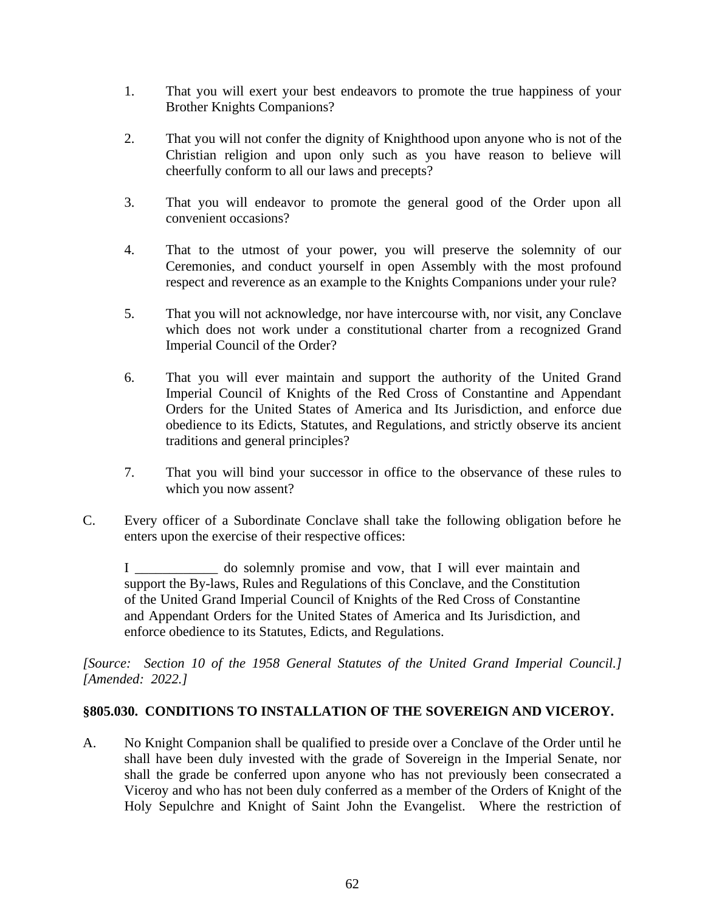1. That you will exert your best endeavors to promote the true happiness of your Brother Knights Companions?

2. That you will not confer the dignity of Knighthood upon anyone who is not of the Christian religion and upon only such as you have reason to believe will cheerfully conform to all our laws and precepts?

3. That you will endeavor to promote the general good of the Order upon all convenient occasions?

4. That to the utmost of your power, you will preserve the solemnity of our Ceremonies, and conduct yourself in open Assembly with the most profound respect and reverence as an example to the Knights Companions under your rule?

5. That you will not acknowledge, nor have intercourse with, nor visit, any Conclave which does not work under a constitutional charter from a recognized Grand Imperial Council of the Order?

6. That you will ever maintain and support the authority of the United Grand Imperial Council of Knights of the Red Cross of Constantine and Appendant Orders for the United States of America and Its Jurisdiction, and enforce due obedience to its Edicts, Statutes, and Regulations, and strictly observe its ancient traditions and general principles?

7. That you will bind your successor in office to the observance of these rules to which you now assent?

C. Every officer of a Subordinate Conclave shall take the following obligation before he enters upon the exercise of their respective offices:

> I ____________ do solemnly promise and vow, that I will ever maintain and support the By-laws, Rules and Regulations of this Conclave, and the Constitution of the United Grand Imperial Council of Knights of the Red Cross of Constantine and Appendant Orders for the United States of America and Its Jurisdiction, and enforce obedience to its Statutes, Edicts, and Regulations.

*[Source: Section 10 of the 1958 General Statutes of the United Grand Imperial Council.] [Amended: 2022.]*

### §805.030. CONDITIONS TO INSTALLATION OF THE SOVEREIGN AND VICEROY.

A. No Knight Companion shall be qualified to preside over a Conclave of the Order until he shall have been duly invested with the grade of Sovereign in the Imperial Senate, nor shall the grade be conferred upon anyone who has not previously been consecrated a Viceroy and who has not been duly conferred as a member of the Orders of Knight of the Holy Sepulchre and Knight of Saint John the Evangelist. Where the restriction of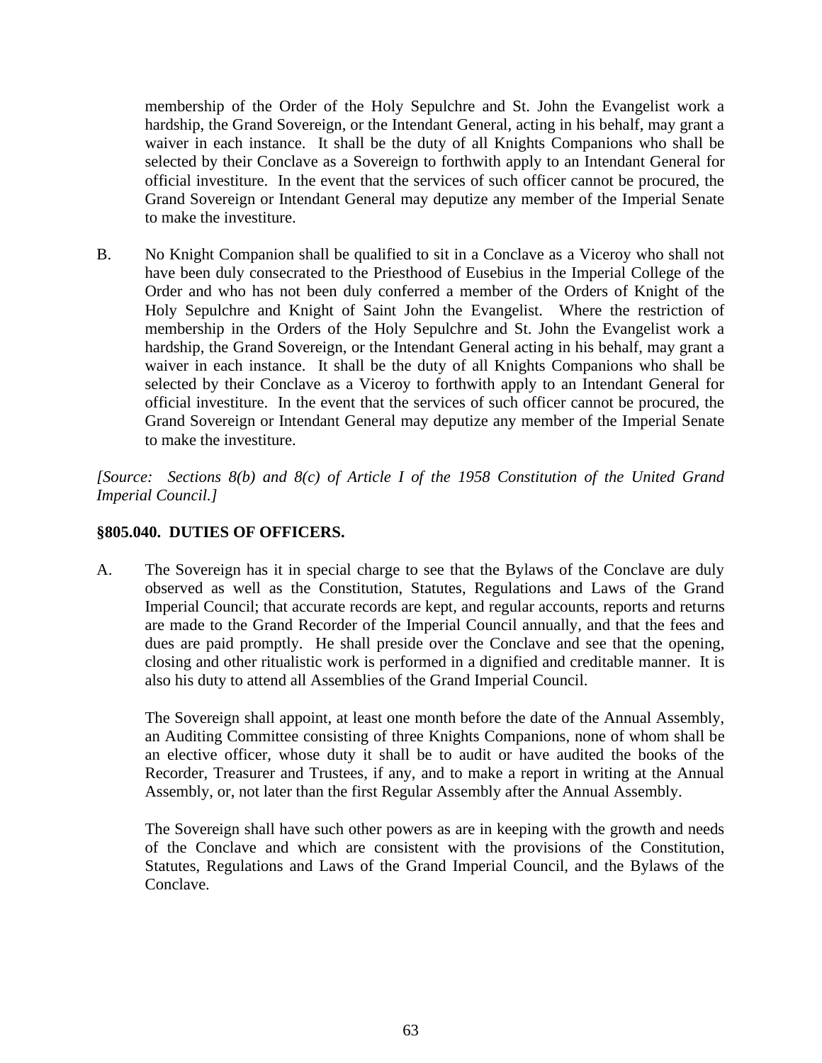membership of the Order of the Holy Sepulchre and St. John the Evangelist work a hardship, the Grand Sovereign, or the Intendant General, acting in his behalf, may grant a waiver in each instance. It shall be the duty of all Knights Companions who shall be selected by their Conclave as a Sovereign to forthwith apply to an Intendant General for official investiture. In the event that the services of such officer cannot be procured, the Grand Sovereign or Intendant General may deputize any member of the Imperial Senate to make the investiture.

B. No Knight Companion shall be qualified to sit in a Conclave as a Viceroy who shall not have been duly consecrated to the Priesthood of Eusebius in the Imperial College of the Order and who has not been duly conferred a member of the Orders of Knight of the Holy Sepulchre and Knight of Saint John the Evangelist. Where the restriction of membership in the Orders of the Holy Sepulchre and St. John the Evangelist work a hardship, the Grand Sovereign, or the Intendant General acting in his behalf, may grant a waiver in each instance. It shall be the duty of all Knights Companions who shall be selected by their Conclave as a Viceroy to forthwith apply to an Intendant General for official investiture. In the event that the services of such officer cannot be procured, the Grand Sovereign or Intendant General may deputize any member of the Imperial Senate to make the investiture.

*[Source: Sections 8(b) and 8(c) of Article I of the 1958 Constitution of the United Grand Imperial Council.]*

### §805.040. DUTIES OF OFFICERS.

A. The Sovereign has it in special charge to see that the Bylaws of the Conclave are duly observed as well as the Constitution, Statutes, Regulations and Laws of the Grand Imperial Council; that accurate records are kept, and regular accounts, reports and returns are made to the Grand Recorder of the Imperial Council annually, and that the fees and dues are paid promptly. He shall preside over the Conclave and see that the opening, closing and other ritualistic work is performed in a dignified and creditable manner. It is also his duty to attend all Assemblies of the Grand Imperial Council.

The Sovereign shall appoint, at least one month before the date of the Annual Assembly, an Auditing Committee consisting of three Knights Companions, none of whom shall be an elective officer, whose duty it shall be to audit or have audited the books of the Recorder, Treasurer and Trustees, if any, and to make a report in writing at the Annual Assembly, or, not later than the first Regular Assembly after the Annual Assembly.

The Sovereign shall have such other powers as are in keeping with the growth and needs of the Conclave and which are consistent with the provisions of the Constitution, Statutes, Regulations and Laws of the Grand Imperial Council, and the Bylaws of the Conclave.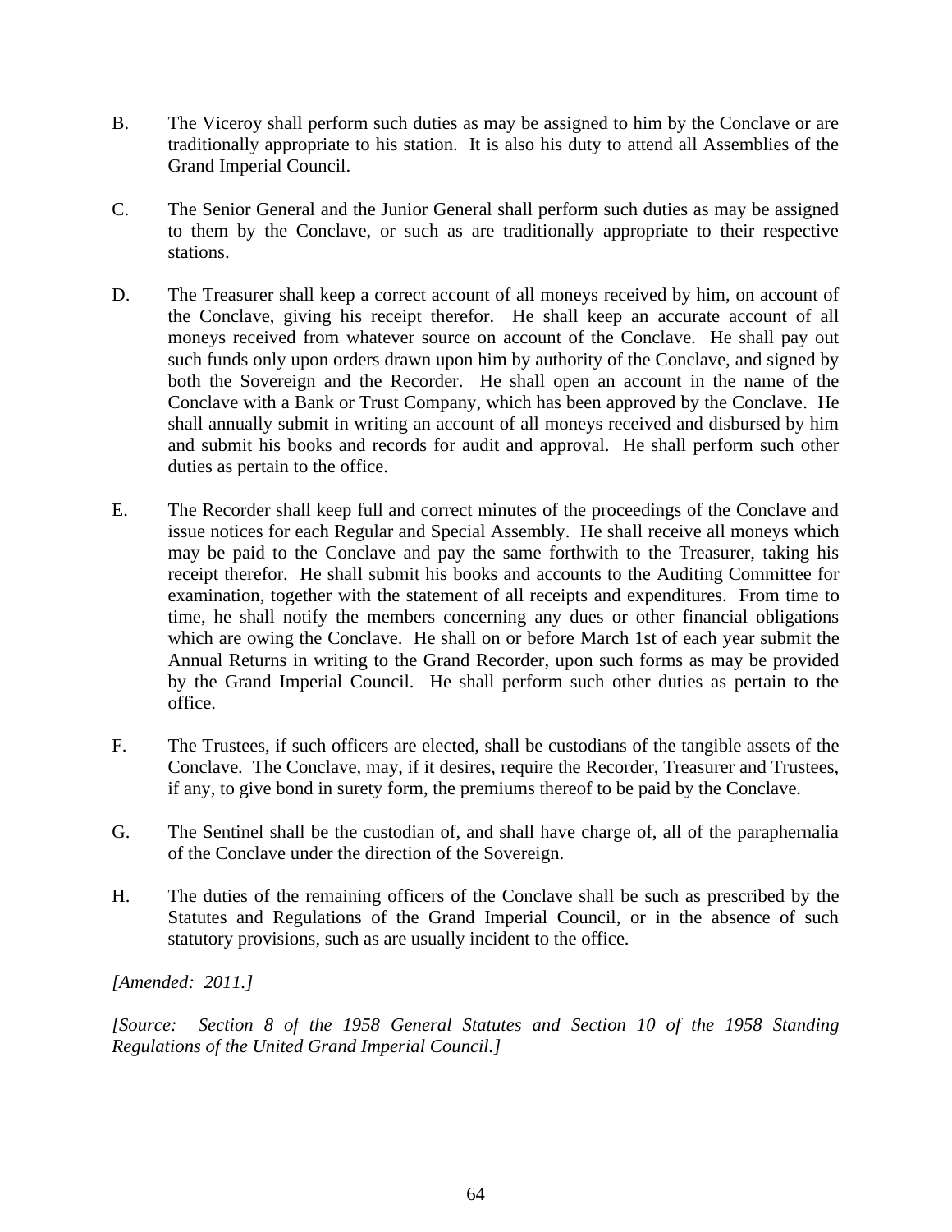B. The Viceroy shall perform such duties as may be assigned to him by the Conclave or are traditionally appropriate to his station. It is also his duty to attend all Assemblies of the Grand Imperial Council.

C. The Senior General and the Junior General shall perform such duties as may be assigned to them by the Conclave, or such as are traditionally appropriate to their respective stations.

D. The Treasurer shall keep a correct account of all moneys received by him, on account of the Conclave, giving his receipt therefor. He shall keep an accurate account of all moneys received from whatever source on account of the Conclave. He shall pay out such funds only upon orders drawn upon him by authority of the Conclave, and signed by both the Sovereign and the Recorder. He shall open an account in the name of the Conclave with a Bank or Trust Company, which has been approved by the Conclave. He shall annually submit in writing an account of all moneys received and disbursed by him and submit his books and records for audit and approval. He shall perform such other duties as pertain to the office.

E. The Recorder shall keep full and correct minutes of the proceedings of the Conclave and issue notices for each Regular and Special Assembly. He shall receive all moneys which may be paid to the Conclave and pay the same forthwith to the Treasurer, taking his receipt therefor. He shall submit his books and accounts to the Auditing Committee for examination, together with the statement of all receipts and expenditures. From time to time, he shall notify the members concerning any dues or other financial obligations which are owing the Conclave. He shall on or before March 1st of each year submit the Annual Returns in writing to the Grand Recorder, upon such forms as may be provided by the Grand Imperial Council. He shall perform such other duties as pertain to the office.

F. The Trustees, if such officers are elected, shall be custodians of the tangible assets of the Conclave. The Conclave, may, if it desires, require the Recorder, Treasurer and Trustees, if any, to give bond in surety form, the premiums thereof to be paid by the Conclave.

G. The Sentinel shall be the custodian of, and shall have charge of, all of the paraphernalia of the Conclave under the direction of the Sovereign.

H. The duties of the remaining officers of the Conclave shall be such as prescribed by the Statutes and Regulations of the Grand Imperial Council, or in the absence of such statutory provisions, such as are usually incident to the office.

*[Amended: 2011.]*

*[Source: Section 8 of the 1958 General Statutes and Section 10 of the 1958 Standing Regulations of the United Grand Imperial Council.]*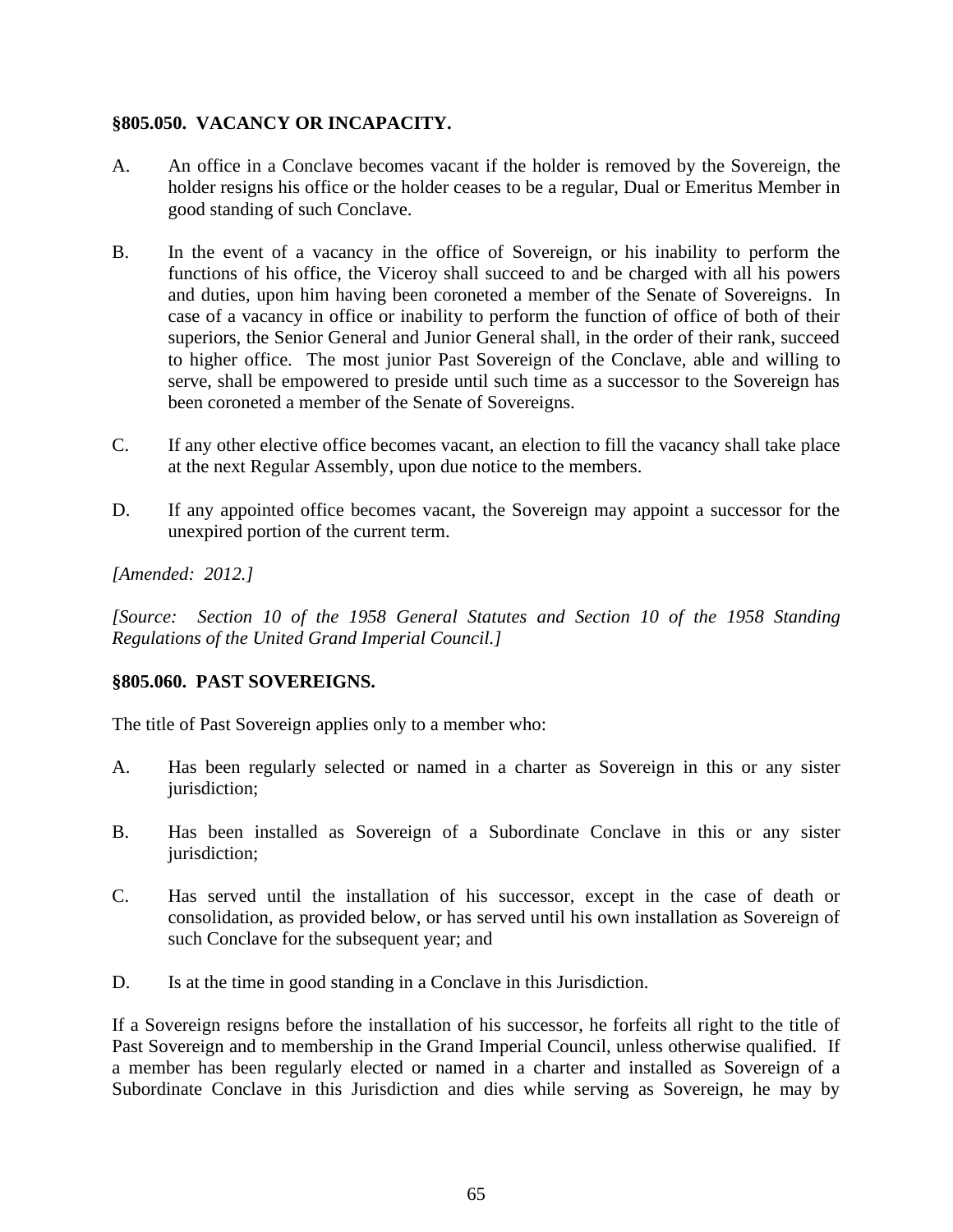### §805.050. VACANCY OR INCAPACITY.

A. An office in a Conclave becomes vacant if the holder is removed by the Sovereign, the holder resigns his office or the holder ceases to be a regular, Dual or Emeritus Member in good standing of such Conclave.

B. In the event of a vacancy in the office of Sovereign, or his inability to perform the functions of his office, the Viceroy shall succeed to and be charged with all his powers and duties, upon him having been coroneted a member of the Senate of Sovereigns. In case of a vacancy in office or inability to perform the function of office of both of their superiors, the Senior General and Junior General shall, in the order of their rank, succeed to higher office. The most junior Past Sovereign of the Conclave, able and willing to serve, shall be empowered to preside until such time as a successor to the Sovereign has been coroneted a member of the Senate of Sovereigns.

C. If any other elective office becomes vacant, an election to fill the vacancy shall take place at the next Regular Assembly, upon due notice to the members.

D. If any appointed office becomes vacant, the Sovereign may appoint a successor for the unexpired portion of the current term.

*[Amended: 2012.]*

*[Source: Section 10 of the 1958 General Statutes and Section 10 of the 1958 Standing Regulations of the United Grand Imperial Council.]*

### §805.060. PAST SOVEREIGNS.

The title of Past Sovereign applies only to a member who:

A. Has been regularly selected or named in a charter as Sovereign in this or any sister jurisdiction;

B. Has been installed as Sovereign of a Subordinate Conclave in this or any sister jurisdiction;

C. Has served until the installation of his successor, except in the case of death or consolidation, as provided below, or has served until his own installation as Sovereign of such Conclave for the subsequent year; and

D. Is at the time in good standing in a Conclave in this Jurisdiction.

If a Sovereign resigns before the installation of his successor, he forfeits all right to the title of Past Sovereign and to membership in the Grand Imperial Council, unless otherwise qualified. If a member has been regularly elected or named in a charter and installed as Sovereign of a Subordinate Conclave in this Jurisdiction and dies while serving as Sovereign, he may by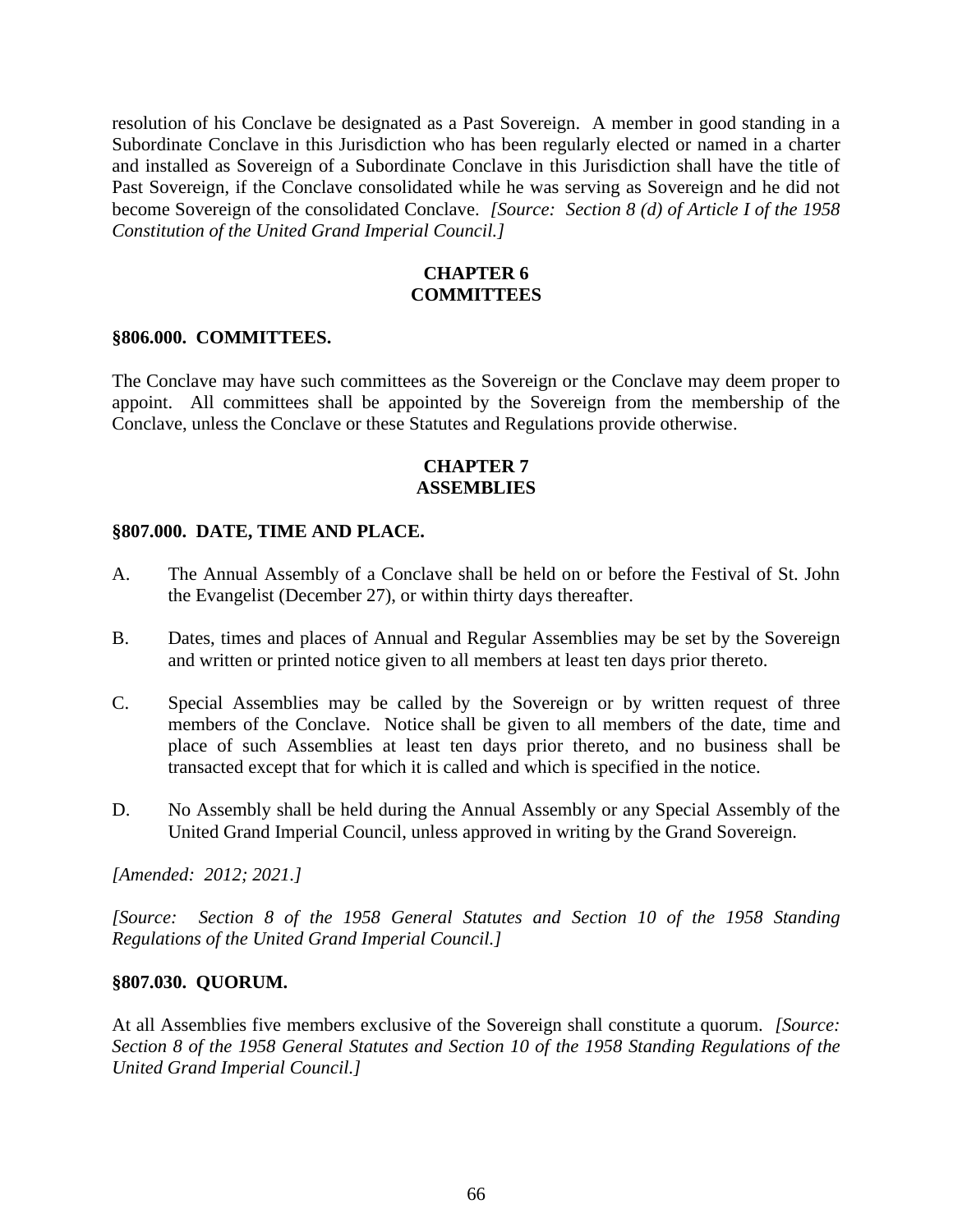resolution of his Conclave be designated as a Past Sovereign. A member in good standing in a Subordinate Conclave in this Jurisdiction who has been regularly elected or named in a charter and installed as Sovereign of a Subordinate Conclave in this Jurisdiction shall have the title of Past Sovereign, if the Conclave consolidated while he was serving as Sovereign and he did not become Sovereign of the consolidated Conclave. *[Source: Section 8 (d) of Article I of the 1958 Constitution of the United Grand Imperial Council.]*

## CHAPTER 6
## COMMITTEES

### §806.000. COMMITTEES.

The Conclave may have such committees as the Sovereign or the Conclave may deem proper to appoint. All committees shall be appointed by the Sovereign from the membership of the Conclave, unless the Conclave or these Statutes and Regulations provide otherwise.

## CHAPTER 7
## ASSEMBLIES

### §807.000. DATE, TIME AND PLACE.

A. The Annual Assembly of a Conclave shall be held on or before the Festival of St. John the Evangelist (December 27), or within thirty days thereafter.

B. Dates, times and places of Annual and Regular Assemblies may be set by the Sovereign and written or printed notice given to all members at least ten days prior thereto.

C. Special Assemblies may be called by the Sovereign or by written request of three members of the Conclave. Notice shall be given to all members of the date, time and place of such Assemblies at least ten days prior thereto, and no business shall be transacted except that for which it is called and which is specified in the notice.

D. No Assembly shall be held during the Annual Assembly or any Special Assembly of the United Grand Imperial Council, unless approved in writing by the Grand Sovereign.

*[Amended: 2012; 2021.]*

*[Source: Section 8 of the 1958 General Statutes and Section 10 of the 1958 Standing Regulations of the United Grand Imperial Council.]*

### §807.030. QUORUM.

At all Assemblies five members exclusive of the Sovereign shall constitute a quorum. *[Source: Section 8 of the 1958 General Statutes and Section 10 of the 1958 Standing Regulations of the United Grand Imperial Council.]*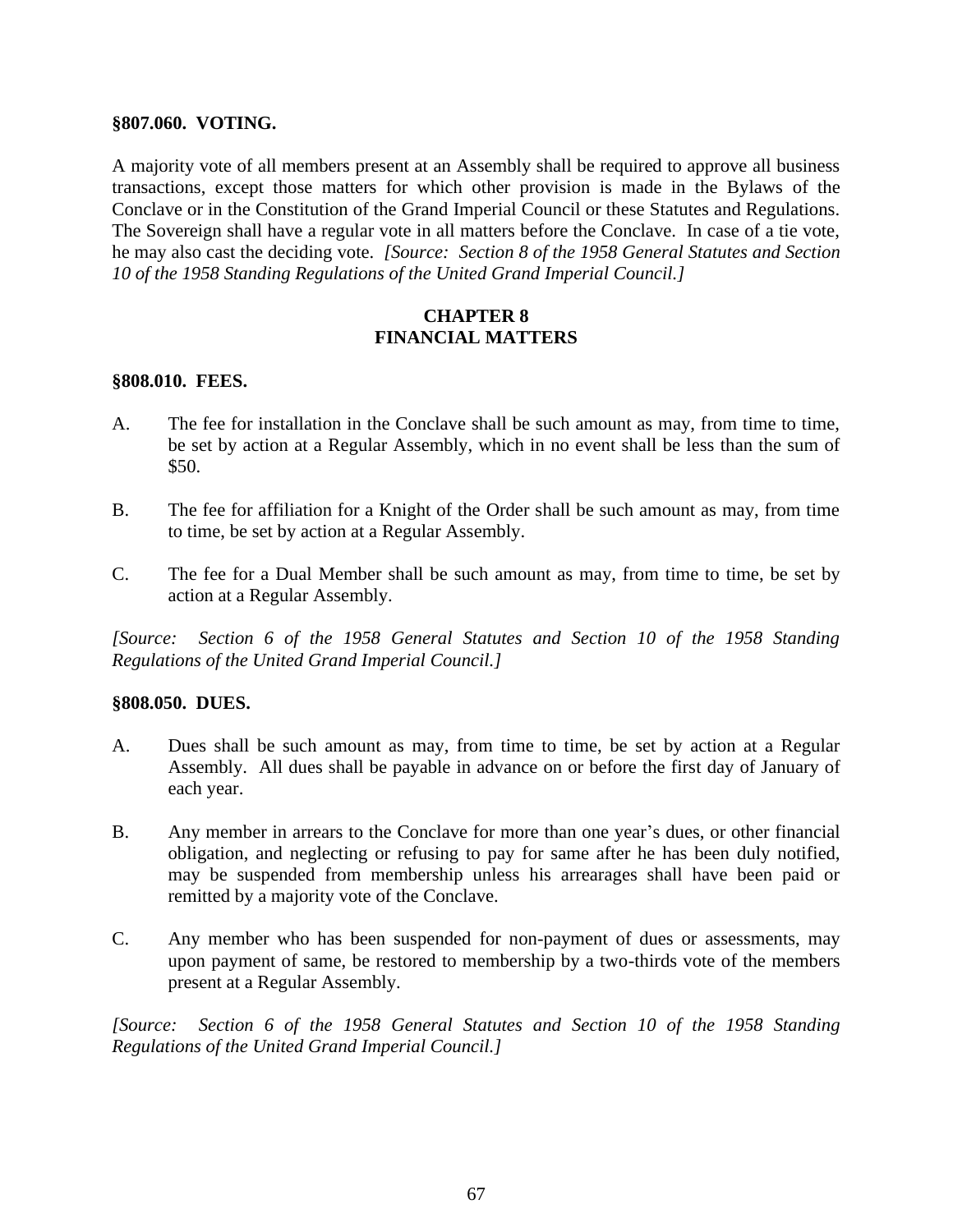**§807.060. VOTING.**

A majority vote of all members present at an Assembly shall be required to approve all business transactions, except those matters for which other provision is made in the Bylaws of the Conclave or in the Constitution of the Grand Imperial Council or these Statutes and Regulations. The Sovereign shall have a regular vote in all matters before the Conclave. In case of a tie vote, he may also cast the deciding vote. *[Source: Section 8 of the 1958 General Statutes and Section 10 of the 1958 Standing Regulations of the United Grand Imperial Council.]*

## CHAPTER 8
## FINANCIAL MATTERS

**§808.010. FEES.**

A. The fee for installation in the Conclave shall be such amount as may, from time to time, be set by action at a Regular Assembly, which in no event shall be less than the sum of $50.

B. The fee for affiliation for a Knight of the Order shall be such amount as may, from time to time, be set by action at a Regular Assembly.

C. The fee for a Dual Member shall be such amount as may, from time to time, be set by action at a Regular Assembly.

*[Source: Section 6 of the 1958 General Statutes and Section 10 of the 1958 Standing Regulations of the United Grand Imperial Council.]*

**§808.050. DUES.**

A. Dues shall be such amount as may, from time to time, be set by action at a Regular Assembly. All dues shall be payable in advance on or before the first day of January of each year.

B. Any member in arrears to the Conclave for more than one year's dues, or other financial obligation, and neglecting or refusing to pay for same after he has been duly notified, may be suspended from membership unless his arrearages shall have been paid or remitted by a majority vote of the Conclave.

C. Any member who has been suspended for non-payment of dues or assessments, may upon payment of same, be restored to membership by a two-thirds vote of the members present at a Regular Assembly.

*[Source: Section 6 of the 1958 General Statutes and Section 10 of the 1958 Standing Regulations of the United Grand Imperial Council.]*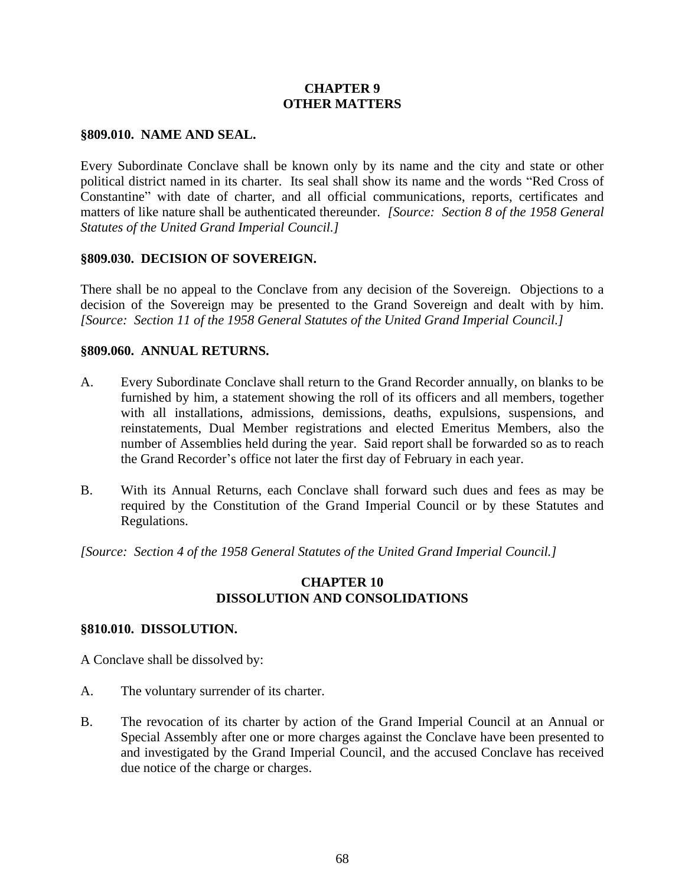## CHAPTER 9
## OTHER MATTERS

### §809.010. NAME AND SEAL.

Every Subordinate Conclave shall be known only by its name and the city and state or other political district named in its charter. Its seal shall show its name and the words "Red Cross of Constantine" with date of charter, and all official communications, reports, certificates and matters of like nature shall be authenticated thereunder. *[Source: Section 8 of the 1958 General Statutes of the United Grand Imperial Council.]*

### §809.030. DECISION OF SOVEREIGN.

There shall be no appeal to the Conclave from any decision of the Sovereign. Objections to a decision of the Sovereign may be presented to the Grand Sovereign and dealt with by him. *[Source: Section 11 of the 1958 General Statutes of the United Grand Imperial Council.]*

### §809.060. ANNUAL RETURNS.

A. Every Subordinate Conclave shall return to the Grand Recorder annually, on blanks to be furnished by him, a statement showing the roll of its officers and all members, together with all installations, admissions, demissions, deaths, expulsions, suspensions, and reinstatements, Dual Member registrations and elected Emeritus Members, also the number of Assemblies held during the year. Said report shall be forwarded so as to reach the Grand Recorder's office not later the first day of February in each year.

B. With its Annual Returns, each Conclave shall forward such dues and fees as may be required by the Constitution of the Grand Imperial Council or by these Statutes and Regulations.

*[Source: Section 4 of the 1958 General Statutes of the United Grand Imperial Council.]*

## CHAPTER 10
## DISSOLUTION AND CONSOLIDATIONS

### §810.010. DISSOLUTION.

A Conclave shall be dissolved by:

A. The voluntary surrender of its charter.

B. The revocation of its charter by action of the Grand Imperial Council at an Annual or Special Assembly after one or more charges against the Conclave have been presented to and investigated by the Grand Imperial Council, and the accused Conclave has received due notice of the charge or charges.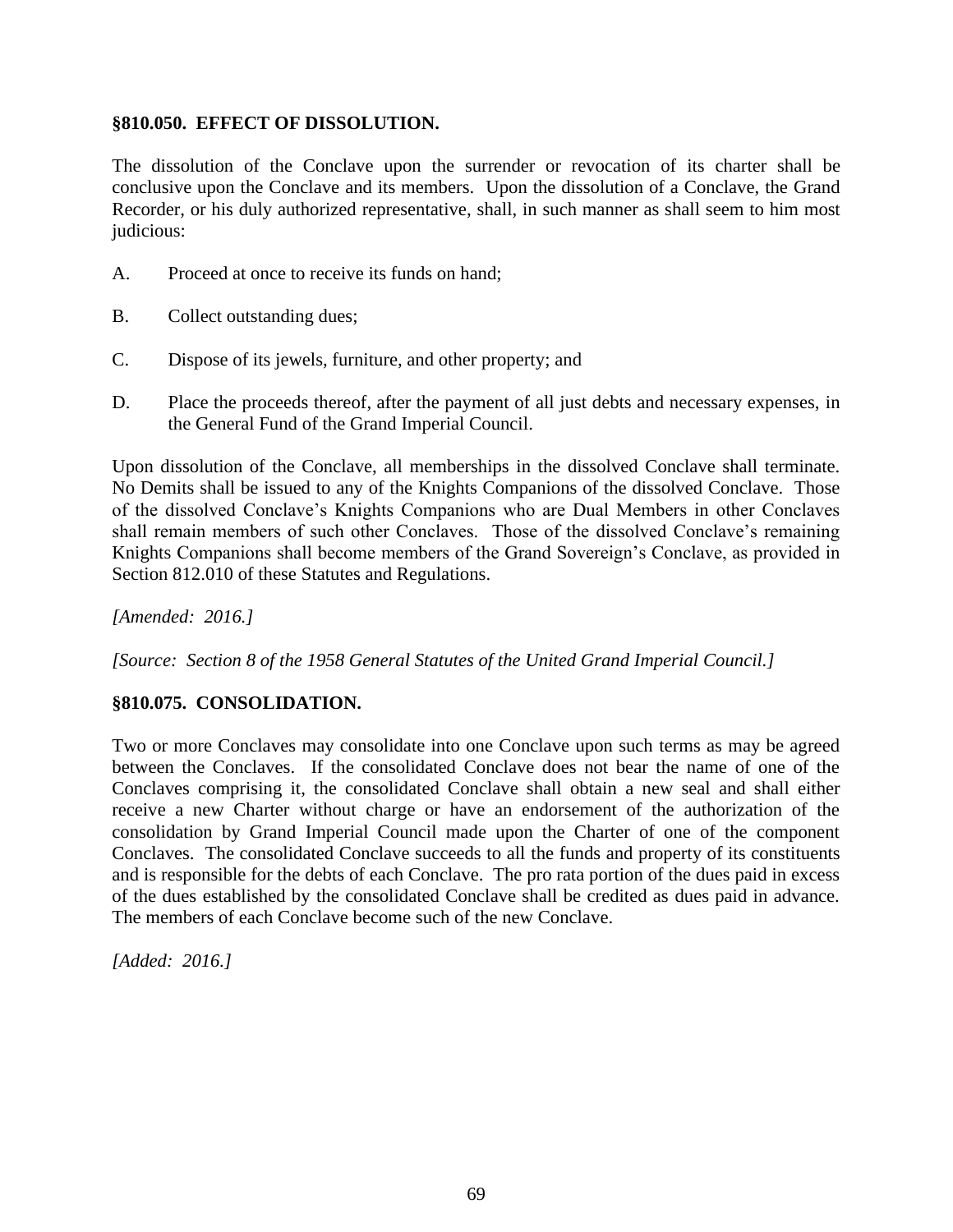### §810.050. EFFECT OF DISSOLUTION.

The dissolution of the Conclave upon the surrender or revocation of its charter shall be conclusive upon the Conclave and its members. Upon the dissolution of a Conclave, the Grand Recorder, or his duly authorized representative, shall, in such manner as shall seem to him most judicious:

A. Proceed at once to receive its funds on hand;

B. Collect outstanding dues;

C. Dispose of its jewels, furniture, and other property; and

D. Place the proceeds thereof, after the payment of all just debts and necessary expenses, in the General Fund of the Grand Imperial Council.

Upon dissolution of the Conclave, all memberships in the dissolved Conclave shall terminate. No Demits shall be issued to any of the Knights Companions of the dissolved Conclave. Those of the dissolved Conclave's Knights Companions who are Dual Members in other Conclaves shall remain members of such other Conclaves. Those of the dissolved Conclave's remaining Knights Companions shall become members of the Grand Sovereign's Conclave, as provided in Section 812.010 of these Statutes and Regulations.

*[Amended: 2016.]*

*[Source: Section 8 of the 1958 General Statutes of the United Grand Imperial Council.]*

### §810.075. CONSOLIDATION.

Two or more Conclaves may consolidate into one Conclave upon such terms as may be agreed between the Conclaves. If the consolidated Conclave does not bear the name of one of the Conclaves comprising it, the consolidated Conclave shall obtain a new seal and shall either receive a new Charter without charge or have an endorsement of the authorization of the consolidation by Grand Imperial Council made upon the Charter of one of the component Conclaves. The consolidated Conclave succeeds to all the funds and property of its constituents and is responsible for the debts of each Conclave. The pro rata portion of the dues paid in excess of the dues established by the consolidated Conclave shall be credited as dues paid in advance. The members of each Conclave become such of the new Conclave.

*[Added: 2016.]*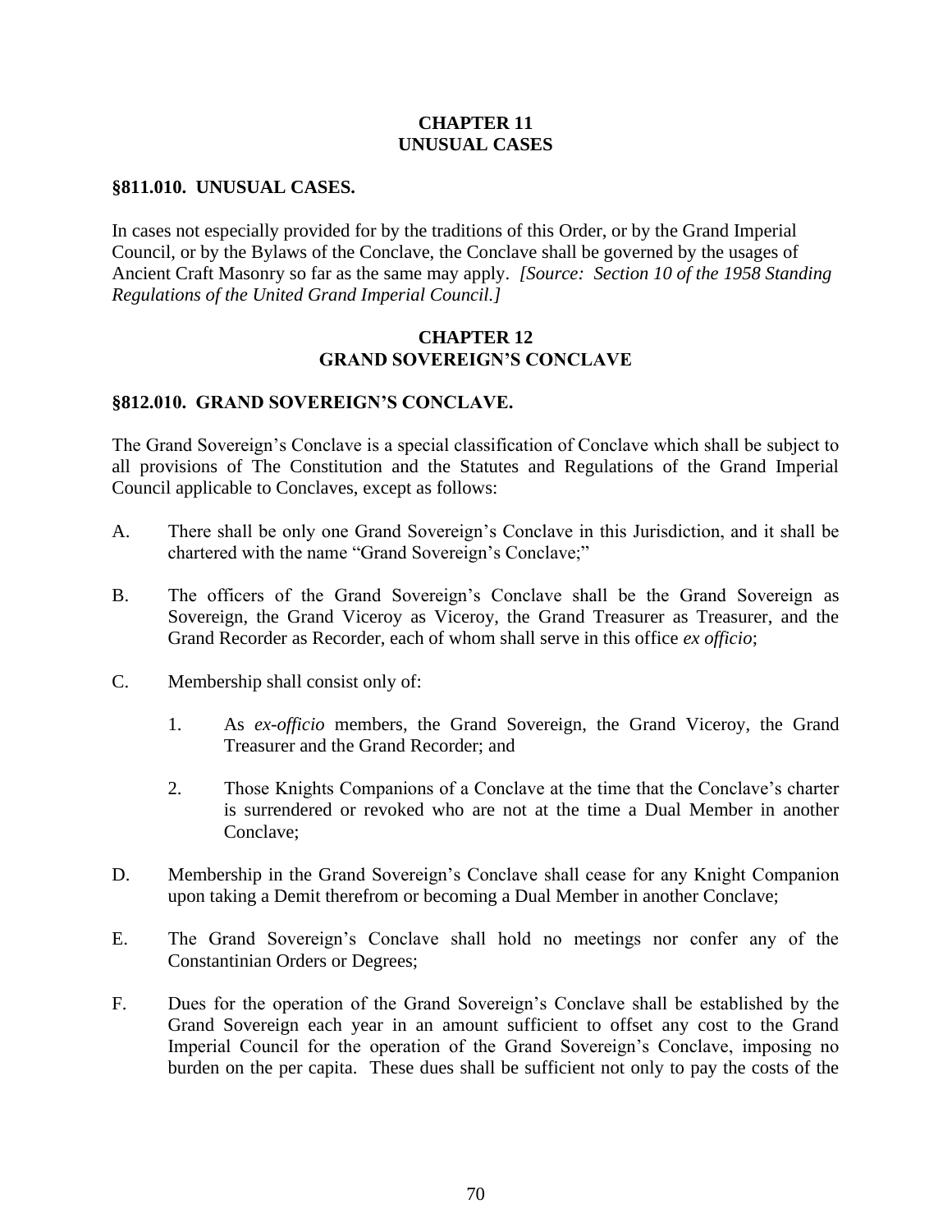## CHAPTER 11
## UNUSUAL CASES

### §811.010. UNUSUAL CASES.

In cases not especially provided for by the traditions of this Order, or by the Grand Imperial Council, or by the Bylaws of the Conclave, the Conclave shall be governed by the usages of Ancient Craft Masonry so far as the same may apply. *[Source: Section 10 of the 1958 Standing Regulations of the United Grand Imperial Council.]*

## CHAPTER 12
## GRAND SOVEREIGN'S CONCLAVE

### §812.010. GRAND SOVEREIGN'S CONCLAVE.

The Grand Sovereign's Conclave is a special classification of Conclave which shall be subject to all provisions of The Constitution and the Statutes and Regulations of the Grand Imperial Council applicable to Conclaves, except as follows:

A. There shall be only one Grand Sovereign's Conclave in this Jurisdiction, and it shall be chartered with the name "Grand Sovereign's Conclave;"

B. The officers of the Grand Sovereign's Conclave shall be the Grand Sovereign as Sovereign, the Grand Viceroy as Viceroy, the Grand Treasurer as Treasurer, and the Grand Recorder as Recorder, each of whom shall serve in this office *ex officio*;

C. Membership shall consist only of:

   1. As *ex-officio* members, the Grand Sovereign, the Grand Viceroy, the Grand Treasurer and the Grand Recorder; and

   2. Those Knights Companions of a Conclave at the time that the Conclave's charter is surrendered or revoked who are not at the time a Dual Member in another Conclave;

D. Membership in the Grand Sovereign's Conclave shall cease for any Knight Companion upon taking a Demit therefrom or becoming a Dual Member in another Conclave;

E. The Grand Sovereign's Conclave shall hold no meetings nor confer any of the Constantinian Orders or Degrees;

F. Dues for the operation of the Grand Sovereign's Conclave shall be established by the Grand Sovereign each year in an amount sufficient to offset any cost to the Grand Imperial Council for the operation of the Grand Sovereign's Conclave, imposing no burden on the per capita. These dues shall be sufficient not only to pay the costs of the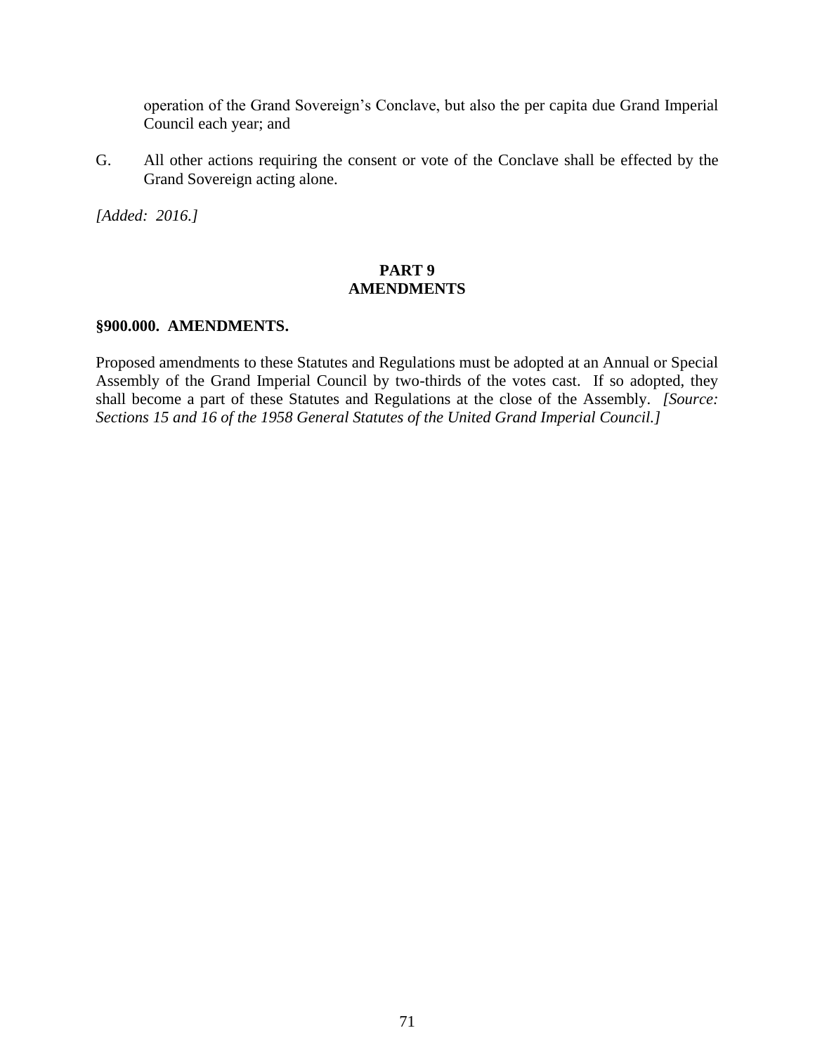operation of the Grand Sovereign's Conclave, but also the per capita due Grand Imperial Council each year; and

G. All other actions requiring the consent or vote of the Conclave shall be effected by the Grand Sovereign acting alone.

*[Added: 2016.]*

## PART 9
## AMENDMENTS

### §900.000. AMENDMENTS.

Proposed amendments to these Statutes and Regulations must be adopted at an Annual or Special Assembly of the Grand Imperial Council by two-thirds of the votes cast. If so adopted, they shall become a part of these Statutes and Regulations at the close of the Assembly. *[Source: Sections 15 and 16 of the 1958 General Statutes of the United Grand Imperial Council.]*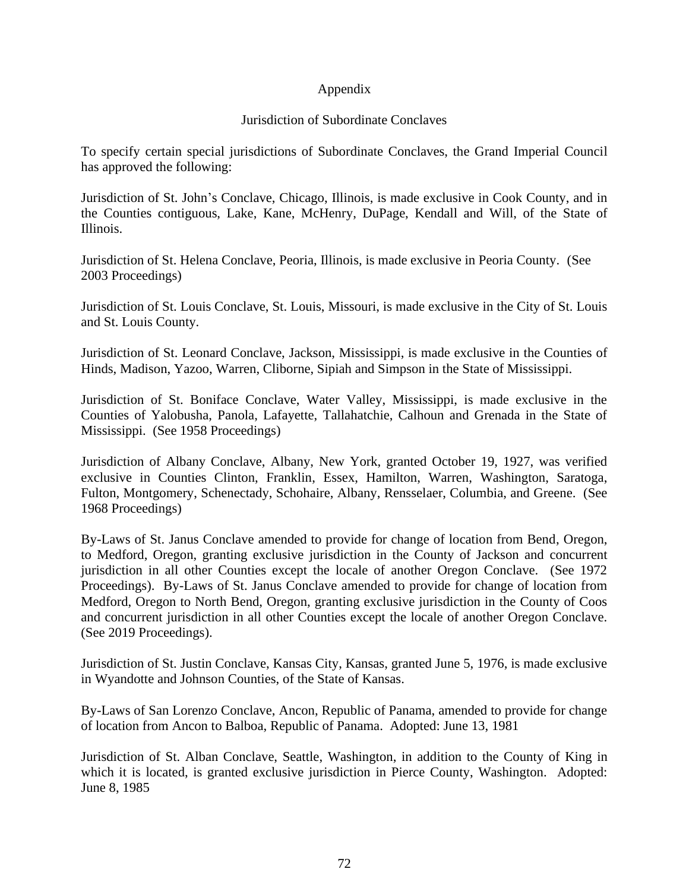# Appendix

## Jurisdiction of Subordinate Conclaves

To specify certain special jurisdictions of Subordinate Conclaves, the Grand Imperial Council has approved the following:

Jurisdiction of St. John's Conclave, Chicago, Illinois, is made exclusive in Cook County, and in the Counties contiguous, Lake, Kane, McHenry, DuPage, Kendall and Will, of the State of Illinois.

Jurisdiction of St. Helena Conclave, Peoria, Illinois, is made exclusive in Peoria County. (See 2003 Proceedings)

Jurisdiction of St. Louis Conclave, St. Louis, Missouri, is made exclusive in the City of St. Louis and St. Louis County.

Jurisdiction of St. Leonard Conclave, Jackson, Mississippi, is made exclusive in the Counties of Hinds, Madison, Yazoo, Warren, Cliborne, Sipiah and Simpson in the State of Mississippi.

Jurisdiction of St. Boniface Conclave, Water Valley, Mississippi, is made exclusive in the Counties of Yalobusha, Panola, Lafayette, Tallahatchie, Calhoun and Grenada in the State of Mississippi. (See 1958 Proceedings)

Jurisdiction of Albany Conclave, Albany, New York, granted October 19, 1927, was verified exclusive in Counties Clinton, Franklin, Essex, Hamilton, Warren, Washington, Saratoga, Fulton, Montgomery, Schenectady, Schohaire, Albany, Rensselaer, Columbia, and Greene. (See 1968 Proceedings)

By-Laws of St. Janus Conclave amended to provide for change of location from Bend, Oregon, to Medford, Oregon, granting exclusive jurisdiction in the County of Jackson and concurrent jurisdiction in all other Counties except the locale of another Oregon Conclave. (See 1972 Proceedings). By-Laws of St. Janus Conclave amended to provide for change of location from Medford, Oregon to North Bend, Oregon, granting exclusive jurisdiction in the County of Coos and concurrent jurisdiction in all other Counties except the locale of another Oregon Conclave. (See 2019 Proceedings).

Jurisdiction of St. Justin Conclave, Kansas City, Kansas, granted June 5, 1976, is made exclusive in Wyandotte and Johnson Counties, of the State of Kansas.

By-Laws of San Lorenzo Conclave, Ancon, Republic of Panama, amended to provide for change of location from Ancon to Balboa, Republic of Panama. Adopted: June 13, 1981

Jurisdiction of St. Alban Conclave, Seattle, Washington, in addition to the County of King in which it is located, is granted exclusive jurisdiction in Pierce County, Washington. Adopted: June 8, 1985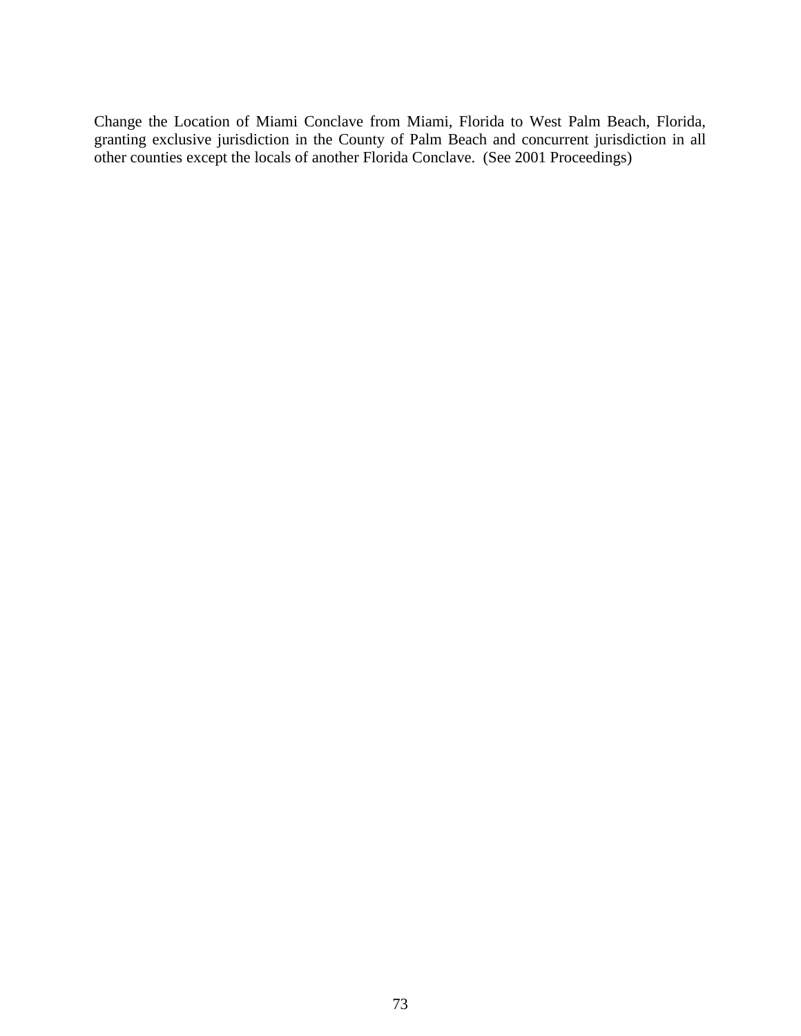Change the Location of Miami Conclave from Miami, Florida to West Palm Beach, Florida, granting exclusive jurisdiction in the County of Palm Beach and concurrent jurisdiction in all other counties except the locals of another Florida Conclave. (See 2001 Proceedings)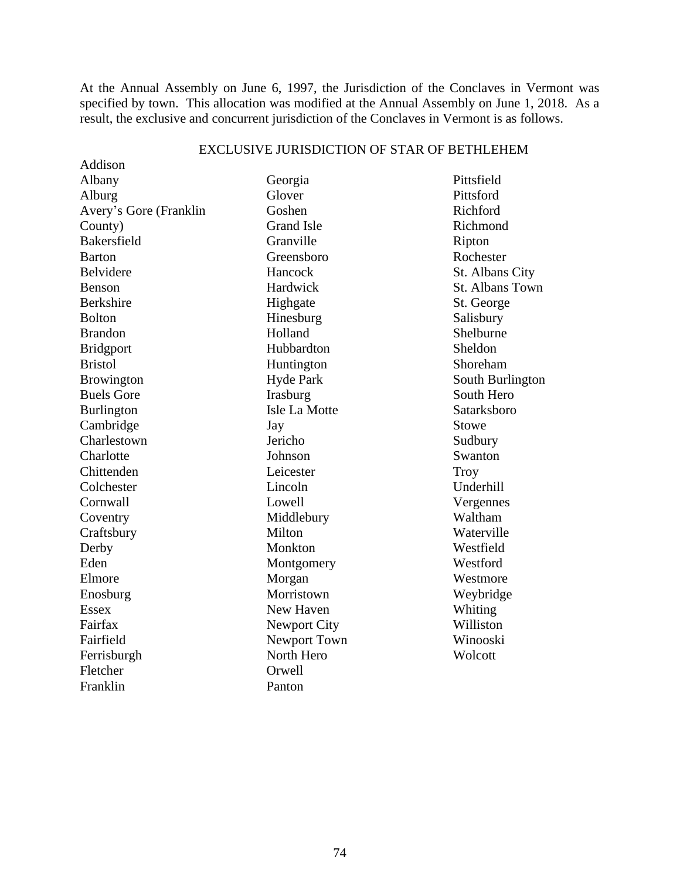At the Annual Assembly on June 6, 1997, the Jurisdiction of the Conclaves in Vermont was specified by town. This allocation was modified at the Annual Assembly on June 1, 2018. As a result, the exclusive and concurrent jurisdiction of the Conclaves in Vermont is as follows.

EXCLUSIVE JURISDICTION OF STAR OF BETHLEHEM

Addison
Albany
Alburg
Avery's Gore (Franklin County)
Bakersfield
Barton
Belvidere
Benson
Berkshire
Bolton
Brandon
Bridgport
Bristol
Browington
Buels Gore
Burlington
Cambridge
Charlestown
Charlotte
Chittenden
Colchester
Cornwall
Coventry
Craftsbury
Derby
Eden
Elmore
Enosburg
Essex
Fairfax
Fairfield
Ferrisburgh
Fletcher
Franklin
Georgia
Glover
Goshen
Grand Isle
Granville
Greensboro
Hancock
Hardwick
Highgate
Hinesburg
Holland
Hubbardton
Huntington
Hyde Park
Irasburg
Isle La Motte
Jay
Jericho
Johnson
Leicester
Lincoln
Lowell
Middlebury
Milton
Monkton
Montgomery
Morgan
Morristown
New Haven
Newport City
Newport Town
North Hero
Orwell
Panton
Pittsfield
Pittsford
Richford
Richmond
Ripton
Rochester
St. Albans City
St. Albans Town
St. George
Salisbury
Shelburne
Sheldon
Shoreham
South Burlington
South Hero
Satarksboro
Stowe
Sudbury
Swanton
Troy
Underhill
Vergennes
Waltham
Waterville
Westfield
Westford
Westmore
Weybridge
Whiting
Williston
Winooski
Wolcott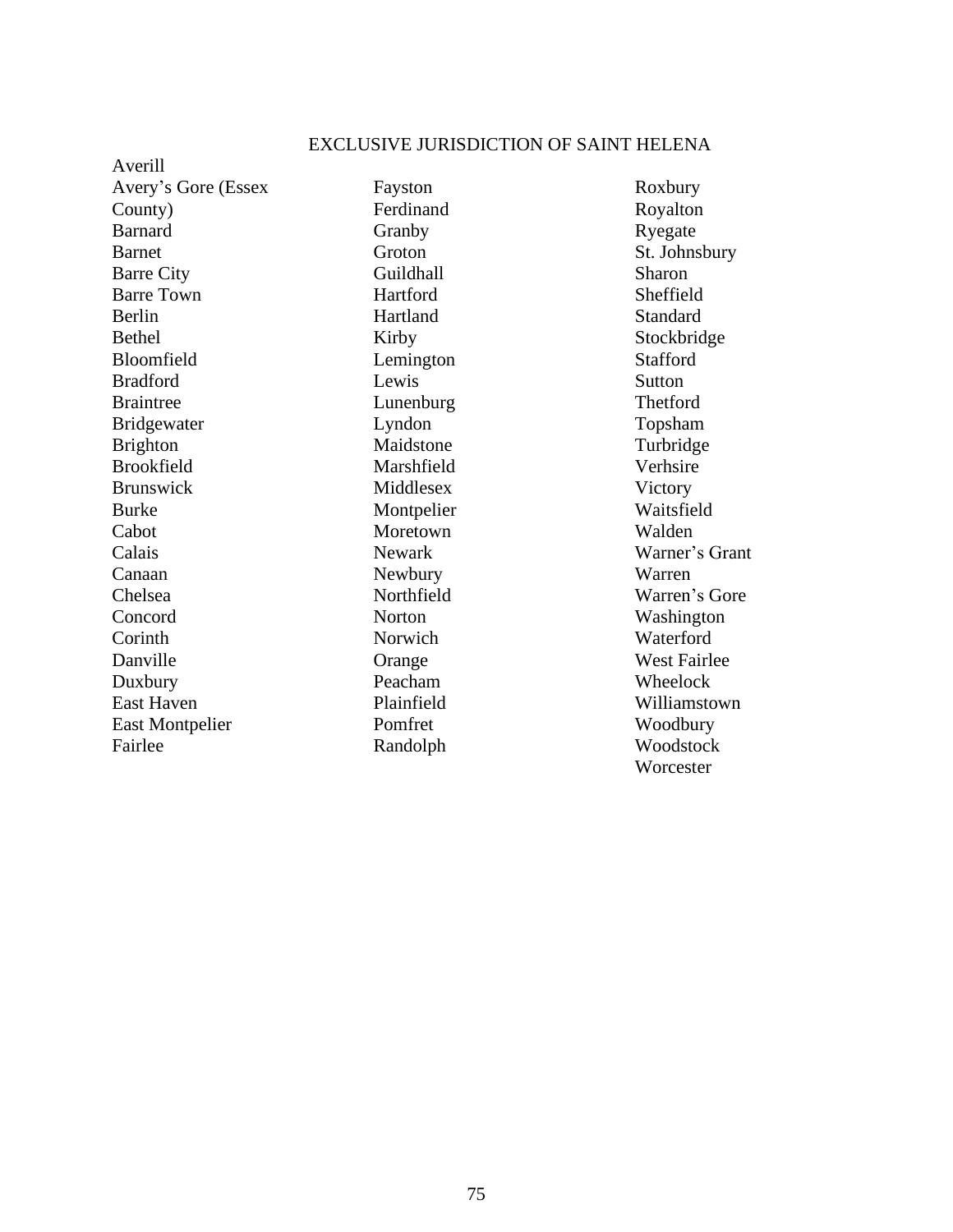EXCLUSIVE JURISDICTION OF SAINT HELENA

Averill
Avery's Gore (Essex County)
Barnard
Barnet
Barre City
Barre Town
Berlin
Bethel
Bloomfield
Bradford
Braintree
Bridgewater
Brighton
Brookfield
Brunswick
Burke
Cabot
Calais
Canaan
Chelsea
Concord
Corinth
Danville
Duxbury
East Haven
East Montpelier
Fairlee
Fayston
Ferdinand
Granby
Groton
Guildhall
Hartford
Hartland
Kirby
Lemington
Lewis
Lunenburg
Lyndon
Maidstone
Marshfield
Middlesex
Montpelier
Moretown
Newark
Newbury
Northfield
Norton
Norwich
Orange
Peacham
Plainfield
Pomfret
Randolph
Roxbury
Royalton
Ryegate
St. Johnsbury
Sharon
Sheffield
Standard
Stockbridge
Stafford
Sutton
Thetford
Topsham
Turbridge
Verhsire
Victory
Waitsfield
Walden
Warner's Grant
Warren
Warren's Gore
Washington
Waterford
West Fairlee
Wheelock
Williamstown
Woodbury
Woodstock
Worcester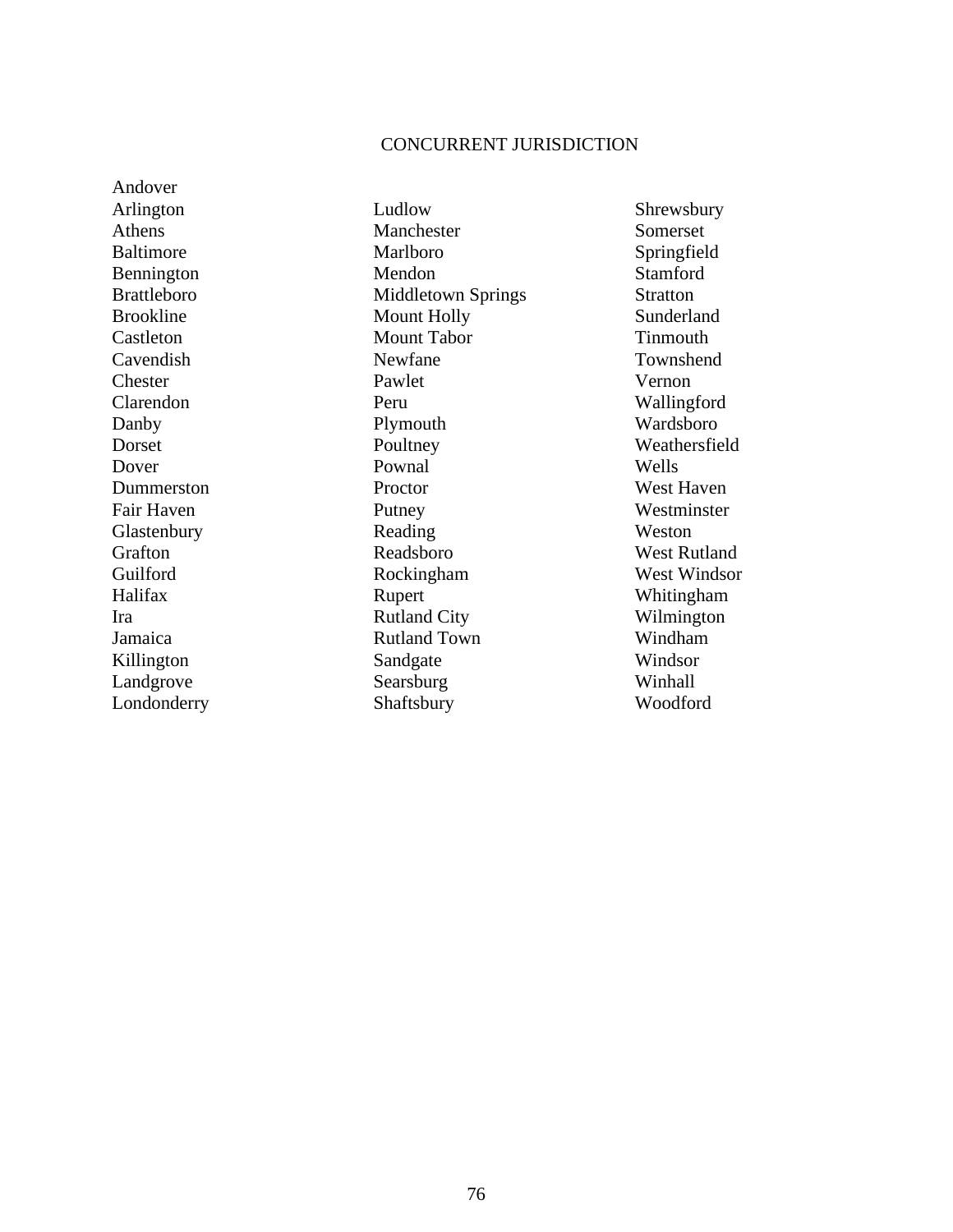# CONCURRENT JURISDICTION

Andover
Arlington
Athens
Baltimore
Bennington
Brattleboro
Brookline
Castleton
Cavendish
Chester
Clarendon
Danby
Dorset
Dover
Dummerston
Fair Haven
Glastenbury
Grafton
Guilford
Halifax
Ira
Jamaica
Killington
Landgrove
Londonderry
Ludlow
Manchester
Marlboro
Mendon
Middletown Springs
Mount Holly
Mount Tabor
Newfane
Pawlet
Peru
Plymouth
Poultney
Pownal
Proctor
Putney
Reading
Readsboro
Rockingham
Rupert
Rutland City
Rutland Town
Sandgate
Searsburg
Shaftsbury
Shrewsbury
Somerset
Springfield
Stamford
Stratton
Sunderland
Tinmouth
Townshend
Vernon
Wallingford
Wardsboro
Weathersfield
Wells
West Haven
Westminster
Weston
West Rutland
West Windsor
Whitingham
Wilmington
Windham
Windsor
Winhall
Woodford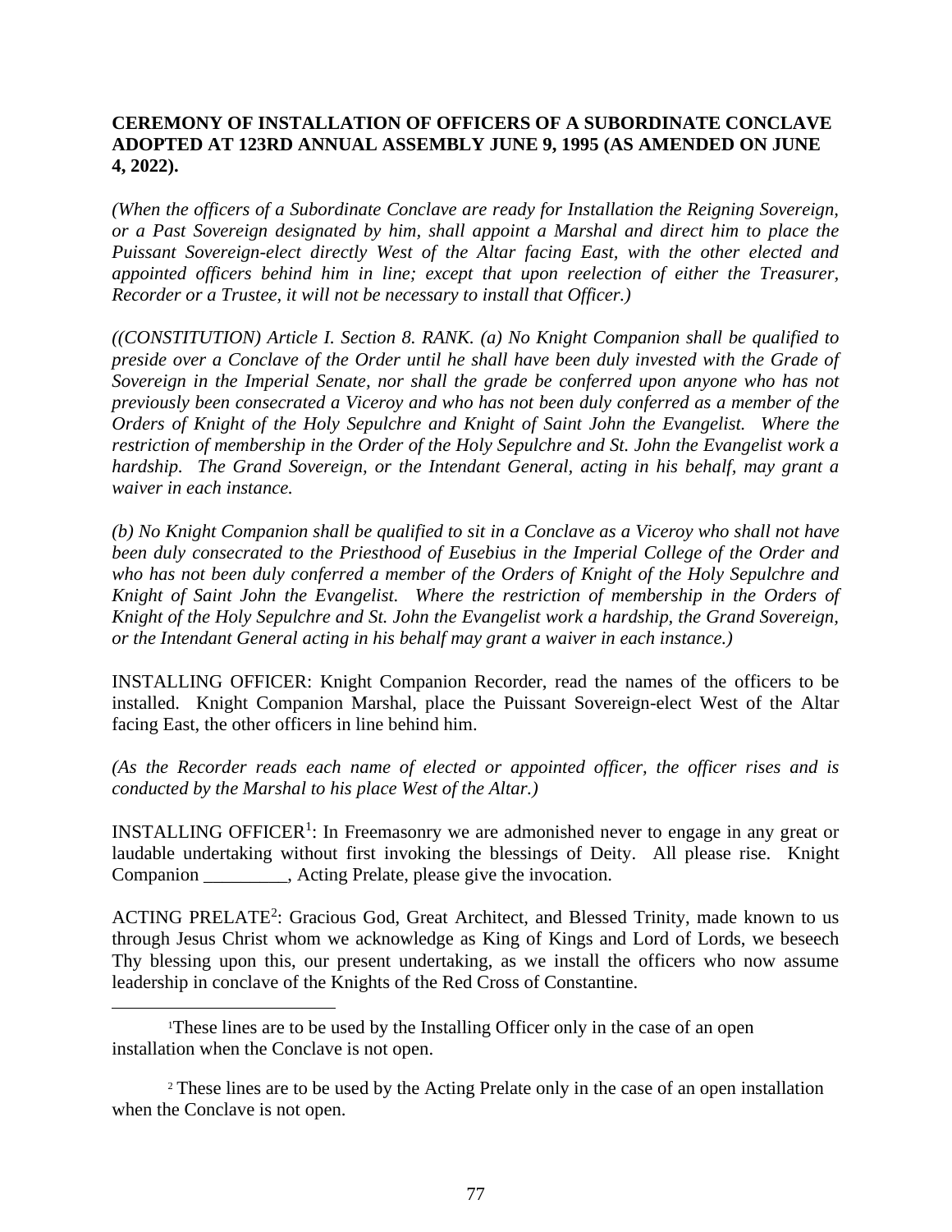**CEREMONY OF INSTALLATION OF OFFICERS OF A SUBORDINATE CONCLAVE ADOPTED AT 123RD ANNUAL ASSEMBLY JUNE 9, 1995 (AS AMENDED ON JUNE 4, 2022).**

*(When the officers of a Subordinate Conclave are ready for Installation the Reigning Sovereign, or a Past Sovereign designated by him, shall appoint a Marshal and direct him to place the Puissant Sovereign-elect directly West of the Altar facing East, with the other elected and appointed officers behind him in line; except that upon reelection of either the Treasurer, Recorder or a Trustee, it will not be necessary to install that Officer.)*

*((CONSTITUTION) Article I. Section 8. RANK. (a) No Knight Companion shall be qualified to preside over a Conclave of the Order until he shall have been duly invested with the Grade of Sovereign in the Imperial Senate, nor shall the grade be conferred upon anyone who has not previously been consecrated a Viceroy and who has not been duly conferred as a member of the Orders of Knight of the Holy Sepulchre and Knight of Saint John the Evangelist. Where the restriction of membership in the Order of the Holy Sepulchre and St. John the Evangelist work a hardship. The Grand Sovereign, or the Intendant General, acting in his behalf, may grant a waiver in each instance.*

*(b) No Knight Companion shall be qualified to sit in a Conclave as a Viceroy who shall not have been duly consecrated to the Priesthood of Eusebius in the Imperial College of the Order and who has not been duly conferred a member of the Orders of Knight of the Holy Sepulchre and Knight of Saint John the Evangelist. Where the restriction of membership in the Orders of Knight of the Holy Sepulchre and St. John the Evangelist work a hardship, the Grand Sovereign, or the Intendant General acting in his behalf may grant a waiver in each instance.)*

INSTALLING OFFICER: Knight Companion Recorder, read the names of the officers to be installed. Knight Companion Marshal, place the Puissant Sovereign-elect West of the Altar facing East, the other officers in line behind him.

*(As the Recorder reads each name of elected or appointed officer, the officer rises and is conducted by the Marshal to his place West of the Altar.)*

INSTALLING OFFICER[1]: In Freemasonry we are admonished never to engage in any great or laudable undertaking without first invoking the blessings of Deity. All please rise. Knight Companion _________, Acting Prelate, please give the invocation.

ACTING PRELATE[2]: Gracious God, Great Architect, and Blessed Trinity, made known to us through Jesus Christ whom we acknowledge as King of Kings and Lord of Lords, we beseech Thy blessing upon this, our present undertaking, as we install the officers who now assume leadership in conclave of the Knights of the Red Cross of Constantine.

---

[1] These lines are to be used by the Installing Officer only in the case of an open installation when the Conclave is not open.

[2] These lines are to be used by the Acting Prelate only in the case of an open installation when the Conclave is not open.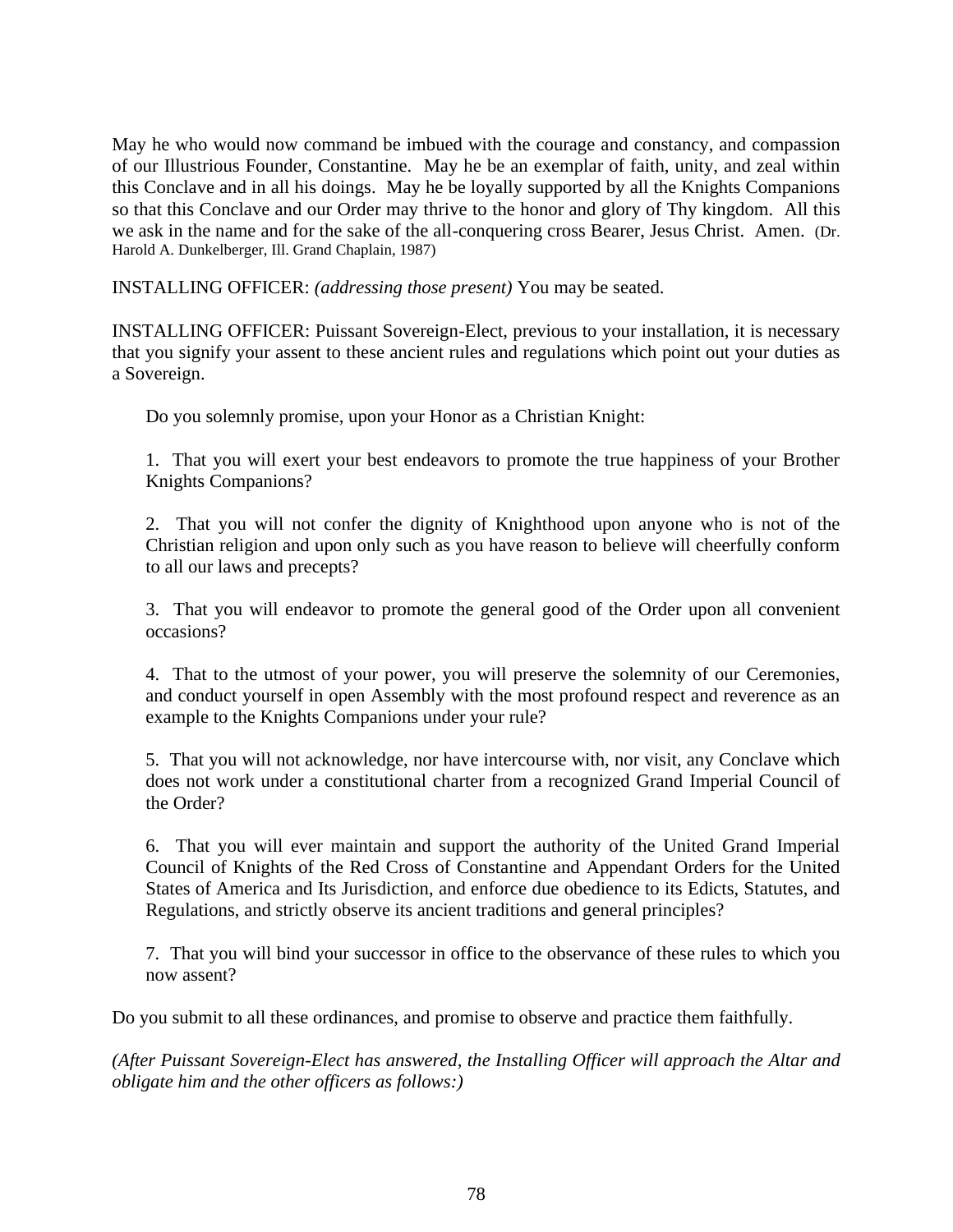May he who would now command be imbued with the courage and constancy, and compassion of our Illustrious Founder, Constantine. May he be an exemplar of faith, unity, and zeal within this Conclave and in all his doings. May he be loyally supported by all the Knights Companions so that this Conclave and our Order may thrive to the honor and glory of Thy kingdom. All this we ask in the name and for the sake of the all-conquering cross Bearer, Jesus Christ. Amen. (Dr. Harold A. Dunkelberger, Ill. Grand Chaplain, 1987)

INSTALLING OFFICER: *(addressing those present)* You may be seated.

INSTALLING OFFICER: Puissant Sovereign-Elect, previous to your installation, it is necessary that you signify your assent to these ancient rules and regulations which point out your duties as a Sovereign.

Do you solemnly promise, upon your Honor as a Christian Knight:

1. That you will exert your best endeavors to promote the true happiness of your Brother Knights Companions?

2. That you will not confer the dignity of Knighthood upon anyone who is not of the Christian religion and upon only such as you have reason to believe will cheerfully conform to all our laws and precepts?

3. That you will endeavor to promote the general good of the Order upon all convenient occasions?

4. That to the utmost of your power, you will preserve the solemnity of our Ceremonies, and conduct yourself in open Assembly with the most profound respect and reverence as an example to the Knights Companions under your rule?

5. That you will not acknowledge, nor have intercourse with, nor visit, any Conclave which does not work under a constitutional charter from a recognized Grand Imperial Council of the Order?

6. That you will ever maintain and support the authority of the United Grand Imperial Council of Knights of the Red Cross of Constantine and Appendant Orders for the United States of America and Its Jurisdiction, and enforce due obedience to its Edicts, Statutes, and Regulations, and strictly observe its ancient traditions and general principles?

7. That you will bind your successor in office to the observance of these rules to which you now assent?

Do you submit to all these ordinances, and promise to observe and practice them faithfully.

*(After Puissant Sovereign-Elect has answered, the Installing Officer will approach the Altar and obligate him and the other officers as follows:)*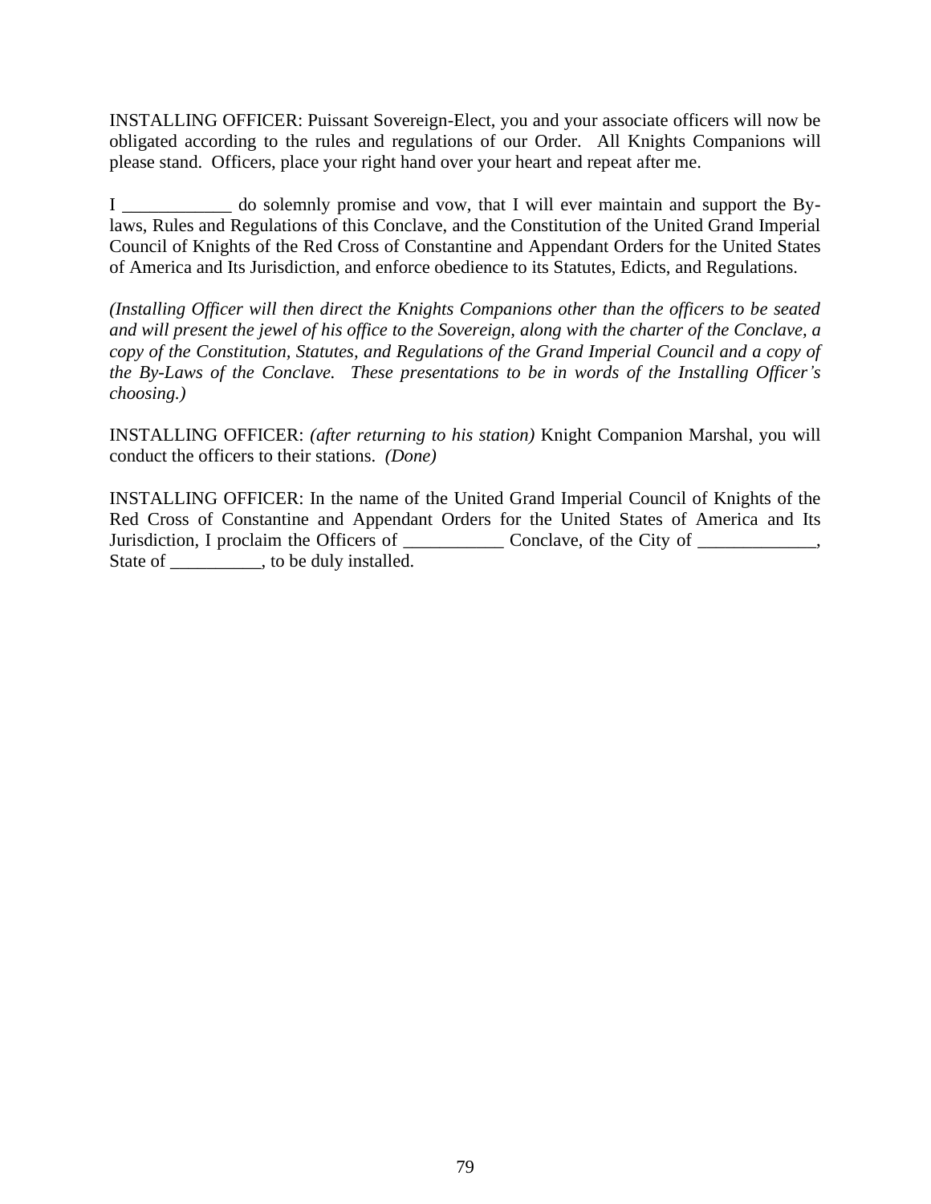INSTALLING OFFICER: Puissant Sovereign-Elect, you and your associate officers will now be obligated according to the rules and regulations of our Order. All Knights Companions will please stand. Officers, place your right hand over your heart and repeat after me.

I ____________ do solemnly promise and vow, that I will ever maintain and support the By-laws, Rules and Regulations of this Conclave, and the Constitution of the United Grand Imperial Council of Knights of the Red Cross of Constantine and Appendant Orders for the United States of America and Its Jurisdiction, and enforce obedience to its Statutes, Edicts, and Regulations.

*(Installing Officer will then direct the Knights Companions other than the officers to be seated and will present the jewel of his office to the Sovereign, along with the charter of the Conclave, a copy of the Constitution, Statutes, and Regulations of the Grand Imperial Council and a copy of the By-Laws of the Conclave. These presentations to be in words of the Installing Officer's choosing.)*

INSTALLING OFFICER: *(after returning to his station)* Knight Companion Marshal, you will conduct the officers to their stations. *(Done)*

INSTALLING OFFICER: In the name of the United Grand Imperial Council of Knights of the Red Cross of Constantine and Appendant Orders for the United States of America and Its Jurisdiction, I proclaim the Officers of ___________ Conclave, of the City of _____________, State of __________, to be duly installed.